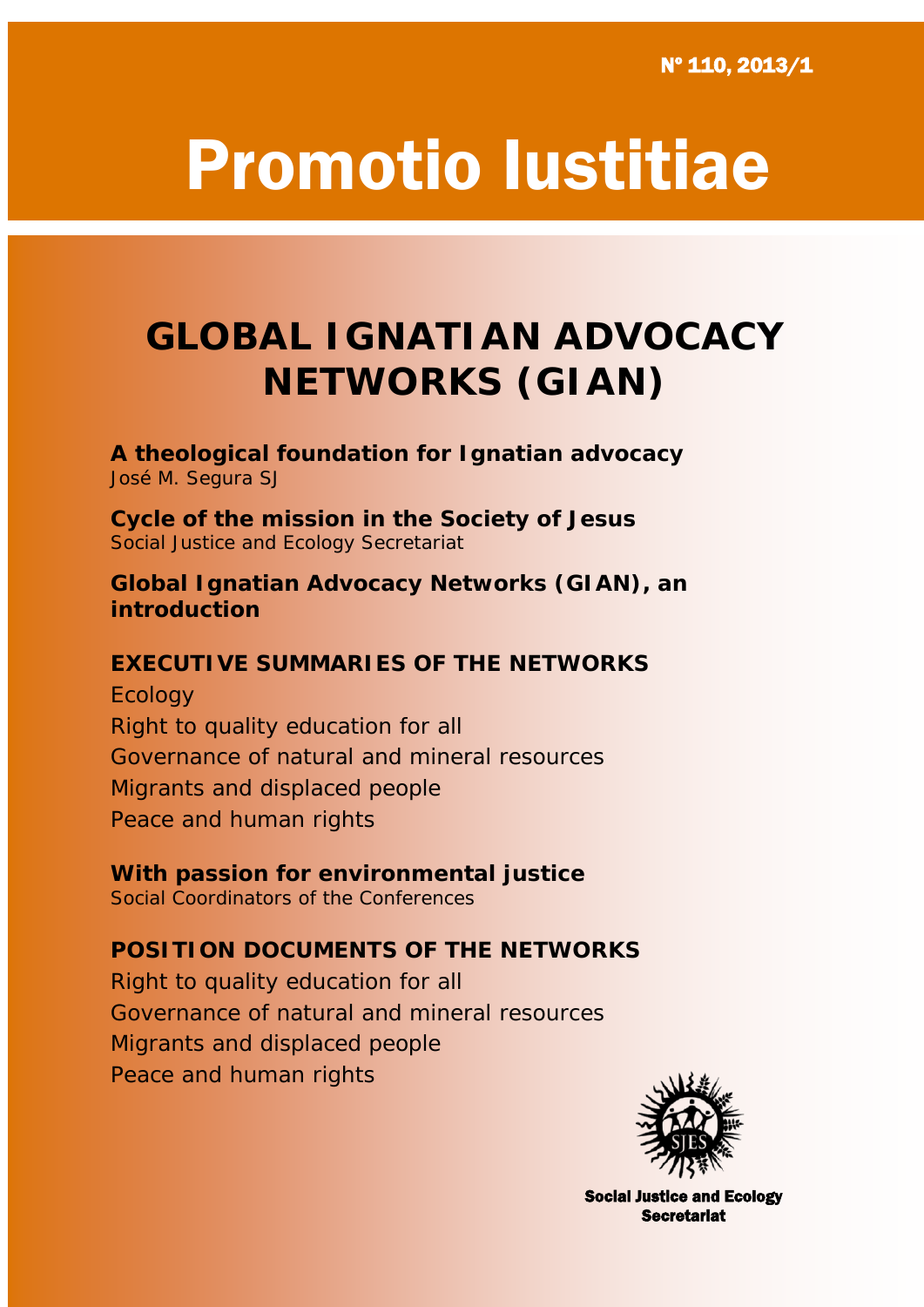Nº 110, 2013/1

# Promotio Iustitiae

## GLOBAL IGNATIAN ADVOCACY NETWORKS (GIAN)

**A theological foundation for Ignatian advocacy**
José M. Segura SJ

**Cycle of the mission in the Society of Jesus**
Social Justice and Ecology Secretariat

**Global Ignatian Advocacy Networks (GIAN), an introduction**

**EXECUTIVE SUMMARIES OF THE NETWORKS**

Ecology
Right to quality education for all
Governance of natural and mineral resources
Migrants and displaced people
Peace and human rights

**With passion for environmental justice**
Social Coordinators of the Conferences

**POSITION DOCUMENTS OF THE NETWORKS**

Right to quality education for all
Governance of natural and mineral resources
Migrants and displaced people
Peace and human rights

Social Justice and Ecology Secretariat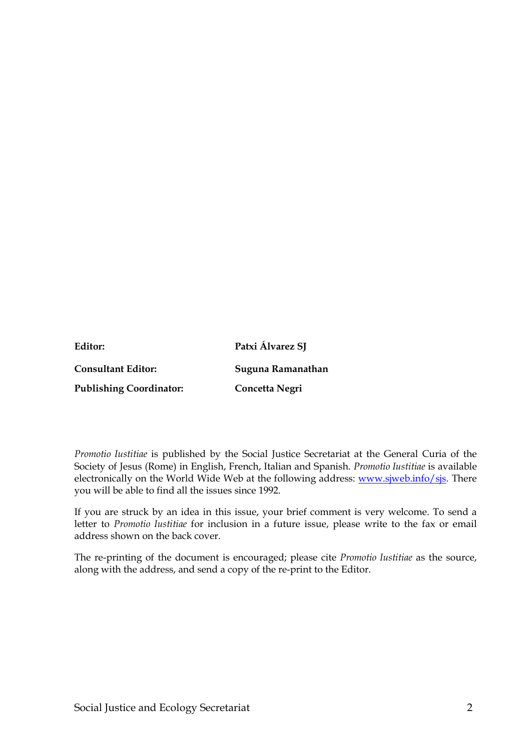| | |
|---|---|
| **Editor:** | **Patxi Álvarez SJ** |
| **Consultant Editor:** | **Suguna Ramanathan** |
| **Publishing Coordinator:** | **Concetta Negri** |

*Promotio Iustitiae* is published by the Social Justice Secretariat at the General Curia of the Society of Jesus (Rome) in English, French, Italian and Spanish. *Promotio Iustitiae* is available electronically on the World Wide Web at the following address: www.sjweb.info/sjs. There you will be able to find all the issues since 1992.

If you are struck by an idea in this issue, your brief comment is very welcome. To send a letter to *Promotio Iustitiae* for inclusion in a future issue, please write to the fax or email address shown on the back cover.

The re-printing of the document is encouraged; please cite *Promotio Iustitiae* as the source, along with the address, and send a copy of the re-print to the Editor.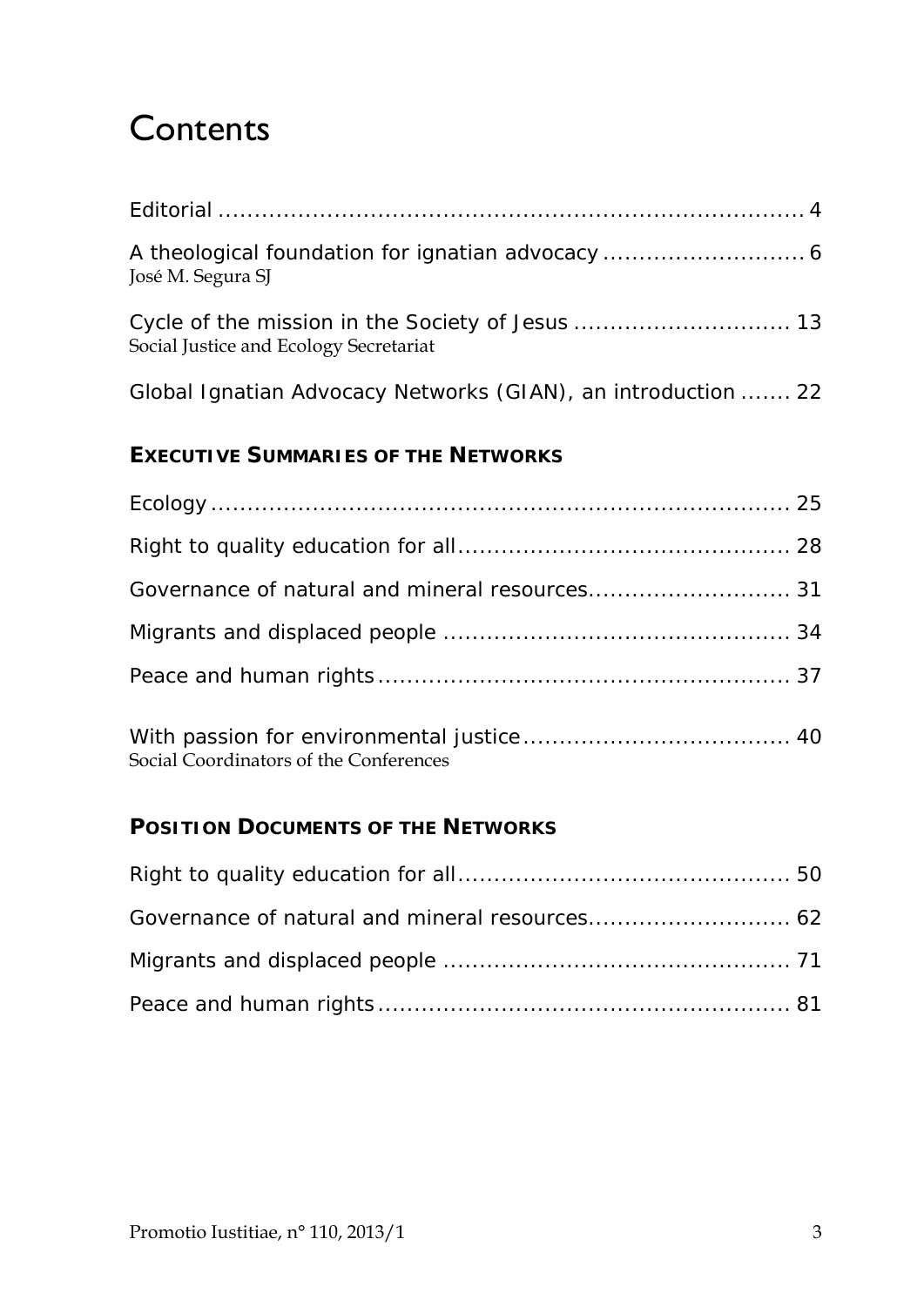# Contents

Editorial ........................................................................ 4

A theological foundation for ignatian advocacy ............................ 6
José M. Segura SJ

Cycle of the mission in the Society of Jesus .............................. 13
Social Justice and Ecology Secretariat

Global Ignatian Advocacy Networks (GIAN), an introduction ....... 22

## EXECUTIVE SUMMARIES OF THE NETWORKS

Ecology ............................................................................. 25

Right to quality education for all .............................................. 28

Governance of natural and mineral resources............................ 31

Migrants and displaced people ................................................ 34

Peace and human rights......................................................... 37

With passion for environmental justice ..................................... 40
Social Coordinators of the Conferences

## POSITION DOCUMENTS OF THE NETWORKS

Right to quality education for all .............................................. 50

Governance of natural and mineral resources............................ 62

Migrants and displaced people ................................................ 71

Peace and human rights......................................................... 81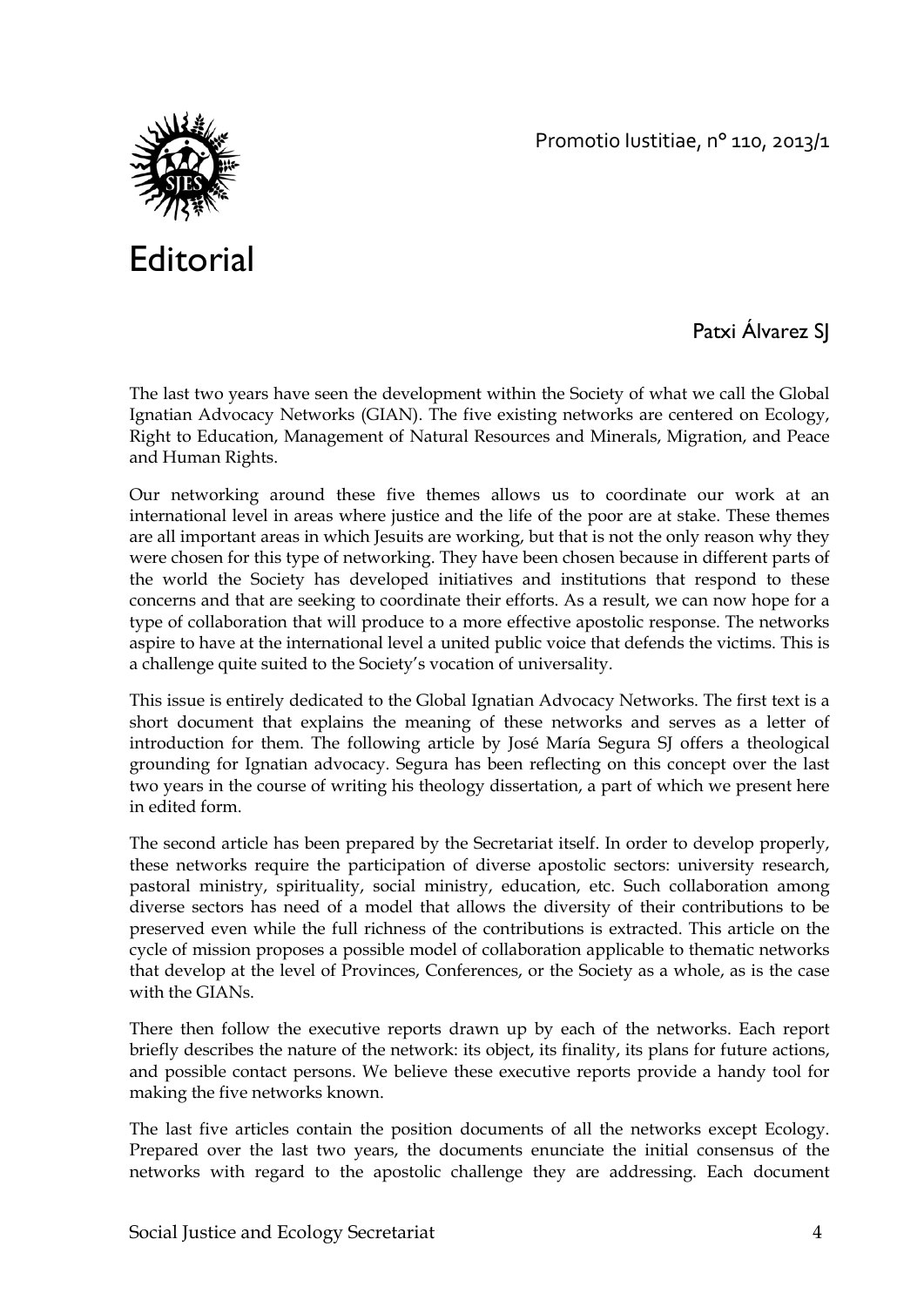# Editorial

Patxi Álvarez SJ

The last two years have seen the development within the Society of what we call the Global Ignatian Advocacy Networks (GIAN). The five existing networks are centered on Ecology, Right to Education, Management of Natural Resources and Minerals, Migration, and Peace and Human Rights.

Our networking around these five themes allows us to coordinate our work at an international level in areas where justice and the life of the poor are at stake. These themes are all important areas in which Jesuits are working, but that is not the only reason why they were chosen for this type of networking. They have been chosen because in different parts of the world the Society has developed initiatives and institutions that respond to these concerns and that are seeking to coordinate their efforts. As a result, we can now hope for a type of collaboration that will produce to a more effective apostolic response. The networks aspire to have at the international level a united public voice that defends the victims. This is a challenge quite suited to the Society's vocation of universality.

This issue is entirely dedicated to the Global Ignatian Advocacy Networks. The first text is a short document that explains the meaning of these networks and serves as a letter of introduction for them. The following article by José María Segura SJ offers a theological grounding for Ignatian advocacy. Segura has been reflecting on this concept over the last two years in the course of writing his theology dissertation, a part of which we present here in edited form.

The second article has been prepared by the Secretariat itself. In order to develop properly, these networks require the participation of diverse apostolic sectors: university research, pastoral ministry, spirituality, social ministry, education, etc. Such collaboration among diverse sectors has need of a model that allows the diversity of their contributions to be preserved even while the full richness of the contributions is extracted. This article on the cycle of mission proposes a possible model of collaboration applicable to thematic networks that develop at the level of Provinces, Conferences, or the Society as a whole, as is the case with the GIANs.

There then follow the executive reports drawn up by each of the networks. Each report briefly describes the nature of the network: its object, its finality, its plans for future actions, and possible contact persons. We believe these executive reports provide a handy tool for making the five networks known.

The last five articles contain the position documents of all the networks except Ecology. Prepared over the last two years, the documents enunciate the initial consensus of the networks with regard to the apostolic challenge they are addressing. Each document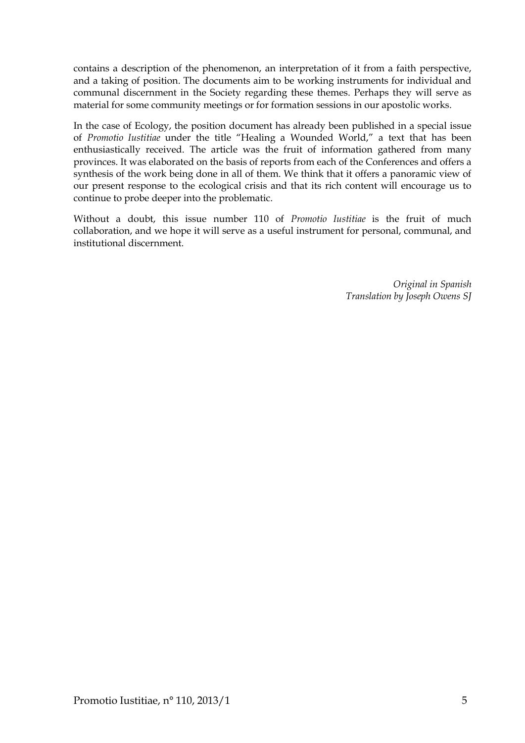contains a description of the phenomenon, an interpretation of it from a faith perspective, and a taking of position. The documents aim to be working instruments for individual and communal discernment in the Society regarding these themes. Perhaps they will serve as material for some community meetings or for formation sessions in our apostolic works.

In the case of Ecology, the position document has already been published in a special issue of *Promotio Iustitiae* under the title "Healing a Wounded World," a text that has been enthusiastically received. The article was the fruit of information gathered from many provinces. It was elaborated on the basis of reports from each of the Conferences and offers a synthesis of the work being done in all of them. We think that it offers a panoramic view of our present response to the ecological crisis and that its rich content will encourage us to continue to probe deeper into the problematic.

Without a doubt, this issue number 110 of *Promotio Iustitiae* is the fruit of much collaboration, and we hope it will serve as a useful instrument for personal, communal, and institutional discernment.

*Original in Spanish*
*Translation by Joseph Owens SJ*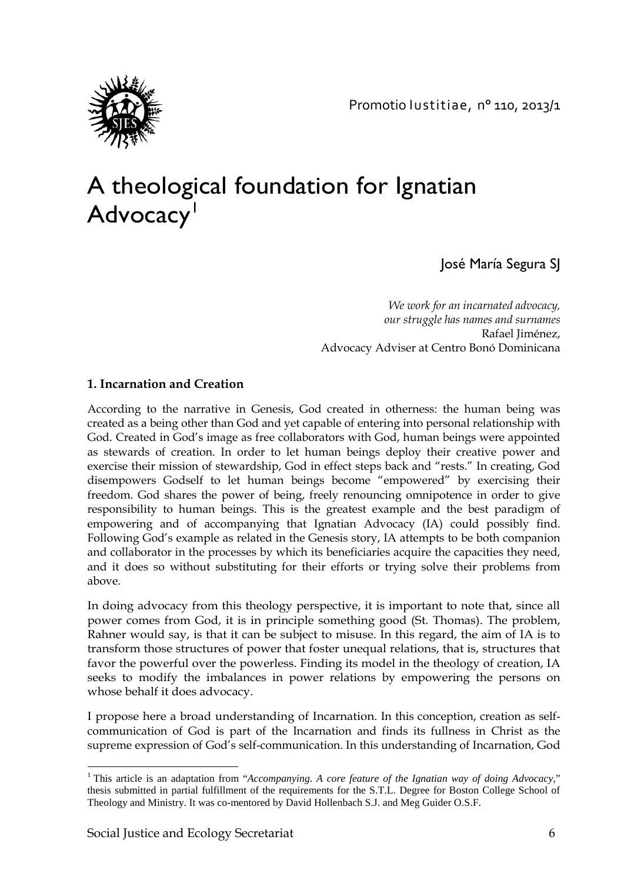# A theological foundation for Ignatian Advocacy[1]

José María Segura SJ

*We work for an incarnated advocacy,*
*our struggle has names and surnames*
Rafael Jiménez,
Advocacy Adviser at Centro Bonó Dominicana

**1. Incarnation and Creation**

According to the narrative in Genesis, God created in otherness: the human being was created as a being other than God and yet capable of entering into personal relationship with God. Created in God's image as free collaborators with God, human beings were appointed as stewards of creation. In order to let human beings deploy their creative power and exercise their mission of stewardship, God in effect steps back and "rests." In creating, God disempowers Godself to let human beings become "empowered" by exercising their freedom. God shares the power of being, freely renouncing omnipotence in order to give responsibility to human beings. This is the greatest example and the best paradigm of empowering and of accompanying that Ignatian Advocacy (IA) could possibly find. Following God's example as related in the Genesis story, IA attempts to be both companion and collaborator in the processes by which its beneficiaries acquire the capacities they need, and it does so without substituting for their efforts or trying solve their problems from above.

In doing advocacy from this theology perspective, it is important to note that, since all power comes from God, it is in principle something good (St. Thomas). The problem, Rahner would say, is that it can be subject to misuse. In this regard, the aim of IA is to transform those structures of power that foster unequal relations, that is, structures that favor the powerful over the powerless. Finding its model in the theology of creation, IA seeks to modify the imbalances in power relations by empowering the persons on whose behalf it does advocacy.

I propose here a broad understanding of Incarnation. In this conception, creation as self-communication of God is part of the Incarnation and finds its fullness in Christ as the supreme expression of God's self-communication. In this understanding of Incarnation, God

[1] This article is an adaptation from "*Accompanying. A core feature of the Ignatian way of doing Advocacy*," thesis submitted in partial fulfillment of the requirements for the S.T.L. Degree for Boston College School of Theology and Ministry. It was co-mentored by David Hollenbach S.J. and Meg Guider O.S.F.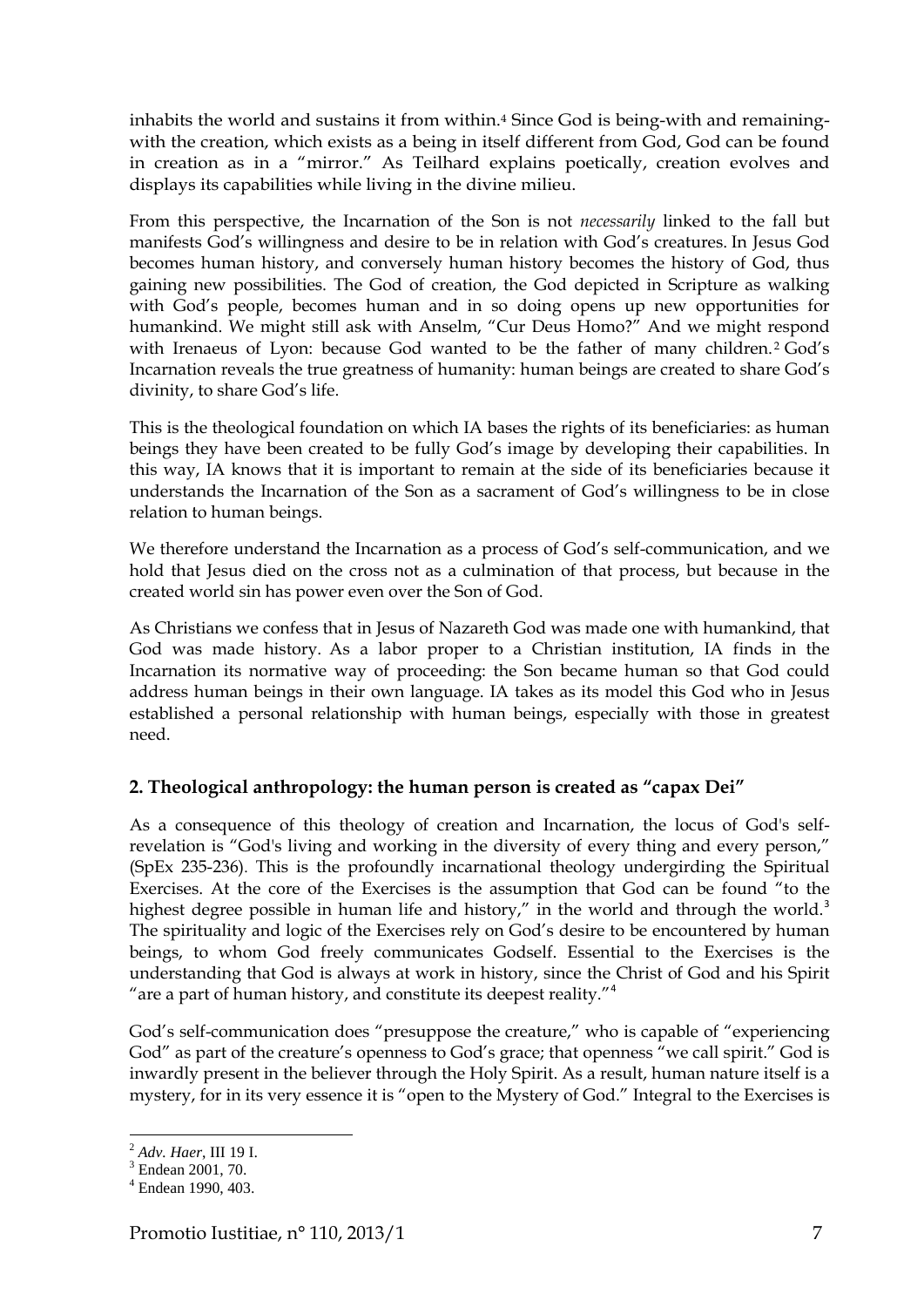inhabits the world and sustains it from within.[4] Since God is being-with and remaining-with the creation, which exists as a being in itself different from God, God can be found in creation as in a "mirror." As Teilhard explains poetically, creation evolves and displays its capabilities while living in the divine milieu.

From this perspective, the Incarnation of the Son is not *necessarily* linked to the fall but manifests God's willingness and desire to be in relation with God's creatures. In Jesus God becomes human history, and conversely human history becomes the history of God, thus gaining new possibilities. The God of creation, the God depicted in Scripture as walking with God's people, becomes human and in so doing opens up new opportunities for humankind. We might still ask with Anselm, "Cur Deus Homo?" And we might respond with Irenaeus of Lyon: because God wanted to be the father of many children.[2] God's Incarnation reveals the true greatness of humanity: human beings are created to share God's divinity, to share God's life.

This is the theological foundation on which IA bases the rights of its beneficiaries: as human beings they have been created to be fully God's image by developing their capabilities. In this way, IA knows that it is important to remain at the side of its beneficiaries because it understands the Incarnation of the Son as a sacrament of God's willingness to be in close relation to human beings.

We therefore understand the Incarnation as a process of God's self-communication, and we hold that Jesus died on the cross not as a culmination of that process, but because in the created world sin has power even over the Son of God.

As Christians we confess that in Jesus of Nazareth God was made one with humankind, that God was made history. As a labor proper to a Christian institution, IA finds in the Incarnation its normative way of proceeding: the Son became human so that God could address human beings in their own language. IA takes as its model this God who in Jesus established a personal relationship with human beings, especially with those in greatest need.

## 2. Theological anthropology: the human person is created as "capax Dei"

As a consequence of this theology of creation and Incarnation, the locus of God's self-revelation is "God's living and working in the diversity of every thing and every person," (SpEx 235-236). This is the profoundly incarnational theology undergirding the Spiritual Exercises. At the core of the Exercises is the assumption that God can be found "to the highest degree possible in human life and history," in the world and through the world.[3] The spirituality and logic of the Exercises rely on God's desire to be encountered by human beings, to whom God freely communicates Godself. Essential to the Exercises is the understanding that God is always at work in history, since the Christ of God and his Spirit "are a part of human history, and constitute its deepest reality."[4]

God's self-communication does "presuppose the creature," who is capable of "experiencing God" as part of the creature's openness to God's grace; that openness "we call spirit." God is inwardly present in the believer through the Holy Spirit. As a result, human nature itself is a mystery, for in its very essence it is "open to the Mystery of God." Integral to the Exercises is

---

[2] *Adv. Haer*, III 19 I.

[3] Endean 2001, 70.

[4] Endean 1990, 403.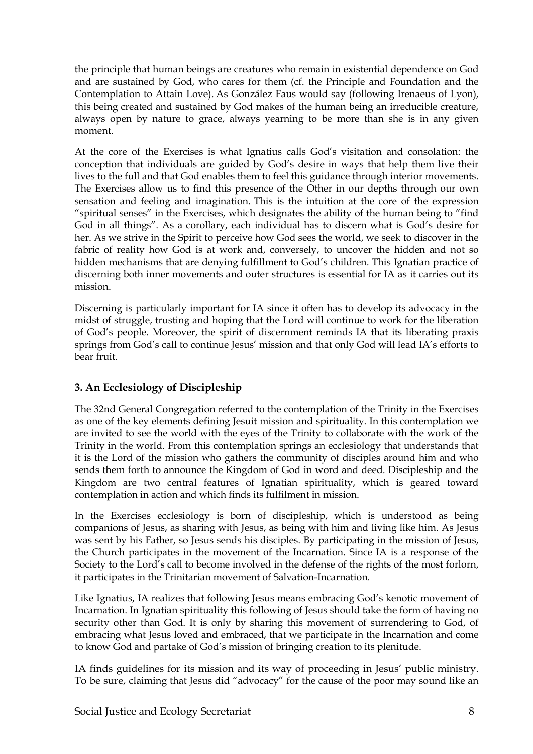the principle that human beings are creatures who remain in existential dependence on God and are sustained by God, who cares for them (cf. the Principle and Foundation and the Contemplation to Attain Love). As González Faus would say (following Irenaeus of Lyon), this being created and sustained by God makes of the human being an irreducible creature, always open by nature to grace, always yearning to be more than she is in any given moment.

At the core of the Exercises is what Ignatius calls God's visitation and consolation: the conception that individuals are guided by God's desire in ways that help them live their lives to the full and that God enables them to feel this guidance through interior movements. The Exercises allow us to find this presence of the Other in our depths through our own sensation and feeling and imagination. This is the intuition at the core of the expression "spiritual senses" in the Exercises, which designates the ability of the human being to "find God in all things". As a corollary, each individual has to discern what is God's desire for her. As we strive in the Spirit to perceive how God sees the world, we seek to discover in the fabric of reality how God is at work and, conversely, to uncover the hidden and not so hidden mechanisms that are denying fulfillment to God's children. This Ignatian practice of discerning both inner movements and outer structures is essential for IA as it carries out its mission.

Discerning is particularly important for IA since it often has to develop its advocacy in the midst of struggle, trusting and hoping that the Lord will continue to work for the liberation of God's people. Moreover, the spirit of discernment reminds IA that its liberating praxis springs from God's call to continue Jesus' mission and that only God will lead IA's efforts to bear fruit.

### 3. An Ecclesiology of Discipleship

The 32nd General Congregation referred to the contemplation of the Trinity in the Exercises as one of the key elements defining Jesuit mission and spirituality. In this contemplation we are invited to see the world with the eyes of the Trinity to collaborate with the work of the Trinity in the world. From this contemplation springs an ecclesiology that understands that it is the Lord of the mission who gathers the community of disciples around him and who sends them forth to announce the Kingdom of God in word and deed. Discipleship and the Kingdom are two central features of Ignatian spirituality, which is geared toward contemplation in action and which finds its fulfilment in mission.

In the Exercises ecclesiology is born of discipleship, which is understood as being companions of Jesus, as sharing with Jesus, as being with him and living like him. As Jesus was sent by his Father, so Jesus sends his disciples. By participating in the mission of Jesus, the Church participates in the movement of the Incarnation. Since IA is a response of the Society to the Lord's call to become involved in the defense of the rights of the most forlorn, it participates in the Trinitarian movement of Salvation-Incarnation.

Like Ignatius, IA realizes that following Jesus means embracing God's kenotic movement of Incarnation. In Ignatian spirituality this following of Jesus should take the form of having no security other than God. It is only by sharing this movement of surrendering to God, of embracing what Jesus loved and embraced, that we participate in the Incarnation and come to know God and partake of God's mission of bringing creation to its plenitude.

IA finds guidelines for its mission and its way of proceeding in Jesus' public ministry. To be sure, claiming that Jesus did "advocacy" for the cause of the poor may sound like an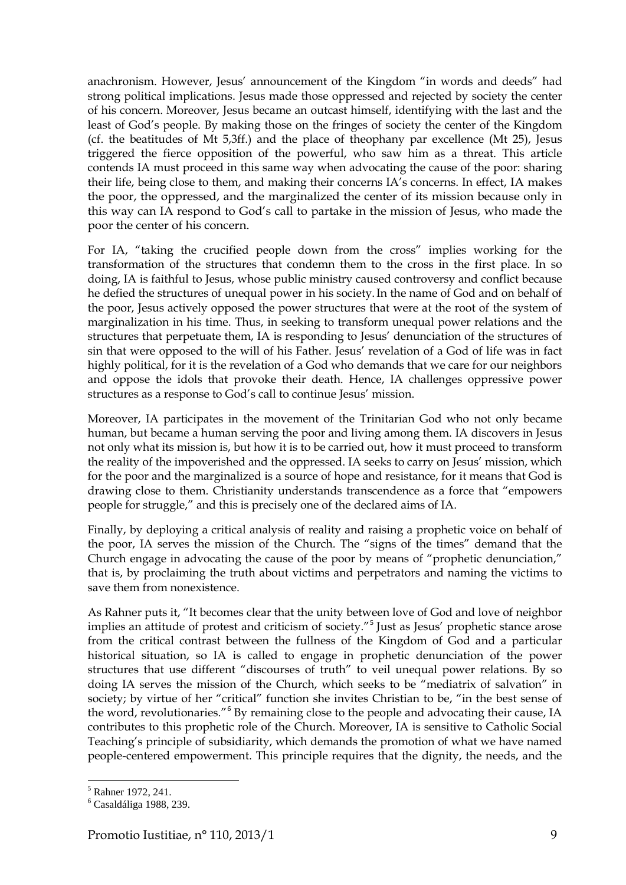anachronism. However, Jesus' announcement of the Kingdom "in words and deeds" had strong political implications. Jesus made those oppressed and rejected by society the center of his concern. Moreover, Jesus became an outcast himself, identifying with the last and the least of God's people. By making those on the fringes of society the center of the Kingdom (cf. the beatitudes of Mt 5,3ff.) and the place of theophany par excellence (Mt 25), Jesus triggered the fierce opposition of the powerful, who saw him as a threat. This article contends IA must proceed in this same way when advocating the cause of the poor: sharing their life, being close to them, and making their concerns IA's concerns. In effect, IA makes the poor, the oppressed, and the marginalized the center of its mission because only in this way can IA respond to God's call to partake in the mission of Jesus, who made the poor the center of his concern.

For IA, "taking the crucified people down from the cross" implies working for the transformation of the structures that condemn them to the cross in the first place. In so doing, IA is faithful to Jesus, whose public ministry caused controversy and conflict because he defied the structures of unequal power in his society. In the name of God and on behalf of the poor, Jesus actively opposed the power structures that were at the root of the system of marginalization in his time. Thus, in seeking to transform unequal power relations and the structures that perpetuate them, IA is responding to Jesus' denunciation of the structures of sin that were opposed to the will of his Father. Jesus' revelation of a God of life was in fact highly political, for it is the revelation of a God who demands that we care for our neighbors and oppose the idols that provoke their death. Hence, IA challenges oppressive power structures as a response to God's call to continue Jesus' mission.

Moreover, IA participates in the movement of the Trinitarian God who not only became human, but became a human serving the poor and living among them. IA discovers in Jesus not only what its mission is, but how it is to be carried out, how it must proceed to transform the reality of the impoverished and the oppressed. IA seeks to carry on Jesus' mission, which for the poor and the marginalized is a source of hope and resistance, for it means that God is drawing close to them. Christianity understands transcendence as a force that "empowers people for struggle," and this is precisely one of the declared aims of IA.

Finally, by deploying a critical analysis of reality and raising a prophetic voice on behalf of the poor, IA serves the mission of the Church. The "signs of the times" demand that the Church engage in advocating the cause of the poor by means of "prophetic denunciation," that is, by proclaiming the truth about victims and perpetrators and naming the victims to save them from nonexistence.

As Rahner puts it, "It becomes clear that the unity between love of God and love of neighbor implies an attitude of protest and criticism of society."[5] Just as Jesus' prophetic stance arose from the critical contrast between the fullness of the Kingdom of God and a particular historical situation, so IA is called to engage in prophetic denunciation of the power structures that use different "discourses of truth" to veil unequal power relations. By so doing IA serves the mission of the Church, which seeks to be "mediatrix of salvation" in society; by virtue of her "critical" function she invites Christian to be, "in the best sense of the word, revolutionaries."[6] By remaining close to the people and advocating their cause, IA contributes to this prophetic role of the Church. Moreover, IA is sensitive to Catholic Social Teaching's principle of subsidiarity, which demands the promotion of what we have named people-centered empowerment. This principle requires that the dignity, the needs, and the

---

[5] Rahner 1972, 241.

[6] Casaldáliga 1988, 239.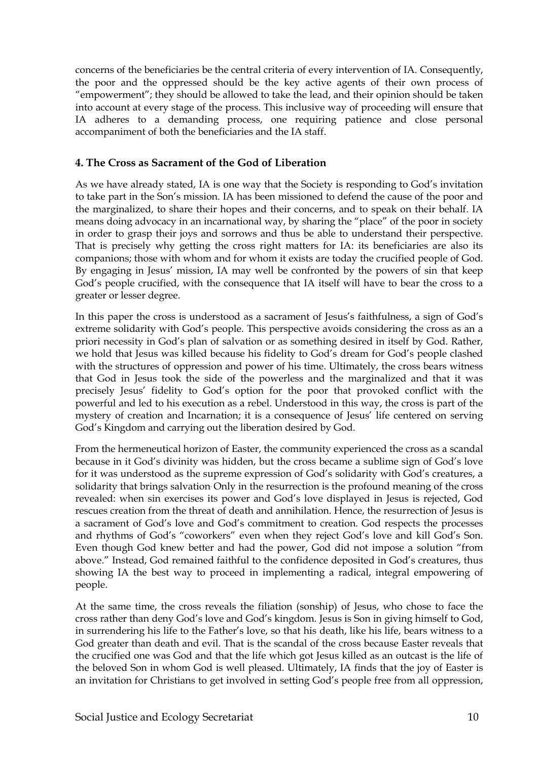concerns of the beneficiaries be the central criteria of every intervention of IA. Consequently, the poor and the oppressed should be the key active agents of their own process of "empowerment"; they should be allowed to take the lead, and their opinion should be taken into account at every stage of the process. This inclusive way of proceeding will ensure that IA adheres to a demanding process, one requiring patience and close personal accompaniment of both the beneficiaries and the IA staff.

## 4. The Cross as Sacrament of the God of Liberation

As we have already stated, IA is one way that the Society is responding to God's invitation to take part in the Son's mission. IA has been missioned to defend the cause of the poor and the marginalized, to share their hopes and their concerns, and to speak on their behalf. IA means doing advocacy in an incarnational way, by sharing the "place" of the poor in society in order to grasp their joys and sorrows and thus be able to understand their perspective. That is precisely why getting the cross right matters for IA: its beneficiaries are also its companions; those with whom and for whom it exists are today the crucified people of God. By engaging in Jesus' mission, IA may well be confronted by the powers of sin that keep God's people crucified, with the consequence that IA itself will have to bear the cross to a greater or lesser degree.

In this paper the cross is understood as a sacrament of Jesus's faithfulness, a sign of God's extreme solidarity with God's people. This perspective avoids considering the cross as an a priori necessity in God's plan of salvation or as something desired in itself by God. Rather, we hold that Jesus was killed because his fidelity to God's dream for God's people clashed with the structures of oppression and power of his time. Ultimately, the cross bears witness that God in Jesus took the side of the powerless and the marginalized and that it was precisely Jesus' fidelity to God's option for the poor that provoked conflict with the powerful and led to his execution as a rebel. Understood in this way, the cross is part of the mystery of creation and Incarnation; it is a consequence of Jesus' life centered on serving God's Kingdom and carrying out the liberation desired by God.

From the hermeneutical horizon of Easter, the community experienced the cross as a scandal because in it God's divinity was hidden, but the cross became a sublime sign of God's love for it was understood as the supreme expression of God's solidarity with God's creatures, a solidarity that brings salvation. Only in the resurrection is the profound meaning of the cross revealed: when sin exercises its power and God's love displayed in Jesus is rejected, God rescues creation from the threat of death and annihilation. Hence, the resurrection of Jesus is a sacrament of God's love and God's commitment to creation. God respects the processes and rhythms of God's "coworkers" even when they reject God's love and kill God's Son. Even though God knew better and had the power, God did not impose a solution "from above." Instead, God remained faithful to the confidence deposited in God's creatures, thus showing IA the best way to proceed in implementing a radical, integral empowering of people.

At the same time, the cross reveals the filiation (sonship) of Jesus, who chose to face the cross rather than deny God's love and God's kingdom. Jesus is Son in giving himself to God, in surrendering his life to the Father's love, so that his death, like his life, bears witness to a God greater than death and evil. That is the scandal of the cross because Easter reveals that the crucified one was God and that the life which got Jesus killed as an outcast is the life of the beloved Son in whom God is well pleased. Ultimately, IA finds that the joy of Easter is an invitation for Christians to get involved in setting God's people free from all oppression,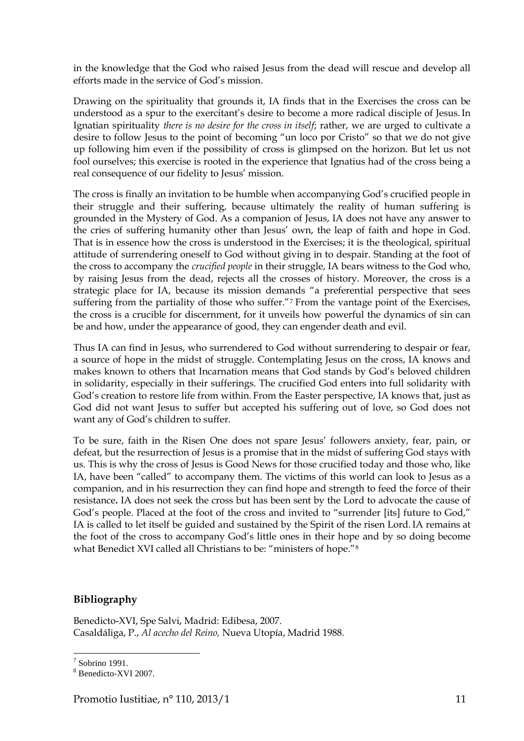in the knowledge that the God who raised Jesus from the dead will rescue and develop all efforts made in the service of God's mission.

Drawing on the spirituality that grounds it, IA finds that in the Exercises the cross can be understood as a spur to the exercitant's desire to become a more radical disciple of Jesus. In Ignatian spirituality *there is no desire for the cross in itself*; rather, we are urged to cultivate a desire to follow Jesus to the point of becoming "un loco por Cristo" so that we do not give up following him even if the possibility of cross is glimpsed on the horizon. But let us not fool ourselves; this exercise is rooted in the experience that Ignatius had of the cross being a real consequence of our fidelity to Jesus' mission.

The cross is finally an invitation to be humble when accompanying God's crucified people in their struggle and their suffering, because ultimately the reality of human suffering is grounded in the Mystery of God. As a companion of Jesus, IA does not have any answer to the cries of suffering humanity other than Jesus' own, the leap of faith and hope in God. That is in essence how the cross is understood in the Exercises; it is the theological, spiritual attitude of surrendering oneself to God without giving in to despair. Standing at the foot of the cross to accompany the *crucified people* in their struggle, IA bears witness to the God who, by raising Jesus from the dead, rejects all the crosses of history. Moreover, the cross is a strategic place for IA, because its mission demands "a preferential perspective that sees suffering from the partiality of those who suffer."[7] From the vantage point of the Exercises, the cross is a crucible for discernment, for it unveils how powerful the dynamics of sin can be and how, under the appearance of good, they can engender death and evil.

Thus IA can find in Jesus, who surrendered to God without surrendering to despair or fear, a source of hope in the midst of struggle. Contemplating Jesus on the cross, IA knows and makes known to others that Incarnation means that God stands by God's beloved children in solidarity, especially in their sufferings. The crucified God enters into full solidarity with God's creation to restore life from within. From the Easter perspective, IA knows that, just as God did not want Jesus to suffer but accepted his suffering out of love, so God does not want any of God's children to suffer.

To be sure, faith in the Risen One does not spare Jesus' followers anxiety, fear, pain, or defeat, but the resurrection of Jesus is a promise that in the midst of suffering God stays with us. This is why the cross of Jesus is Good News for those crucified today and those who, like IA, have been "called" to accompany them. The victims of this world can look to Jesus as a companion, and in his resurrection they can find hope and strength to feed the force of their resistance. IA does not seek the cross but has been sent by the Lord to advocate the cause of God's people. Placed at the foot of the cross and invited to "surrender [its] future to God," IA is called to let itself be guided and sustained by the Spirit of the risen Lord. IA remains at the foot of the cross to accompany God's little ones in their hope and by so doing become what Benedict XVI called all Christians to be: "ministers of hope."[8]

## Bibliography

Benedicto-XVI, Spe Salvi, Madrid: Edibesa, 2007.
Casaldáliga, P., *Al acecho del Reino,* Nueva Utopía, Madrid 1988.

[7] Sobrino 1991.
[8] Benedicto-XVI 2007.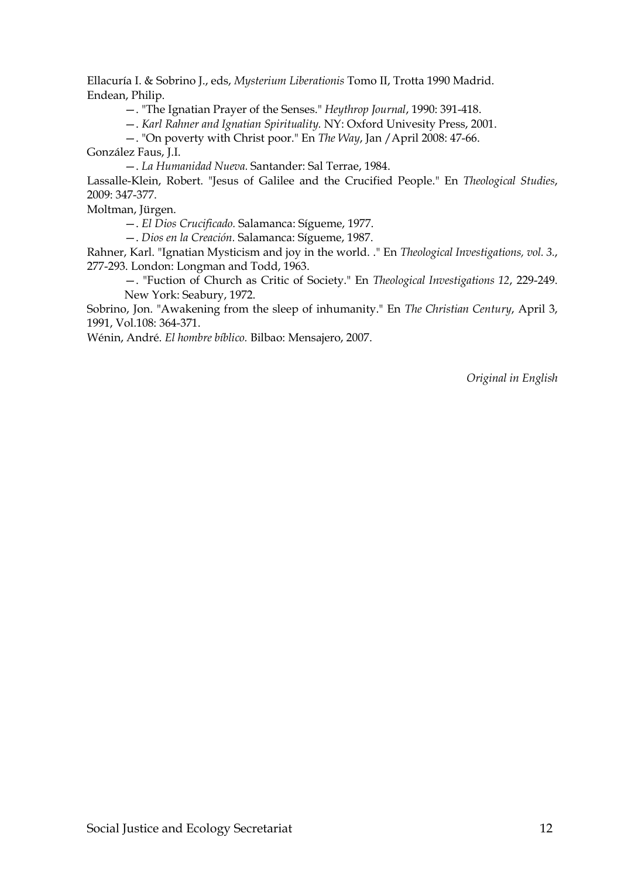Ellacuría I. & Sobrino J., eds, *Mysterium Liberationis* Tomo II, Trotta 1990 Madrid.
Endean, Philip.

—. "The Ignatian Prayer of the Senses." *Heythrop Journal*, 1990: 391-418.

—. *Karl Rahner and Ignatian Spirituality.* NY: Oxford Univesity Press, 2001.

—. "On poverty with Christ poor." En *The Way*, Jan /April 2008: 47-66.

González Faus, J.I.

—. *La Humanidad Nueva.* Santander: Sal Terrae, 1984.

Lassalle-Klein, Robert. "Jesus of Galilee and the Crucified People." En *Theological Studies*, 2009: 347-377.

Moltman, Jürgen.

—. *El Dios Crucificado.* Salamanca: Sígueme, 1977.

—. *Dios en la Creación.* Salamanca: Sígueme, 1987.

Rahner, Karl. "Ignatian Mysticism and joy in the world. ." En *Theological Investigations, vol. 3.*, 277-293. London: Longman and Todd, 1963.

—. "Fuction of Church as Critic of Society." En *Theological Investigations 12*, 229-249. New York: Seabury, 1972.

Sobrino, Jon. "Awakening from the sleep of inhumanity." En *The Christian Century*, April 3, 1991, Vol.108: 364-371.

Wénin, André. *El hombre bíblico.* Bilbao: Mensajero, 2007.

*Original in English*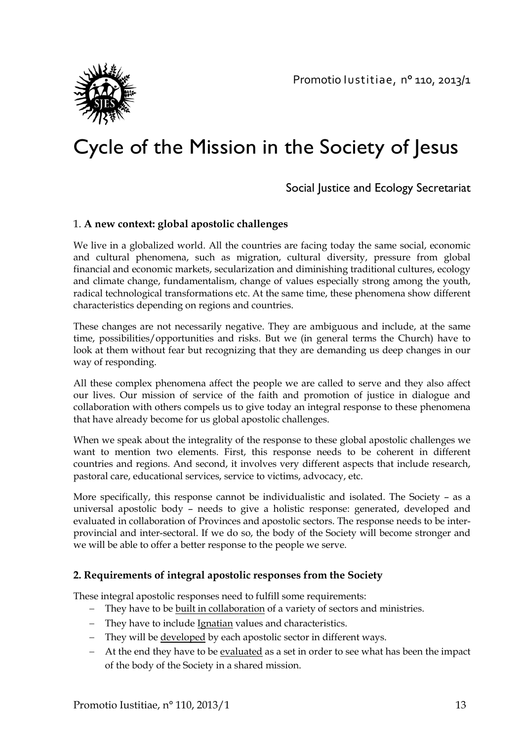# Cycle of the Mission in the Society of Jesus

Social Justice and Ecology Secretariat

## 1. A new context: global apostolic challenges

We live in a globalized world. All the countries are facing today the same social, economic and cultural phenomena, such as migration, cultural diversity, pressure from global financial and economic markets, secularization and diminishing traditional cultures, ecology and climate change, fundamentalism, change of values especially strong among the youth, radical technological transformations etc. At the same time, these phenomena show different characteristics depending on regions and countries.

These changes are not necessarily negative. They are ambiguous and include, at the same time, possibilities/opportunities and risks. But we (in general terms the Church) have to look at them without fear but recognizing that they are demanding us deep changes in our way of responding.

All these complex phenomena affect the people we are called to serve and they also affect our lives. Our mission of service of the faith and promotion of justice in dialogue and collaboration with others compels us to give today an integral response to these phenomena that have already become for us global apostolic challenges.

When we speak about the integrality of the response to these global apostolic challenges we want to mention two elements. First, this response needs to be coherent in different countries and regions. And second, it involves very different aspects that include research, pastoral care, educational services, service to victims, advocacy, etc.

More specifically, this response cannot be individualistic and isolated. The Society – as a universal apostolic body – needs to give a holistic response: generated, developed and evaluated in collaboration of Provinces and apostolic sectors. The response needs to be inter-provincial and inter-sectoral. If we do so, the body of the Society will become stronger and we will be able to offer a better response to the people we serve.

## 2. Requirements of integral apostolic responses from the Society

These integral apostolic responses need to fulfill some requirements:

- They have to be built in collaboration of a variety of sectors and ministries.
- They have to include Ignatian values and characteristics.
- They will be developed by each apostolic sector in different ways.
- At the end they have to be evaluated as a set in order to see what has been the impact of the body of the Society in a shared mission.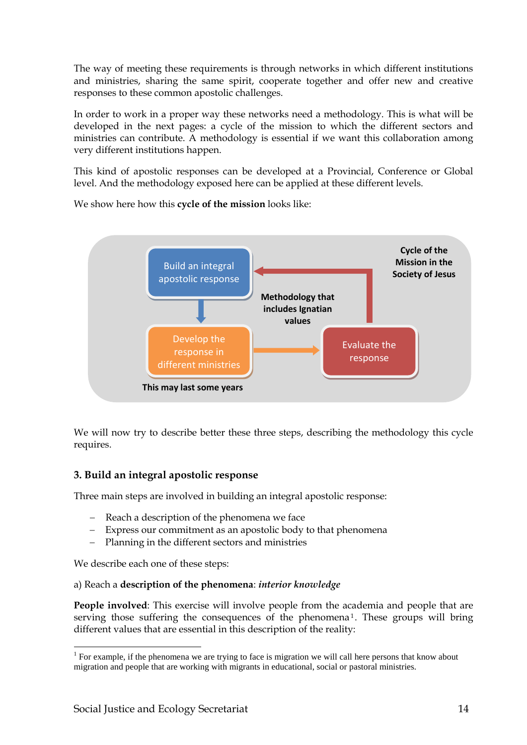The way of meeting these requirements is through networks in which different institutions and ministries, sharing the same spirit, cooperate together and offer new and creative responses to these common apostolic challenges.

In order to work in a proper way these networks need a methodology. This is what will be developed in the next pages: a cycle of the mission to which the different sectors and ministries can contribute. A methodology is essential if we want this collaboration among very different institutions happen.

This kind of apostolic responses can be developed at a Provincial, Conference or Global level. And the methodology exposed here can be applied at these different levels.

We show here how this **cycle of the mission** looks like:

Cycle of the Mission in the Society of Jesus

Build an integral apostolic response

Develop the response in different ministries

Evaluate the response

Methodology that includes Ignatian values

This may last some years

We will now try to describe better these three steps, describing the methodology this cycle requires.

## 3. Build an integral apostolic response

Three main steps are involved in building an integral apostolic response:

- Reach a description of the phenomena we face
- Express our commitment as an apostolic body to that phenomena
- Planning in the different sectors and ministries

We describe each one of these steps:

a) Reach a **description of the phenomena**: ***interior knowledge***

**People involved**: This exercise will involve people from the academia and people that are serving those suffering the consequences of the phenomena[1]. These groups will bring different values that are essential in this description of the reality:

[1] For example, if the phenomena we are trying to face is migration we will call here persons that know about migration and people that are working with migrants in educational, social or pastoral ministries.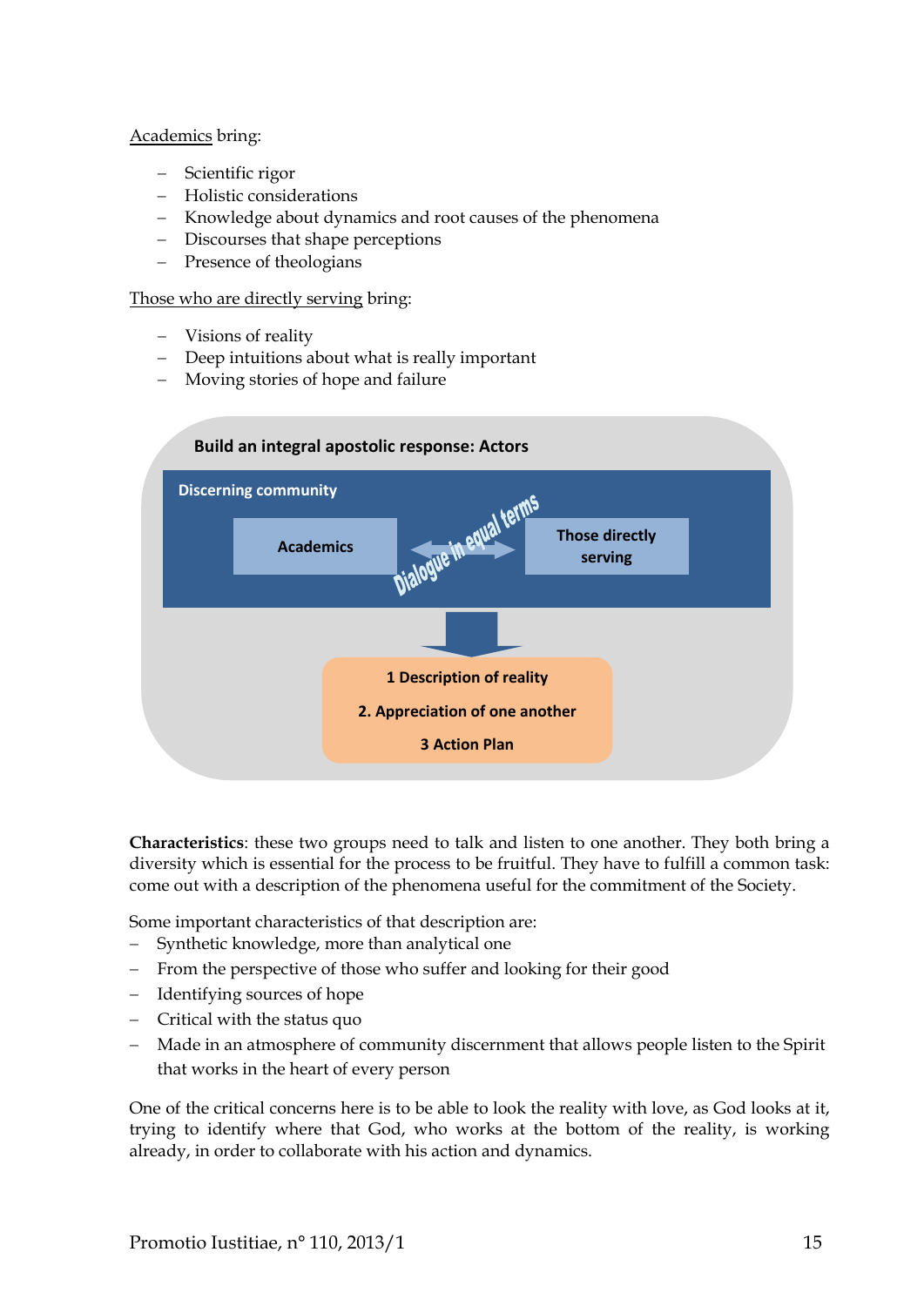Academics bring:

- Scientific rigor
- Holistic considerations
- Knowledge about dynamics and root causes of the phenomena
- Discourses that shape perceptions
- Presence of theologians

Those who are directly serving bring:

- Visions of reality
- Deep intuitions about what is really important
- Moving stories of hope and failure

**Build an integral apostolic response: Actors**

**Discerning community**

**Academics**

Dialogue in equal terms

**Those directly serving**

**1 Description of reality**

**2. Appreciation of one another**

**3 Action Plan**

**Characteristics**: these two groups need to talk and listen to one another. They both bring a diversity which is essential for the process to be fruitful. They have to fulfill a common task: come out with a description of the phenomena useful for the commitment of the Society.

Some important characteristics of that description are:

- Synthetic knowledge, more than analytical one
- From the perspective of those who suffer and looking for their good
- Identifying sources of hope
- Critical with the status quo
- Made in an atmosphere of community discernment that allows people listen to the Spirit that works in the heart of every person

One of the critical concerns here is to be able to look the reality with love, as God looks at it, trying to identify where that God, who works at the bottom of the reality, is working already, in order to collaborate with his action and dynamics.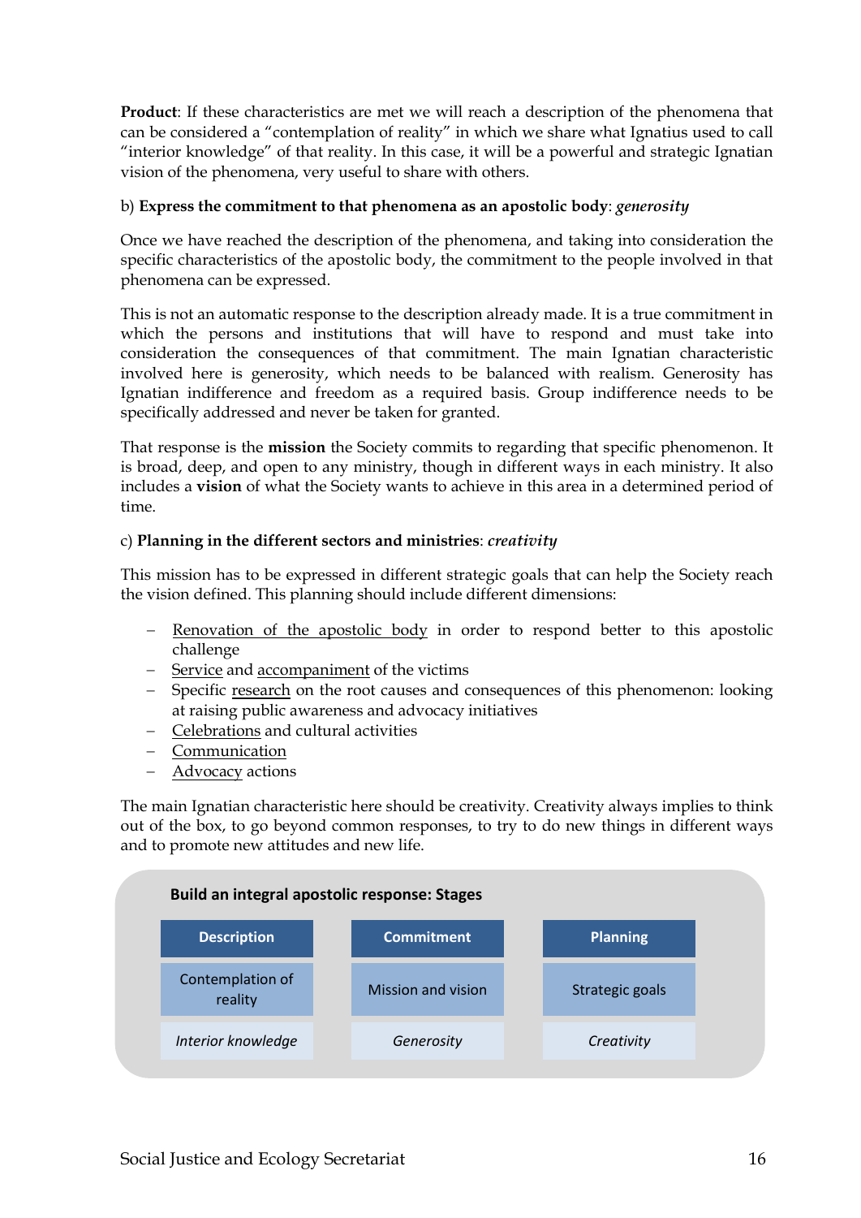**Product**: If these characteristics are met we will reach a description of the phenomena that can be considered a "contemplation of reality" in which we share what Ignatius used to call "interior knowledge" of that reality. In this case, it will be a powerful and strategic Ignatian vision of the phenomena, very useful to share with others.

b) **Express the commitment to that phenomena as an apostolic body**: ***generosity***

Once we have reached the description of the phenomena, and taking into consideration the specific characteristics of the apostolic body, the commitment to the people involved in that phenomena can be expressed.

This is not an automatic response to the description already made. It is a true commitment in which the persons and institutions that will have to respond and must take into consideration the consequences of that commitment. The main Ignatian characteristic involved here is generosity, which needs to be balanced with realism. Generosity has Ignatian indifference and freedom as a required basis. Group indifference needs to be specifically addressed and never be taken for granted.

That response is the **mission** the Society commits to regarding that specific phenomenon. It is broad, deep, and open to any ministry, though in different ways in each ministry. It also includes a **vision** of what the Society wants to achieve in this area in a determined period of time.

c) **Planning in the different sectors and ministries**: ***creativity***

This mission has to be expressed in different strategic goals that can help the Society reach the vision defined. This planning should include different dimensions:

- Renovation of the apostolic body in order to respond better to this apostolic challenge
- Service and accompaniment of the victims
- Specific research on the root causes and consequences of this phenomenon: looking at raising public awareness and advocacy initiatives
- Celebrations and cultural activities
- Communication
- Advocacy actions

The main Ignatian characteristic here should be creativity. Creativity always implies to think out of the box, to go beyond common responses, to try to do new things in different ways and to promote new attitudes and new life.

**Build an integral apostolic response: Stages**

| Description | Commitment | Planning |
|---|---|---|
| Contemplation of reality | Mission and vision | Strategic goals |
| *Interior knowledge* | *Generosity* | *Creativity* |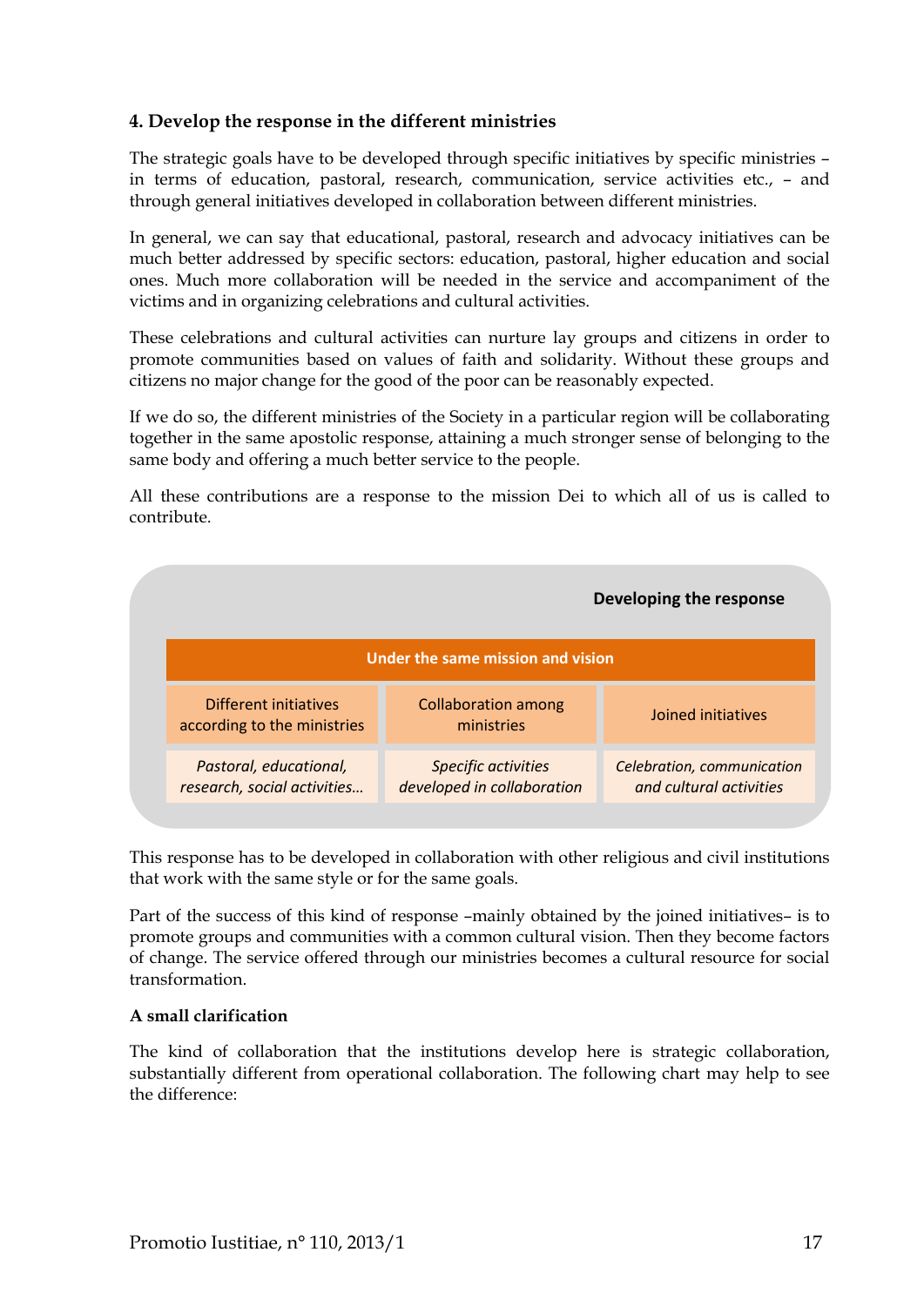### 4. Develop the response in the different ministries

The strategic goals have to be developed through specific initiatives by specific ministries – in terms of education, pastoral, research, communication, service activities etc., – and through general initiatives developed in collaboration between different ministries.

In general, we can say that educational, pastoral, research and advocacy initiatives can be much better addressed by specific sectors: education, pastoral, higher education and social ones. Much more collaboration will be needed in the service and accompaniment of the victims and in organizing celebrations and cultural activities.

These celebrations and cultural activities can nurture lay groups and citizens in order to promote communities based on values of faith and solidarity. Without these groups and citizens no major change for the good of the poor can be reasonably expected.

If we do so, the different ministries of the Society in a particular region will be collaborating together in the same apostolic response, attaining a much stronger sense of belonging to the same body and offering a much better service to the people.

All these contributions are a response to the mission Dei to which all of us is called to contribute.

**Developing the response**

| Under the same mission and vision | | |
|---|---|---|
| Different initiatives according to the ministries | Collaboration among ministries | Joined initiatives |
| *Pastoral, educational, research, social activities…* | *Specific activities developed in collaboration* | *Celebration, communication and cultural activities* |

This response has to be developed in collaboration with other religious and civil institutions that work with the same style or for the same goals.

Part of the success of this kind of response –mainly obtained by the joined initiatives– is to promote groups and communities with a common cultural vision. Then they become factors of change. The service offered through our ministries becomes a cultural resource for social transformation.

**A small clarification**

The kind of collaboration that the institutions develop here is strategic collaboration, substantially different from operational collaboration. The following chart may help to see the difference: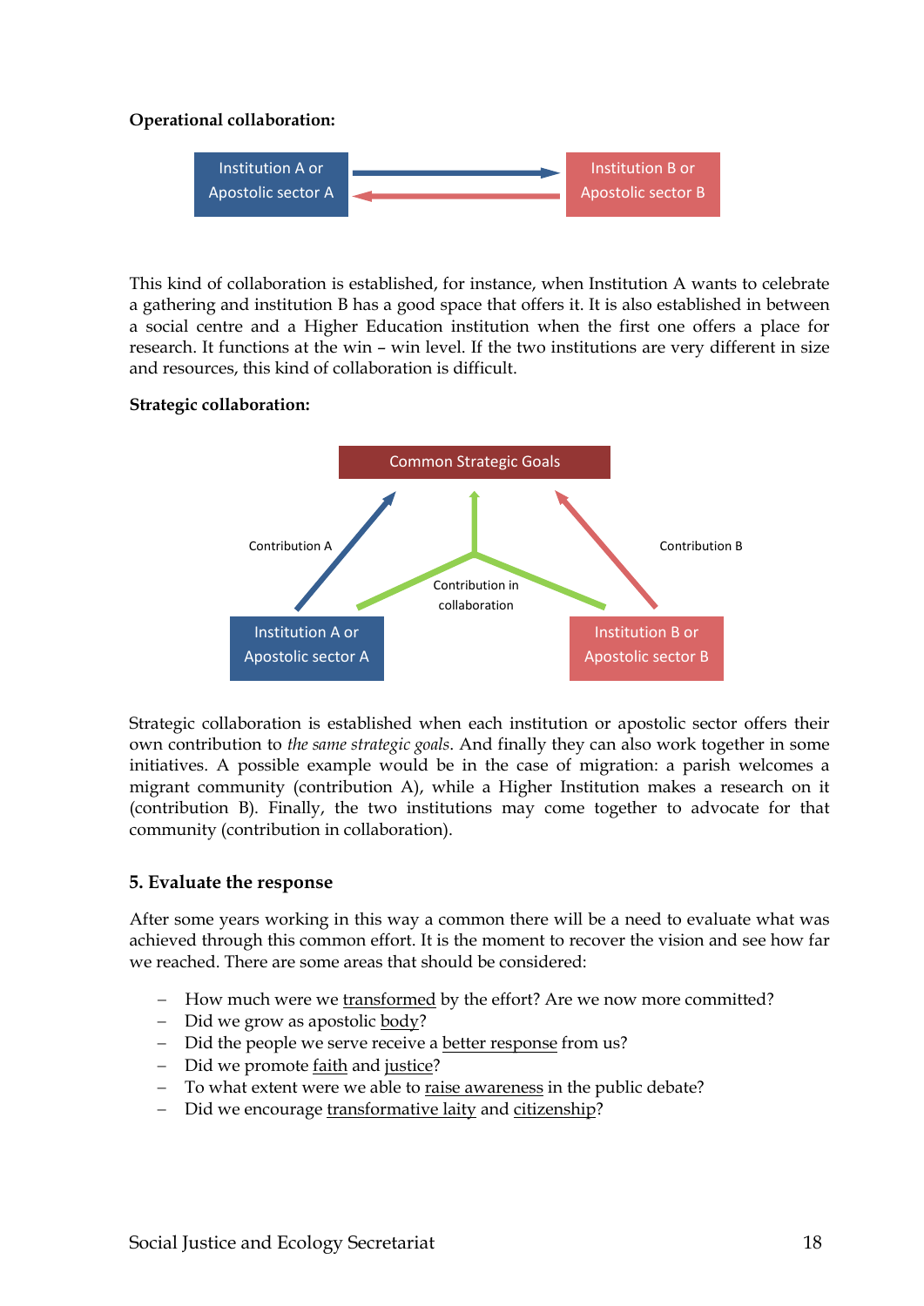**Operational collaboration:**

Institution A or Apostolic sector A

Institution B or Apostolic sector B

This kind of collaboration is established, for instance, when Institution A wants to celebrate a gathering and institution B has a good space that offers it. It is also established in between a social centre and a Higher Education institution when the first one offers a place for research. It functions at the win – win level. If the two institutions are very different in size and resources, this kind of collaboration is difficult.

**Strategic collaboration:**

Common Strategic Goals

Contribution A

Contribution B

Contribution in collaboration

Institution A or Apostolic sector A

Institution B or Apostolic sector B

Strategic collaboration is established when each institution or apostolic sector offers their own contribution to *the same strategic goals*. And finally they can also work together in some initiatives. A possible example would be in the case of migration: a parish welcomes a migrant community (contribution A), while a Higher Institution makes a research on it (contribution B). Finally, the two institutions may come together to advocate for that community (contribution in collaboration).

### 5. Evaluate the response

After some years working in this way a common there will be a need to evaluate what was achieved through this common effort. It is the moment to recover the vision and see how far we reached. There are some areas that should be considered:

- How much were we <u>transformed</u> by the effort? Are we now more committed?
- Did we grow as apostolic <u>body</u>?
- Did the people we serve receive a <u>better response</u> from us?
- Did we promote <u>faith</u> and <u>justice</u>?
- To what extent were we able to <u>raise awareness</u> in the public debate?
- Did we encourage <u>transformative laity</u> and <u>citizenship</u>?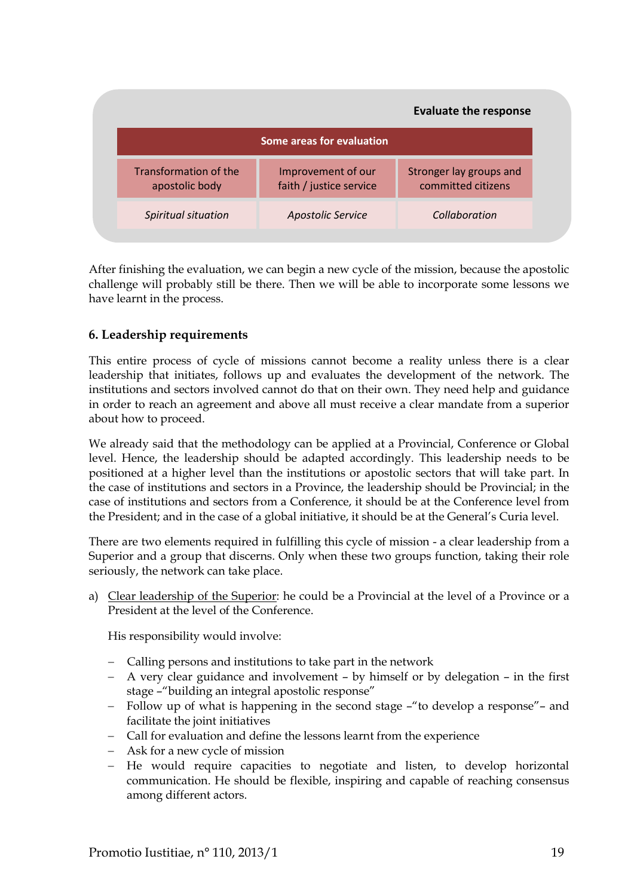**Evaluate the response**

| Some areas for evaluation | | |
| --- | --- | --- |
| Transformation of the apostolic body | Improvement of our faith / justice service | Stronger lay groups and committed citizens |
| *Spiritual situation* | *Apostolic Service* | *Collaboration* |

After finishing the evaluation, we can begin a new cycle of the mission, because the apostolic challenge will probably still be there. Then we will be able to incorporate some lessons we have learnt in the process.

### 6. Leadership requirements

This entire process of cycle of missions cannot become a reality unless there is a clear leadership that initiates, follows up and evaluates the development of the network. The institutions and sectors involved cannot do that on their own. They need help and guidance in order to reach an agreement and above all must receive a clear mandate from a superior about how to proceed.

We already said that the methodology can be applied at a Provincial, Conference or Global level. Hence, the leadership should be adapted accordingly. This leadership needs to be positioned at a higher level than the institutions or apostolic sectors that will take part. In the case of institutions and sectors in a Province, the leadership should be Provincial; in the case of institutions and sectors from a Conference, it should be at the Conference level from the President; and in the case of a global initiative, it should be at the General's Curia level.

There are two elements required in fulfilling this cycle of mission - a clear leadership from a Superior and a group that discerns. Only when these two groups function, taking their role seriously, the network can take place.

a) <u>Clear leadership of the Superior</u>: he could be a Provincial at the level of a Province or a President at the level of the Conference.

   His responsibility would involve:

   - Calling persons and institutions to take part in the network
   - A very clear guidance and involvement – by himself or by delegation – in the first stage –"building an integral apostolic response"
   - Follow up of what is happening in the second stage –"to develop a response"– and facilitate the joint initiatives
   - Call for evaluation and define the lessons learnt from the experience
   - Ask for a new cycle of mission
   - He would require capacities to negotiate and listen, to develop horizontal communication. He should be flexible, inspiring and capable of reaching consensus among different actors.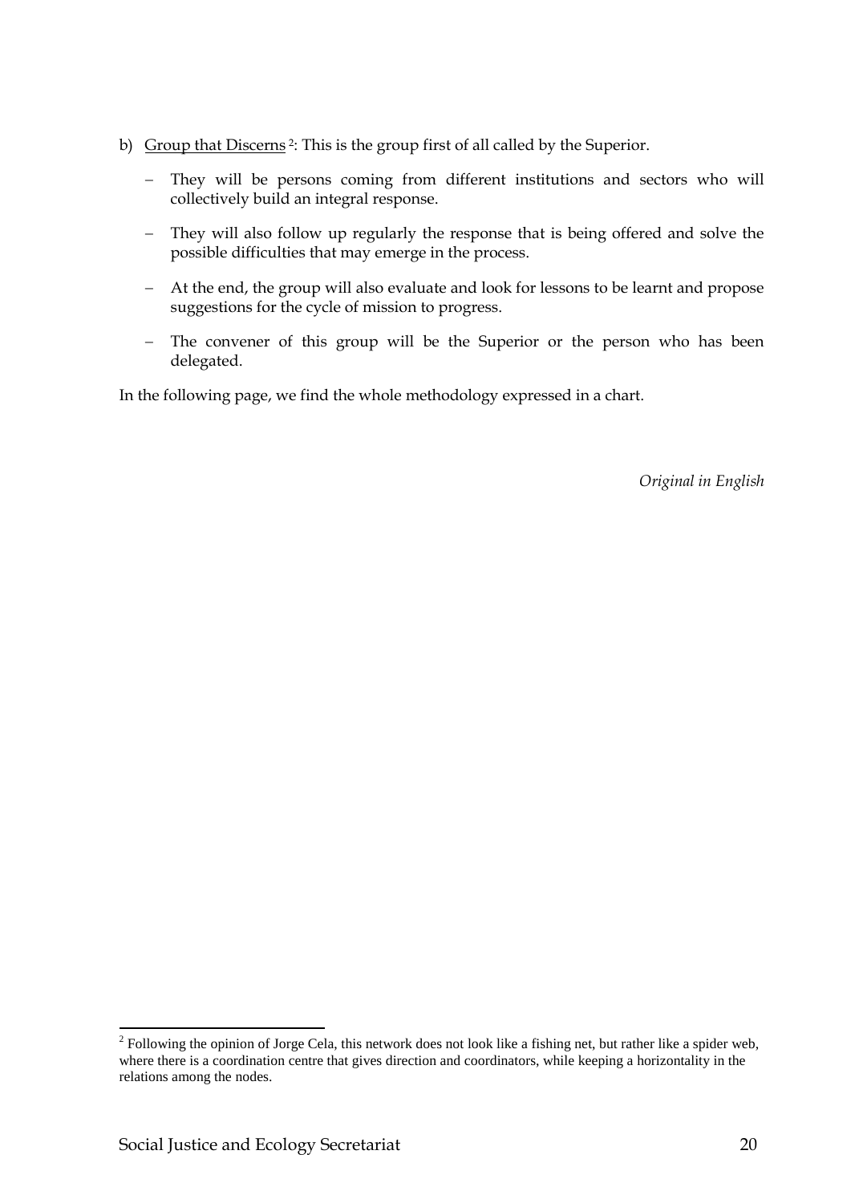b) Group that Discerns [2]: This is the group first of all called by the Superior.

   - They will be persons coming from different institutions and sectors who will collectively build an integral response.
   - They will also follow up regularly the response that is being offered and solve the possible difficulties that may emerge in the process.
   - At the end, the group will also evaluate and look for lessons to be learnt and propose suggestions for the cycle of mission to progress.
   - The convener of this group will be the Superior or the person who has been delegated.

In the following page, we find the whole methodology expressed in a chart.

*Original in English*

[2] Following the opinion of Jorge Cela, this network does not look like a fishing net, but rather like a spider web, where there is a coordination centre that gives direction and coordinators, while keeping a horizontality in the relations among the nodes.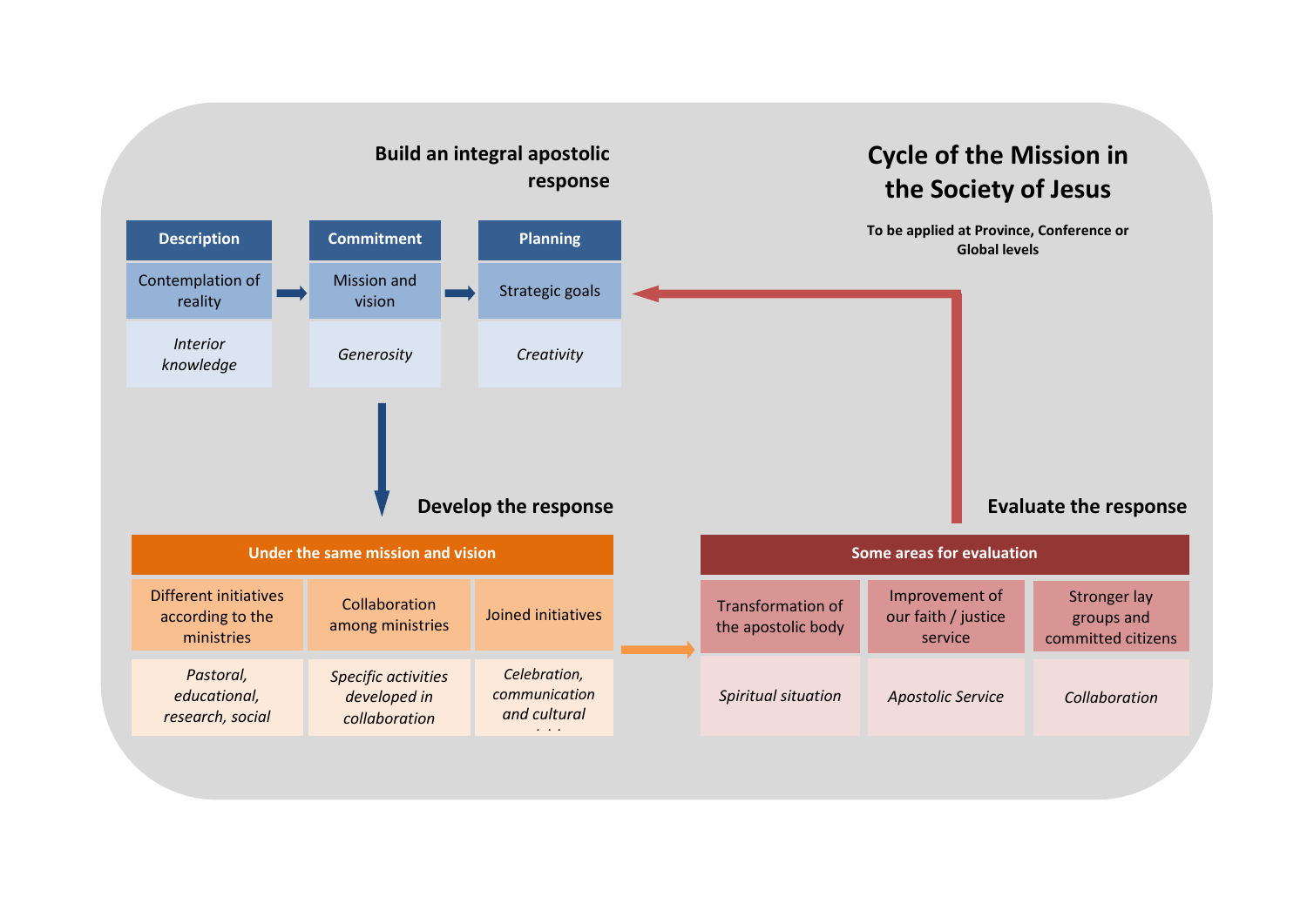# Cycle of the Mission in the Society of Jesus

**To be applied at Province, Conference or Global levels**

**Build an integral apostolic response**

| Description | Commitment | Planning |
|---|---|---|
| Contemplation of reality | Mission and vision | Strategic goals |
| *Interior knowledge* | *Generosity* | *Creativity* |

**Develop the response**

| Under the same mission and vision | | |
|---|---|---|
| Different initiatives according to the ministries | Collaboration among ministries | Joined initiatives |
| *Pastoral, educational, research, social* | *Specific activities developed in collaboration* | *Celebration, communication and cultural ...* |

**Evaluate the response**

| Some areas for evaluation | | |
|---|---|---|
| Transformation of the apostolic body | Improvement of our faith / justice service | Stronger lay groups and committed citizens |
| *Spiritual situation* | *Apostolic Service* | *Collaboration* |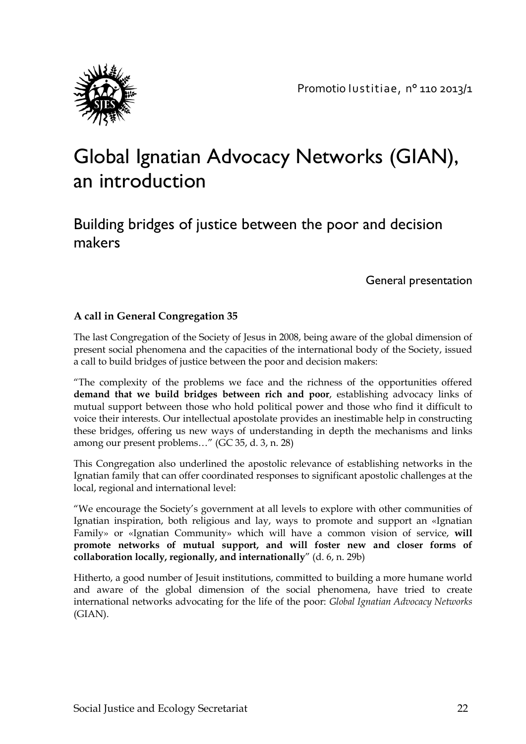# Global Ignatian Advocacy Networks (GIAN), an introduction

## Building bridges of justice between the poor and decision makers

General presentation

### A call in General Congregation 35

The last Congregation of the Society of Jesus in 2008, being aware of the global dimension of present social phenomena and the capacities of the international body of the Society, issued a call to build bridges of justice between the poor and decision makers:

"The complexity of the problems we face and the richness of the opportunities offered **demand that we build bridges between rich and poor**, establishing advocacy links of mutual support between those who hold political power and those who find it difficult to voice their interests. Our intellectual apostolate provides an inestimable help in constructing these bridges, offering us new ways of understanding in depth the mechanisms and links among our present problems…" (GC 35, d. 3, n. 28)

This Congregation also underlined the apostolic relevance of establishing networks in the Ignatian family that can offer coordinated responses to significant apostolic challenges at the local, regional and international level:

"We encourage the Society's government at all levels to explore with other communities of Ignatian inspiration, both religious and lay, ways to promote and support an «Ignatian Family» or «Ignatian Community» which will have a common vision of service, **will promote networks of mutual support, and will foster new and closer forms of collaboration locally, regionally, and internationally**" (d. 6, n. 29b)

Hitherto, a good number of Jesuit institutions, committed to building a more humane world and aware of the global dimension of the social phenomena, have tried to create international networks advocating for the life of the poor: *Global Ignatian Advocacy Networks* (GIAN).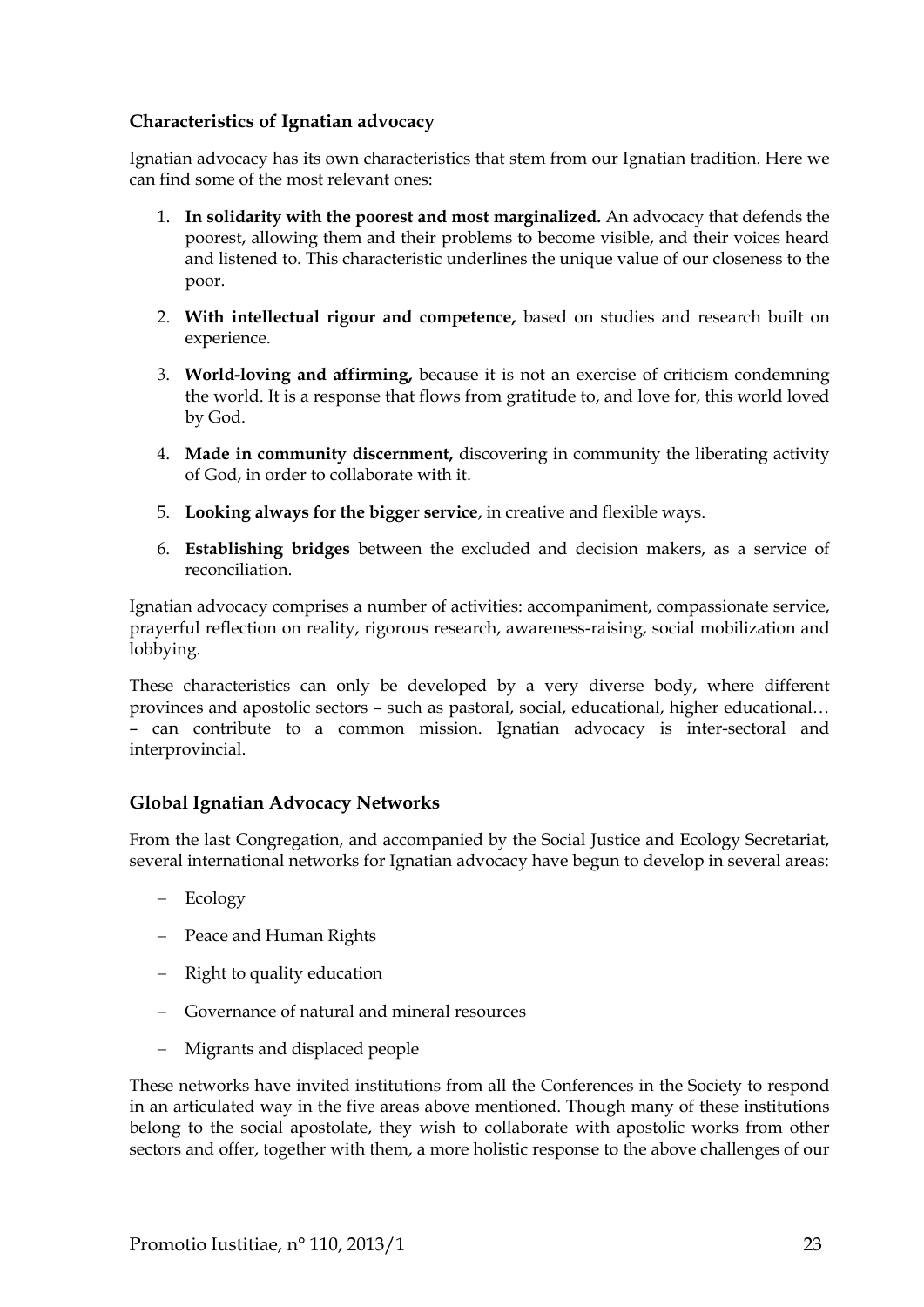### Characteristics of Ignatian advocacy

Ignatian advocacy has its own characteristics that stem from our Ignatian tradition. Here we can find some of the most relevant ones:

1. **In solidarity with the poorest and most marginalized.** An advocacy that defends the poorest, allowing them and their problems to become visible, and their voices heard and listened to. This characteristic underlines the unique value of our closeness to the poor.
2. **With intellectual rigour and competence,** based on studies and research built on experience.
3. **World-loving and affirming,** because it is not an exercise of criticism condemning the world. It is a response that flows from gratitude to, and love for, this world loved by God.
4. **Made in community discernment,** discovering in community the liberating activity of God, in order to collaborate with it.
5. **Looking always for the bigger service**, in creative and flexible ways.
6. **Establishing bridges** between the excluded and decision makers, as a service of reconciliation.

Ignatian advocacy comprises a number of activities: accompaniment, compassionate service, prayerful reflection on reality, rigorous research, awareness-raising, social mobilization and lobbying.

These characteristics can only be developed by a very diverse body, where different provinces and apostolic sectors – such as pastoral, social, educational, higher educational… – can contribute to a common mission. Ignatian advocacy is inter-sectoral and interprovincial.

### Global Ignatian Advocacy Networks

From the last Congregation, and accompanied by the Social Justice and Ecology Secretariat, several international networks for Ignatian advocacy have begun to develop in several areas:

- Ecology
- Peace and Human Rights
- Right to quality education
- Governance of natural and mineral resources
- Migrants and displaced people

These networks have invited institutions from all the Conferences in the Society to respond in an articulated way in the five areas above mentioned. Though many of these institutions belong to the social apostolate, they wish to collaborate with apostolic works from other sectors and offer, together with them, a more holistic response to the above challenges of our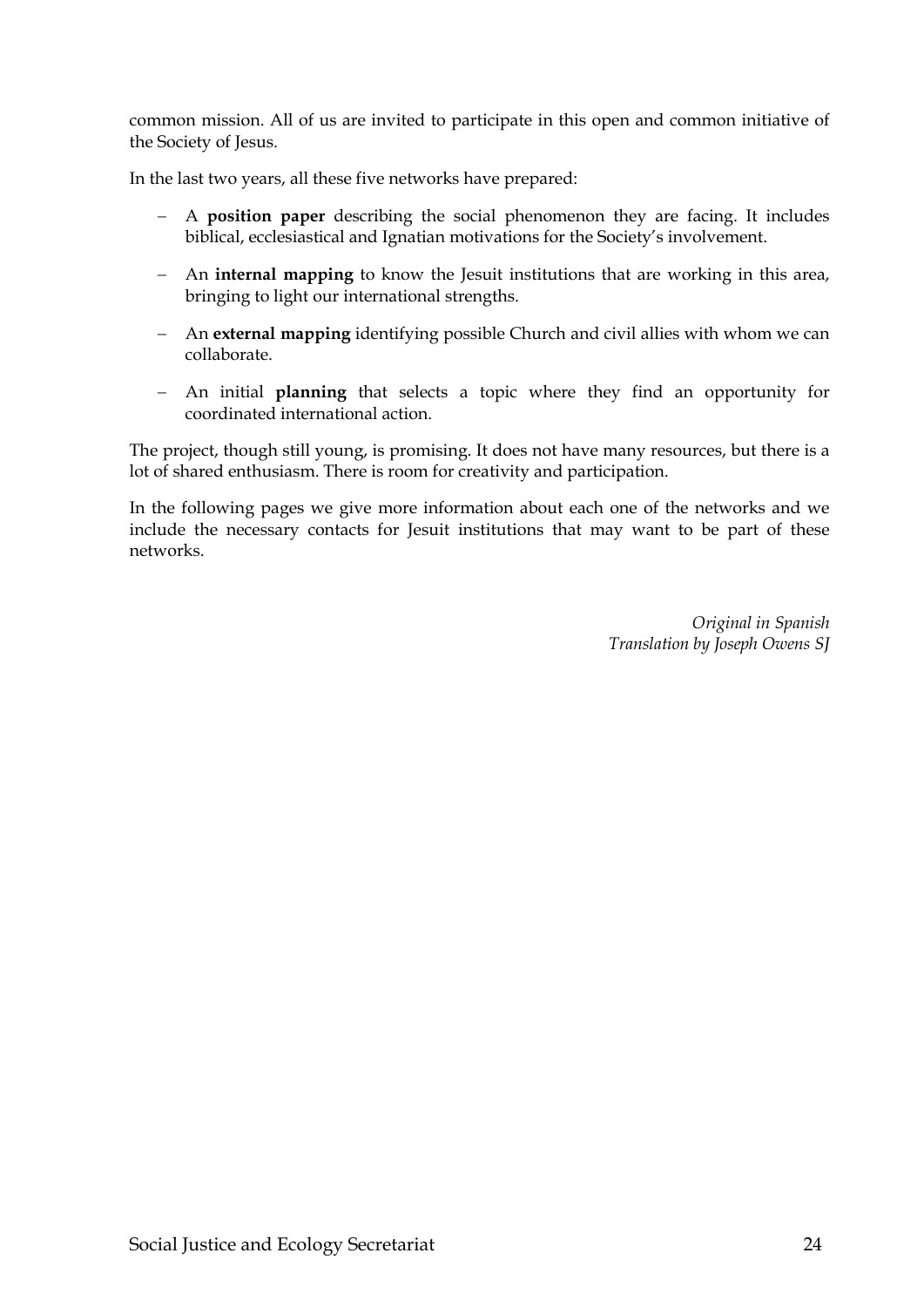common mission. All of us are invited to participate in this open and common initiative of the Society of Jesus.

In the last two years, all these five networks have prepared:

- A **position paper** describing the social phenomenon they are facing. It includes biblical, ecclesiastical and Ignatian motivations for the Society's involvement.
- An **internal mapping** to know the Jesuit institutions that are working in this area, bringing to light our international strengths.
- An **external mapping** identifying possible Church and civil allies with whom we can collaborate.
- An initial **planning** that selects a topic where they find an opportunity for coordinated international action.

The project, though still young, is promising. It does not have many resources, but there is a lot of shared enthusiasm. There is room for creativity and participation.

In the following pages we give more information about each one of the networks and we include the necessary contacts for Jesuit institutions that may want to be part of these networks.

*Original in Spanish*
*Translation by Joseph Owens SJ*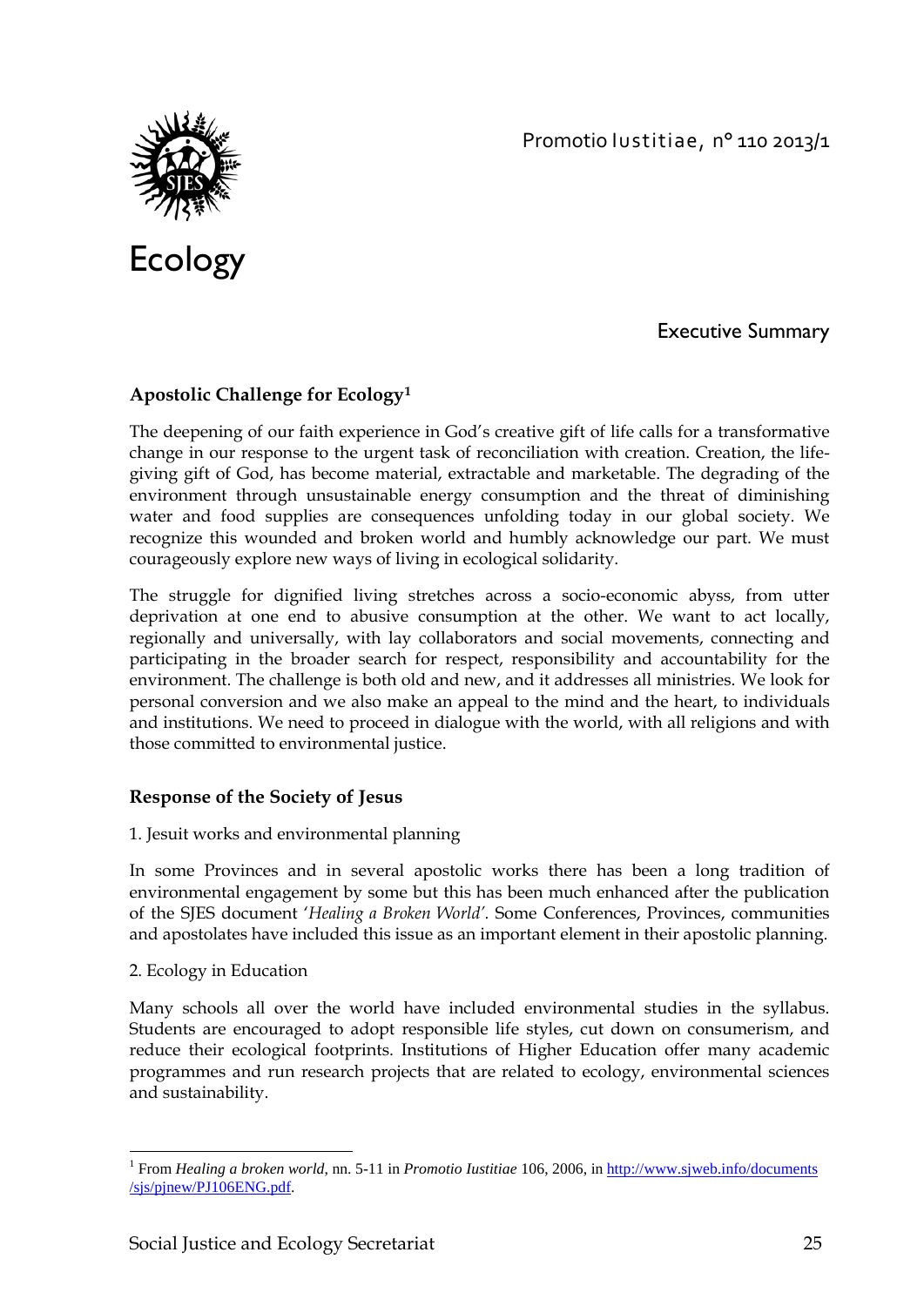# Ecology

## Executive Summary

### Apostolic Challenge for Ecology[1]

The deepening of our faith experience in God's creative gift of life calls for a transformative change in our response to the urgent task of reconciliation with creation. Creation, the life-giving gift of God, has become material, extractable and marketable. The degrading of the environment through unsustainable energy consumption and the threat of diminishing water and food supplies are consequences unfolding today in our global society. We recognize this wounded and broken world and humbly acknowledge our part. We must courageously explore new ways of living in ecological solidarity.

The struggle for dignified living stretches across a socio-economic abyss, from utter deprivation at one end to abusive consumption at the other. We want to act locally, regionally and universally, with lay collaborators and social movements, connecting and participating in the broader search for respect, responsibility and accountability for the environment. The challenge is both old and new, and it addresses all ministries. We look for personal conversion and we also make an appeal to the mind and the heart, to individuals and institutions. We need to proceed in dialogue with the world, with all religions and with those committed to environmental justice.

### Response of the Society of Jesus

1. Jesuit works and environmental planning

In some Provinces and in several apostolic works there has been a long tradition of environmental engagement by some but this has been much enhanced after the publication of the SJES document '*Healing a Broken World*'. Some Conferences, Provinces, communities and apostolates have included this issue as an important element in their apostolic planning.

2. Ecology in Education

Many schools all over the world have included environmental studies in the syllabus. Students are encouraged to adopt responsible life styles, cut down on consumerism, and reduce their ecological footprints. Institutions of Higher Education offer many academic programmes and run research projects that are related to ecology, environmental sciences and sustainability.

---

[1] From *Healing a broken world*, nn. 5-11 in *Promotio Iustitiae* 106, 2006, in http://www.sjweb.info/documents/sjs/pjnew/PJ106ENG.pdf.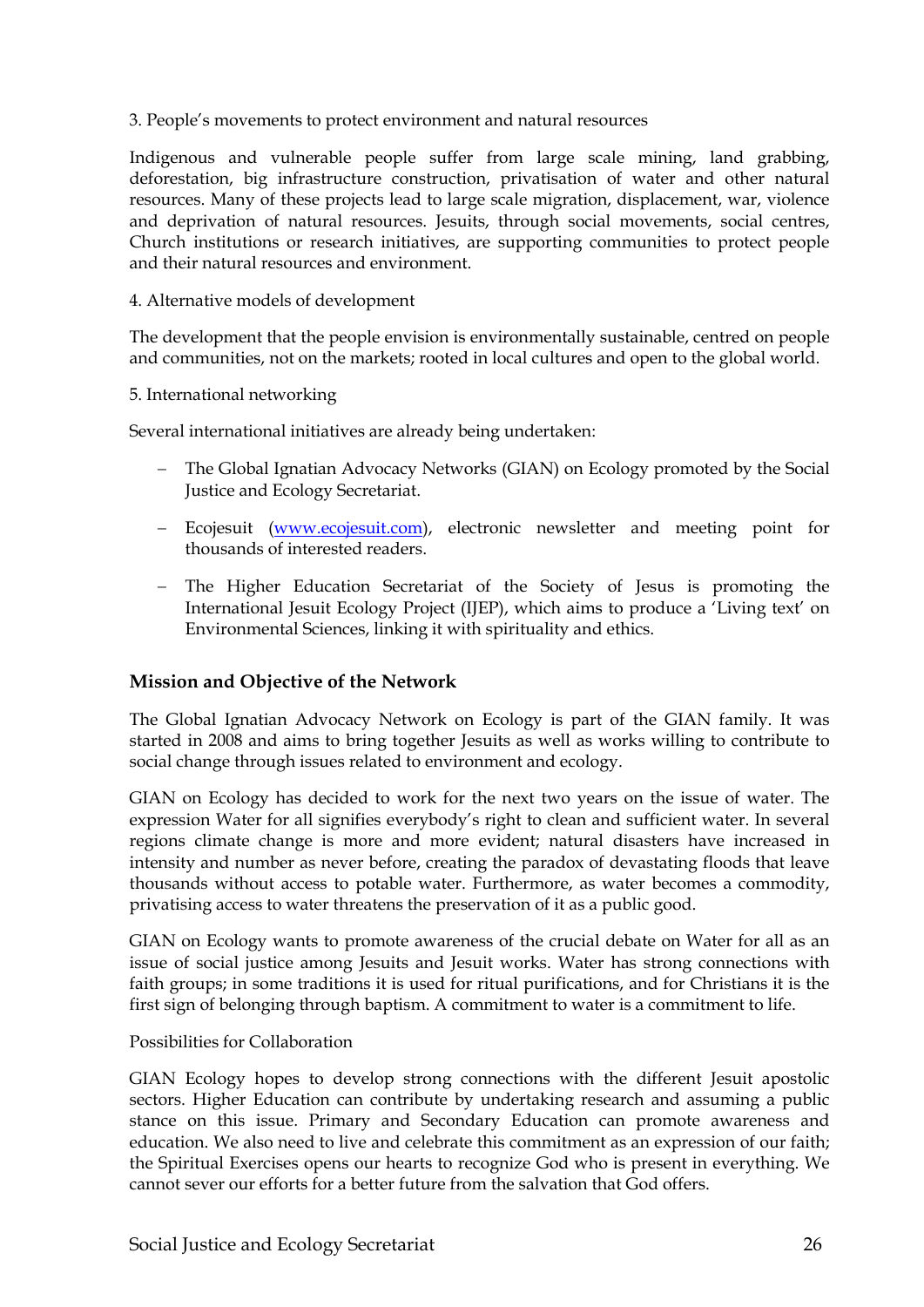3. People's movements to protect environment and natural resources

Indigenous and vulnerable people suffer from large scale mining, land grabbing, deforestation, big infrastructure construction, privatisation of water and other natural resources. Many of these projects lead to large scale migration, displacement, war, violence and deprivation of natural resources. Jesuits, through social movements, social centres, Church institutions or research initiatives, are supporting communities to protect people and their natural resources and environment.

4. Alternative models of development

The development that the people envision is environmentally sustainable, centred on people and communities, not on the markets; rooted in local cultures and open to the global world.

5. International networking

Several international initiatives are already being undertaken:

- The Global Ignatian Advocacy Networks (GIAN) on Ecology promoted by the Social Justice and Ecology Secretariat.
- Ecojesuit ([www.ecojesuit.com](www.ecojesuit.com)), electronic newsletter and meeting point for thousands of interested readers.
- The Higher Education Secretariat of the Society of Jesus is promoting the International Jesuit Ecology Project (IJEP), which aims to produce a 'Living text' on Environmental Sciences, linking it with spirituality and ethics.

### Mission and Objective of the Network

The Global Ignatian Advocacy Network on Ecology is part of the GIAN family. It was started in 2008 and aims to bring together Jesuits as well as works willing to contribute to social change through issues related to environment and ecology.

GIAN on Ecology has decided to work for the next two years on the issue of water. The expression Water for all signifies everybody's right to clean and sufficient water. In several regions climate change is more and more evident; natural disasters have increased in intensity and number as never before, creating the paradox of devastating floods that leave thousands without access to potable water. Furthermore, as water becomes a commodity, privatising access to water threatens the preservation of it as a public good.

GIAN on Ecology wants to promote awareness of the crucial debate on Water for all as an issue of social justice among Jesuits and Jesuit works. Water has strong connections with faith groups; in some traditions it is used for ritual purifications, and for Christians it is the first sign of belonging through baptism. A commitment to water is a commitment to life.

Possibilities for Collaboration

GIAN Ecology hopes to develop strong connections with the different Jesuit apostolic sectors. Higher Education can contribute by undertaking research and assuming a public stance on this issue. Primary and Secondary Education can promote awareness and education. We also need to live and celebrate this commitment as an expression of our faith; the Spiritual Exercises opens our hearts to recognize God who is present in everything. We cannot sever our efforts for a better future from the salvation that God offers.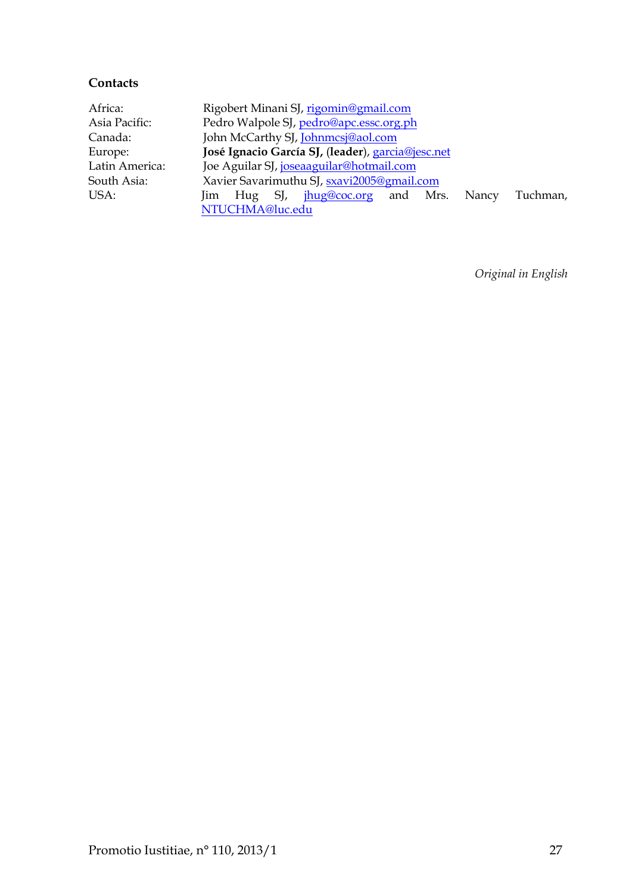**Contacts**

| | |
|---|---|
| Africa: | Rigobert Minani SJ, rigomin@gmail.com |
| Asia Pacific: | Pedro Walpole SJ, pedro@apc.essc.org.ph |
| Canada: | John McCarthy SJ, Johnmcsj@aol.com |
| Europe: | **José Ignacio García SJ,** (**leader**), garcia@jesc.net |
| Latin America: | Joe Aguilar SJ, joseaaguilar@hotmail.com |
| South Asia: | Xavier Savarimuthu SJ, sxavi2005@gmail.com |
| USA: | Jim Hug SJ, jhug@coc.org and Mrs. Nancy Tuchman, NTUCHMA@luc.edu |

*Original in English*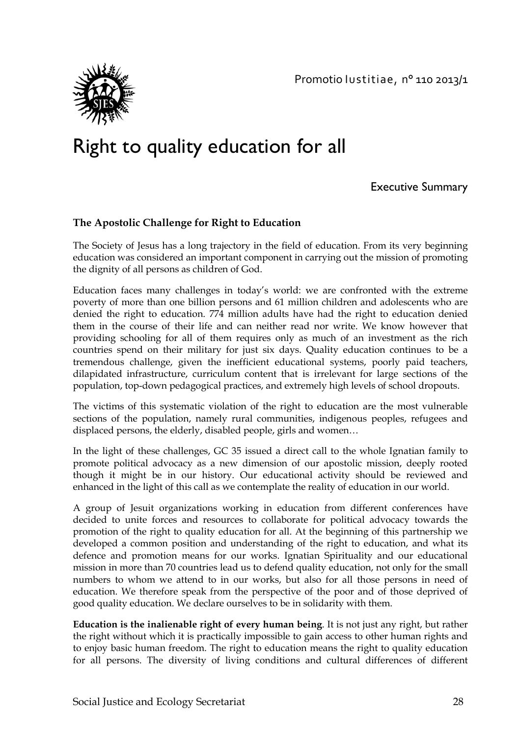# Right to quality education for all

Executive Summary

**The Apostolic Challenge for Right to Education**

The Society of Jesus has a long trajectory in the field of education. From its very beginning education was considered an important component in carrying out the mission of promoting the dignity of all persons as children of God.

Education faces many challenges in today's world: we are confronted with the extreme poverty of more than one billion persons and 61 million children and adolescents who are denied the right to education. 774 million adults have had the right to education denied them in the course of their life and can neither read nor write. We know however that providing schooling for all of them requires only as much of an investment as the rich countries spend on their military for just six days. Quality education continues to be a tremendous challenge, given the inefficient educational systems, poorly paid teachers, dilapidated infrastructure, curriculum content that is irrelevant for large sections of the population, top-down pedagogical practices, and extremely high levels of school dropouts.

The victims of this systematic violation of the right to education are the most vulnerable sections of the population, namely rural communities, indigenous peoples, refugees and displaced persons, the elderly, disabled people, girls and women…

In the light of these challenges, GC 35 issued a direct call to the whole Ignatian family to promote political advocacy as a new dimension of our apostolic mission, deeply rooted though it might be in our history. Our educational activity should be reviewed and enhanced in the light of this call as we contemplate the reality of education in our world.

A group of Jesuit organizations working in education from different conferences have decided to unite forces and resources to collaborate for political advocacy towards the promotion of the right to quality education for all. At the beginning of this partnership we developed a common position and understanding of the right to education, and what its defence and promotion means for our works. Ignatian Spirituality and our educational mission in more than 70 countries lead us to defend quality education, not only for the small numbers to whom we attend to in our works, but also for all those persons in need of education. We therefore speak from the perspective of the poor and of those deprived of good quality education. We declare ourselves to be in solidarity with them.

**Education is the inalienable right of every human being**. It is not just any right, but rather the right without which it is practically impossible to gain access to other human rights and to enjoy basic human freedom. The right to education means the right to quality education for all persons. The diversity of living conditions and cultural differences of different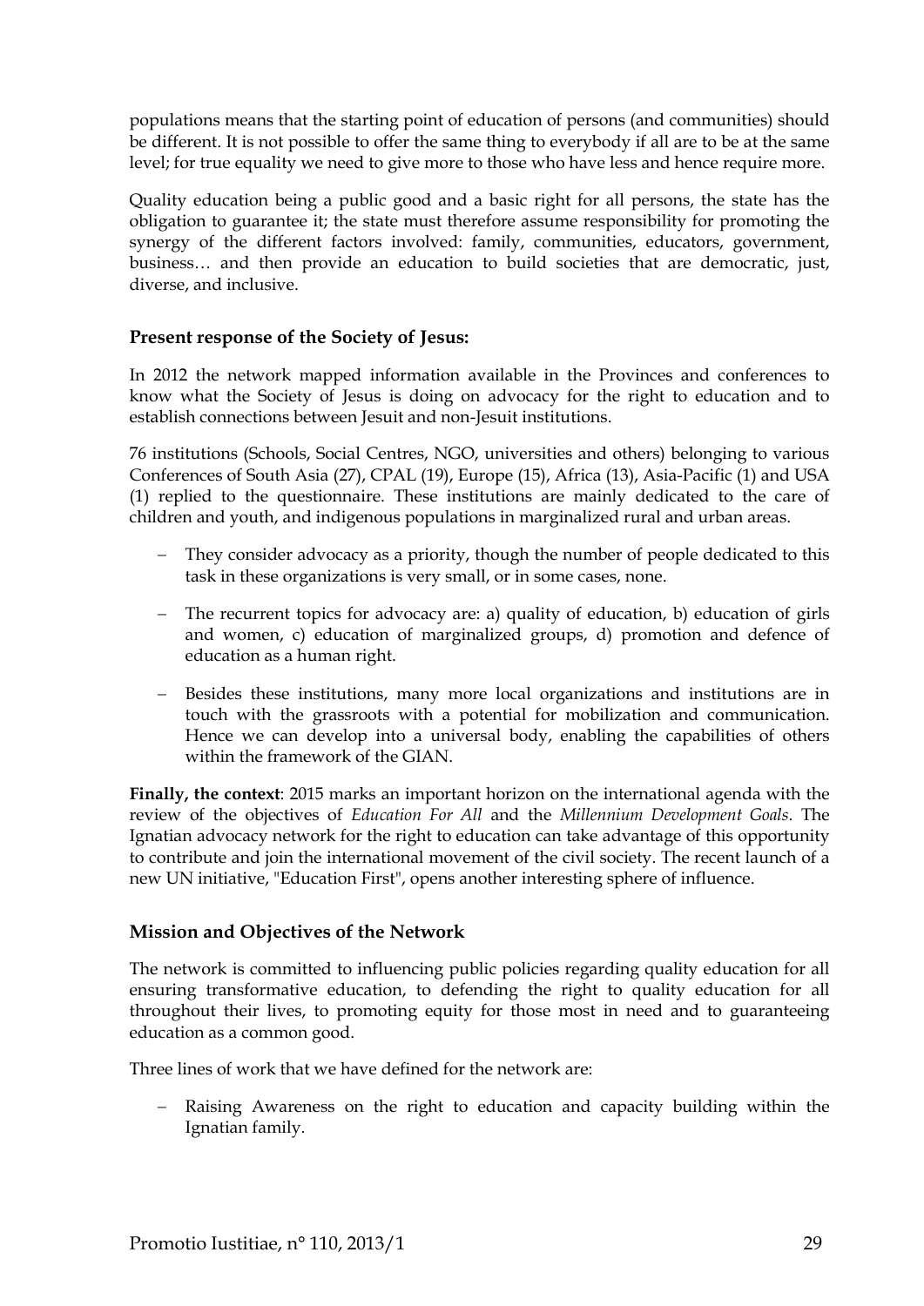populations means that the starting point of education of persons (and communities) should be different. It is not possible to offer the same thing to everybody if all are to be at the same level; for true equality we need to give more to those who have less and hence require more.

Quality education being a public good and a basic right for all persons, the state has the obligation to guarantee it; the state must therefore assume responsibility for promoting the synergy of the different factors involved: family, communities, educators, government, business… and then provide an education to build societies that are democratic, just, diverse, and inclusive.

### Present response of the Society of Jesus:

In 2012 the network mapped information available in the Provinces and conferences to know what the Society of Jesus is doing on advocacy for the right to education and to establish connections between Jesuit and non-Jesuit institutions.

76 institutions (Schools, Social Centres, NGO, universities and others) belonging to various Conferences of South Asia (27), CPAL (19), Europe (15), Africa (13), Asia-Pacific (1) and USA (1) replied to the questionnaire. These institutions are mainly dedicated to the care of children and youth, and indigenous populations in marginalized rural and urban areas.

- They consider advocacy as a priority, though the number of people dedicated to this task in these organizations is very small, or in some cases, none.
- The recurrent topics for advocacy are: a) quality of education, b) education of girls and women, c) education of marginalized groups, d) promotion and defence of education as a human right.
- Besides these institutions, many more local organizations and institutions are in touch with the grassroots with a potential for mobilization and communication. Hence we can develop into a universal body, enabling the capabilities of others within the framework of the GIAN.

**Finally, the context**: 2015 marks an important horizon on the international agenda with the review of the objectives of *Education For All* and the *Millennium Development Goals*. The Ignatian advocacy network for the right to education can take advantage of this opportunity to contribute and join the international movement of the civil society. The recent launch of a new UN initiative, "Education First", opens another interesting sphere of influence.

### Mission and Objectives of the Network

The network is committed to influencing public policies regarding quality education for all ensuring transformative education, to defending the right to quality education for all throughout their lives, to promoting equity for those most in need and to guaranteeing education as a common good.

Three lines of work that we have defined for the network are:

- Raising Awareness on the right to education and capacity building within the Ignatian family.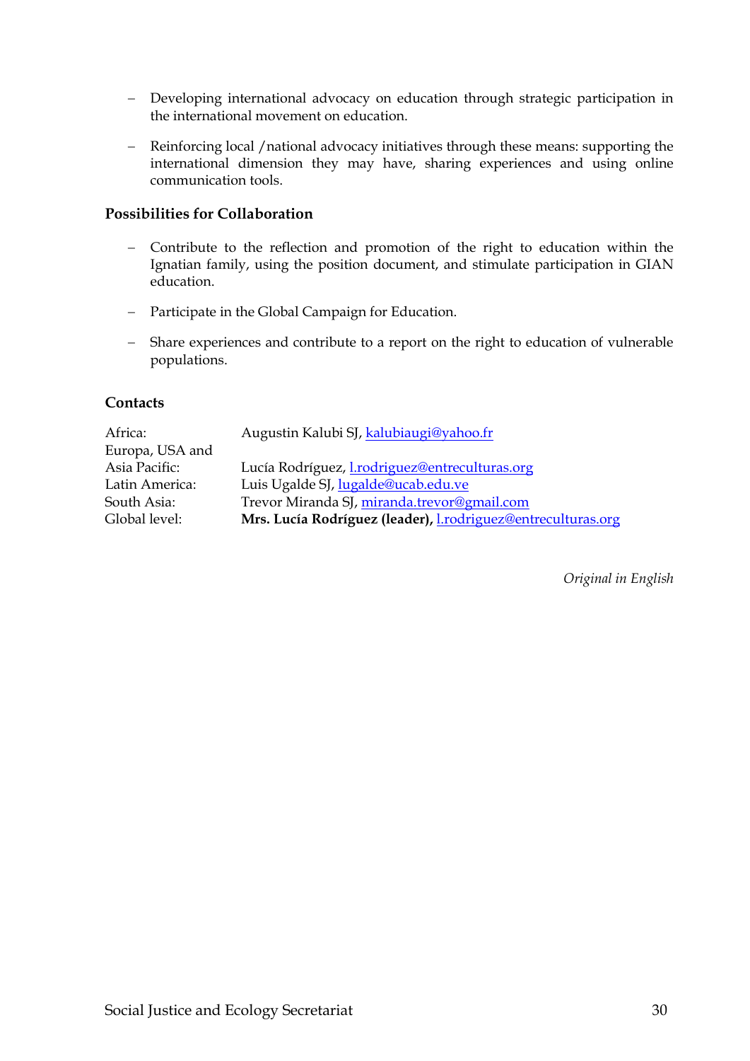- Developing international advocacy on education through strategic participation in the international movement on education.
- Reinforcing local /national advocacy initiatives through these means: supporting the international dimension they may have, sharing experiences and using online communication tools.

### Possibilities for Collaboration

- Contribute to the reflection and promotion of the right to education within the Ignatian family, using the position document, and stimulate participation in GIAN education.
- Participate in the Global Campaign for Education.
- Share experiences and contribute to a report on the right to education of vulnerable populations.

### Contacts

| | |
|---|---|
| Africa: | Augustin Kalubi SJ, kalubiaugi@yahoo.fr |
| Europa, USA and Asia Pacific: | Lucía Rodríguez, l.rodriguez@entreculturas.org |
| Latin America: | Luis Ugalde SJ, lugalde@ucab.edu.ve |
| South Asia: | Trevor Miranda SJ, miranda.trevor@gmail.com |
| Global level: | **Mrs. Lucía Rodríguez (leader),** l.rodriguez@entreculturas.org |

*Original in English*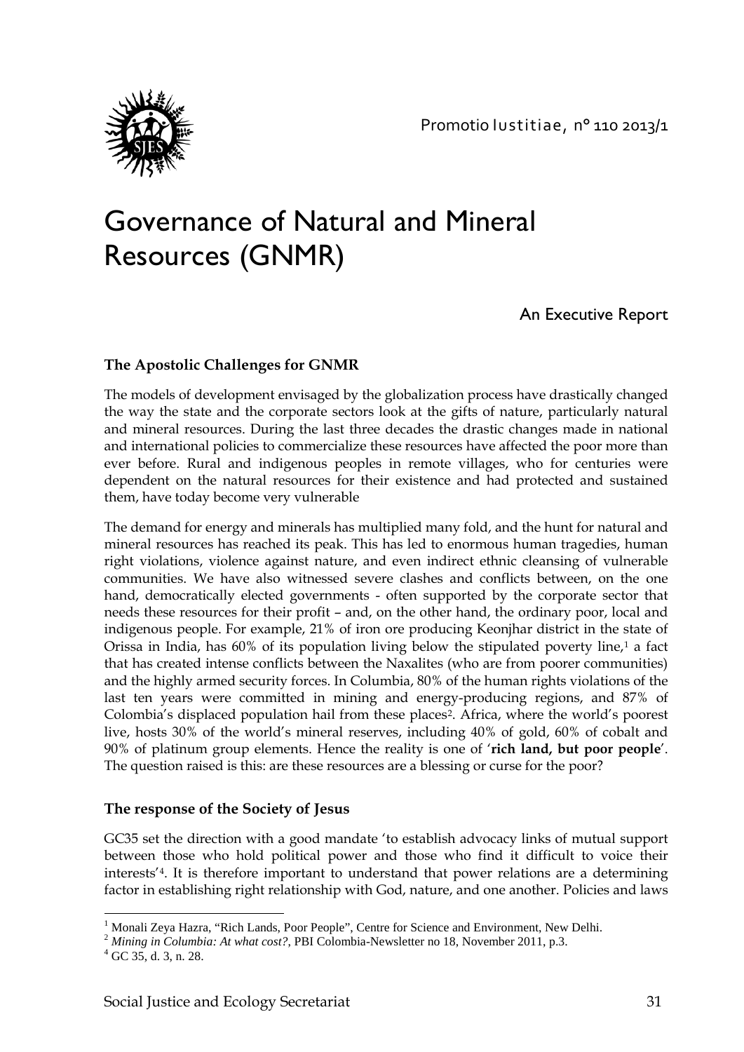# Governance of Natural and Mineral Resources (GNMR)

An Executive Report

### The Apostolic Challenges for GNMR

The models of development envisaged by the globalization process have drastically changed the way the state and the corporate sectors look at the gifts of nature, particularly natural and mineral resources. During the last three decades the drastic changes made in national and international policies to commercialize these resources have affected the poor more than ever before. Rural and indigenous peoples in remote villages, who for centuries were dependent on the natural resources for their existence and had protected and sustained them, have today become very vulnerable

The demand for energy and minerals has multiplied many fold, and the hunt for natural and mineral resources has reached its peak. This has led to enormous human tragedies, human right violations, violence against nature, and even indirect ethnic cleansing of vulnerable communities. We have also witnessed severe clashes and conflicts between, on the one hand, democratically elected governments - often supported by the corporate sector that needs these resources for their profit – and, on the other hand, the ordinary poor, local and indigenous people. For example, 21% of iron ore producing Keonjhar district in the state of Orissa in India, has 60% of its population living below the stipulated poverty line,[1] a fact that has created intense conflicts between the Naxalites (who are from poorer communities) and the highly armed security forces. In Columbia, 80% of the human rights violations of the last ten years were committed in mining and energy-producing regions, and 87% of Colombia's displaced population hail from these places[2]. Africa, where the world's poorest live, hosts 30% of the world's mineral reserves, including 40% of gold, 60% of cobalt and 90% of platinum group elements. Hence the reality is one of '**rich land, but poor people**'. The question raised is this: are these resources are a blessing or curse for the poor?

### The response of the Society of Jesus

GC35 set the direction with a good mandate 'to establish advocacy links of mutual support between those who hold political power and those who find it difficult to voice their interests'[4]. It is therefore important to understand that power relations are a determining factor in establishing right relationship with God, nature, and one another. Policies and laws

---

[1] Monali Zeya Hazra, "Rich Lands, Poor People", Centre for Science and Environment, New Delhi.

[2] *Mining in Columbia: At what cost?*, PBI Colombia-Newsletter no 18, November 2011, p.3.

[4] GC 35, d. 3, n. 28.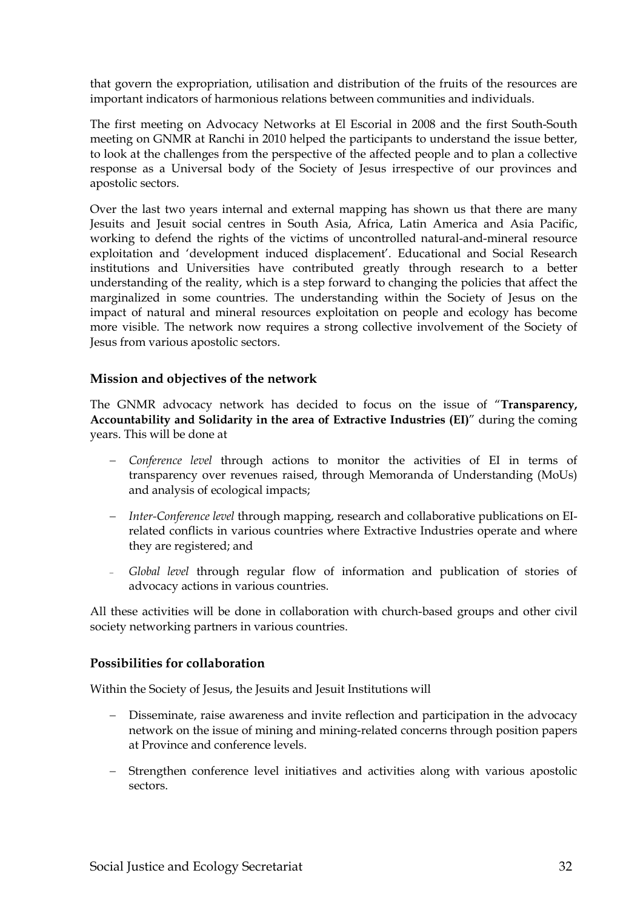that govern the expropriation, utilisation and distribution of the fruits of the resources are important indicators of harmonious relations between communities and individuals.

The first meeting on Advocacy Networks at El Escorial in 2008 and the first South-South meeting on GNMR at Ranchi in 2010 helped the participants to understand the issue better, to look at the challenges from the perspective of the affected people and to plan a collective response as a Universal body of the Society of Jesus irrespective of our provinces and apostolic sectors.

Over the last two years internal and external mapping has shown us that there are many Jesuits and Jesuit social centres in South Asia, Africa, Latin America and Asia Pacific, working to defend the rights of the victims of uncontrolled natural-and-mineral resource exploitation and 'development induced displacement'. Educational and Social Research institutions and Universities have contributed greatly through research to a better understanding of the reality, which is a step forward to changing the policies that affect the marginalized in some countries. The understanding within the Society of Jesus on the impact of natural and mineral resources exploitation on people and ecology has become more visible. The network now requires a strong collective involvement of the Society of Jesus from various apostolic sectors.

### Mission and objectives of the network

The GNMR advocacy network has decided to focus on the issue of "**Transparency, Accountability and Solidarity in the area of Extractive Industries (EI)**" during the coming years. This will be done at

- *Conference level* through actions to monitor the activities of EI in terms of transparency over revenues raised, through Memoranda of Understanding (MoUs) and analysis of ecological impacts;
- *Inter-Conference level* through mapping, research and collaborative publications on EI-related conflicts in various countries where Extractive Industries operate and where they are registered; and
- *Global level* through regular flow of information and publication of stories of advocacy actions in various countries.

All these activities will be done in collaboration with church-based groups and other civil society networking partners in various countries.

### Possibilities for collaboration

Within the Society of Jesus, the Jesuits and Jesuit Institutions will

- Disseminate, raise awareness and invite reflection and participation in the advocacy network on the issue of mining and mining-related concerns through position papers at Province and conference levels.
- Strengthen conference level initiatives and activities along with various apostolic sectors.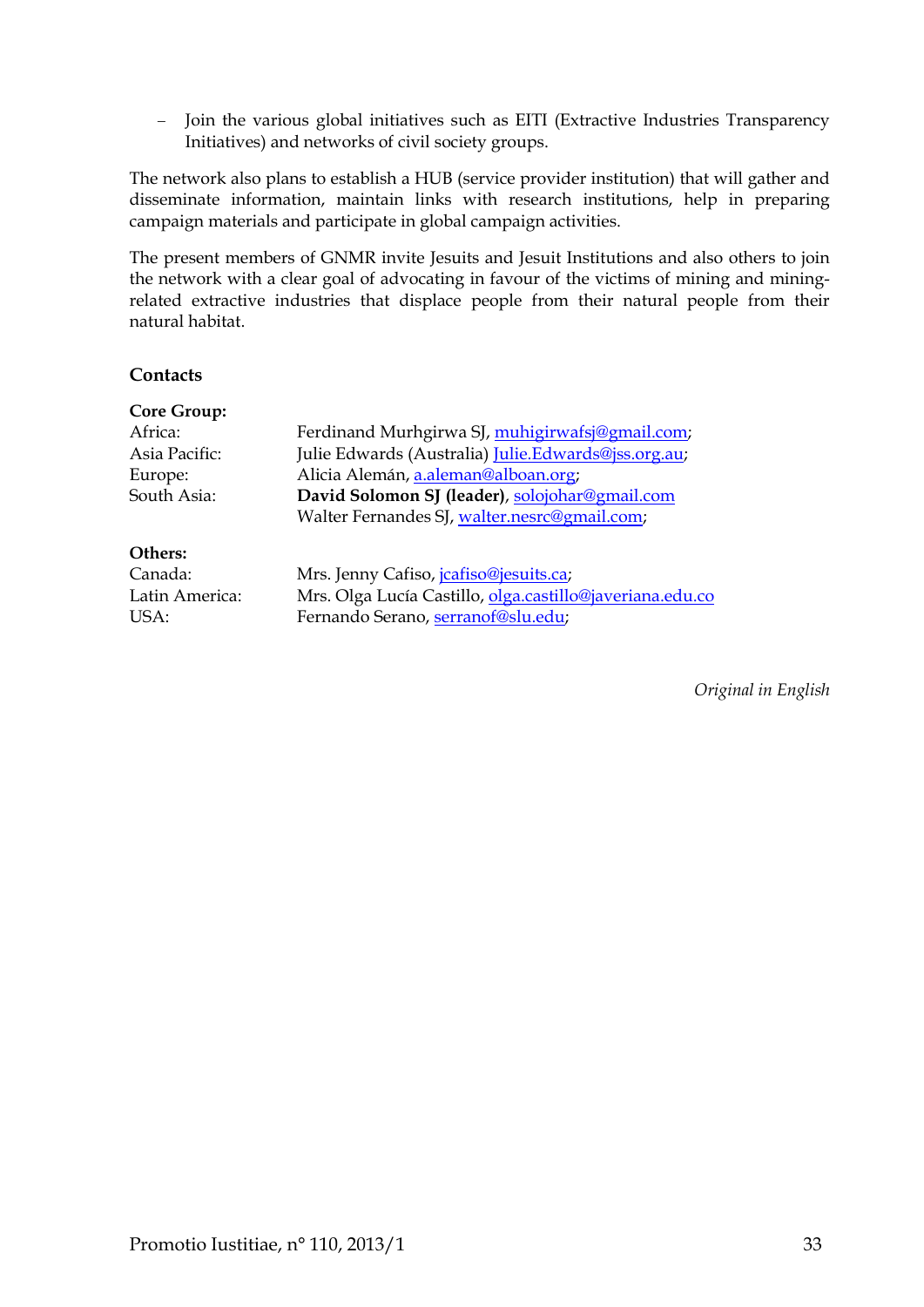- Join the various global initiatives such as EITI (Extractive Industries Transparency Initiatives) and networks of civil society groups.

The network also plans to establish a HUB (service provider institution) that will gather and disseminate information, maintain links with research institutions, help in preparing campaign materials and participate in global campaign activities.

The present members of GNMR invite Jesuits and Jesuit Institutions and also others to join the network with a clear goal of advocating in favour of the victims of mining and mining-related extractive industries that displace people from their natural people from their natural habitat.

### Contacts

**Core Group:**

| | |
|---|---|
| Africa: | Ferdinand Murhgirwa SJ, muhigirwafsj@gmail.com; |
| Asia Pacific: | Julie Edwards (Australia) Julie.Edwards@jss.org.au; |
| Europe: | Alicia Alemán, a.aleman@alboan.org; |
| South Asia: | **David Solomon SJ (leader)**, solojohar@gmail.com |
| | Walter Fernandes SJ, walter.nesrc@gmail.com; |

**Others:**

| | |
|---|---|
| Canada: | Mrs. Jenny Cafiso, jcafiso@jesuits.ca; |
| Latin America: | Mrs. Olga Lucía Castillo, olga.castillo@javeriana.edu.co |
| USA: | Fernando Serano, serranof@slu.edu; |

*Original in English*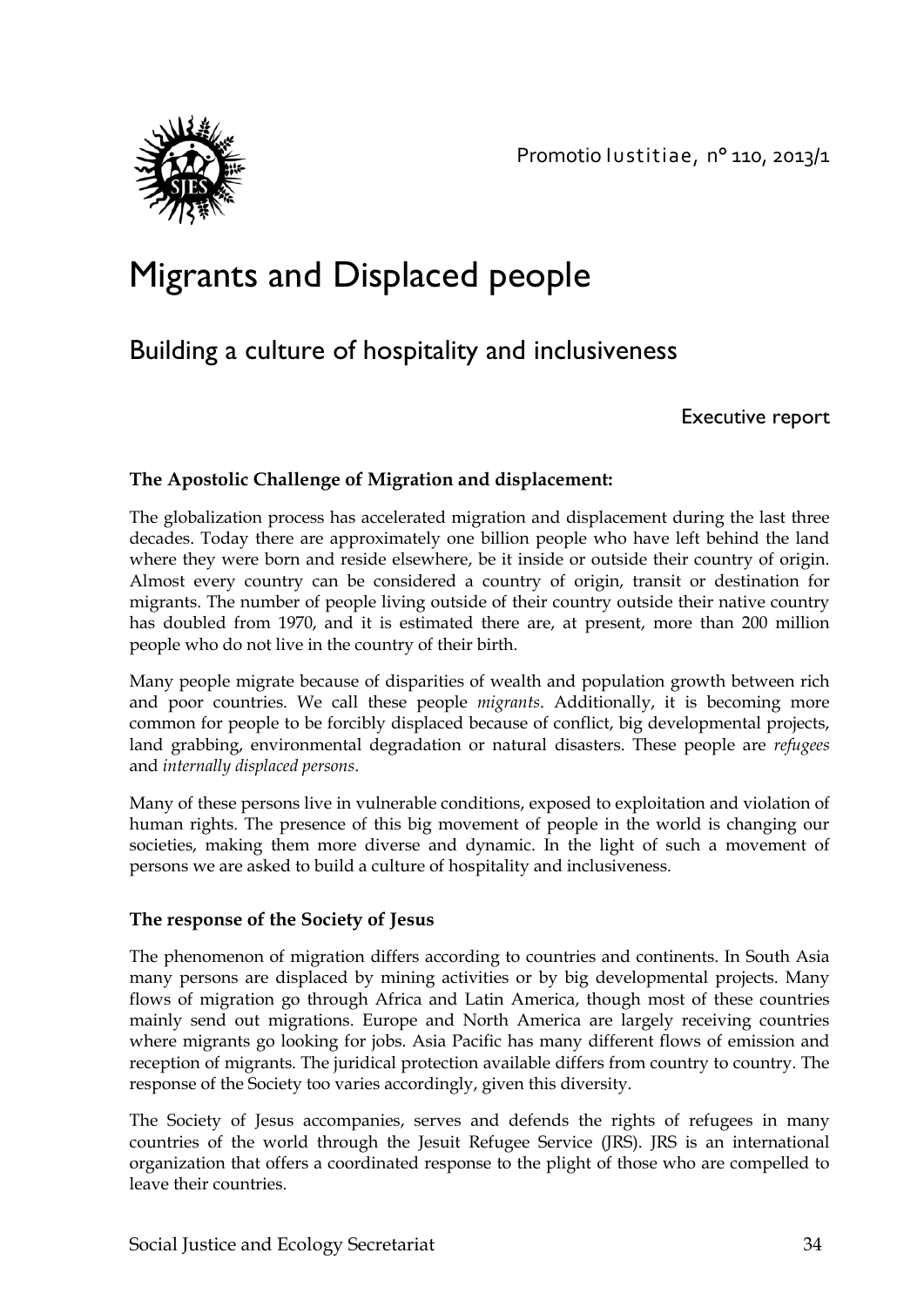# Migrants and Displaced people

## Building a culture of hospitality and inclusiveness

Executive report

### The Apostolic Challenge of Migration and displacement:

The globalization process has accelerated migration and displacement during the last three decades. Today there are approximately one billion people who have left behind the land where they were born and reside elsewhere, be it inside or outside their country of origin. Almost every country can be considered a country of origin, transit or destination for migrants. The number of people living outside of their country outside their native country has doubled from 1970, and it is estimated there are, at present, more than 200 million people who do not live in the country of their birth.

Many people migrate because of disparities of wealth and population growth between rich and poor countries. We call these people *migrants*. Additionally, it is becoming more common for people to be forcibly displaced because of conflict, big developmental projects, land grabbing, environmental degradation or natural disasters. These people are *refugees* and *internally displaced persons*.

Many of these persons live in vulnerable conditions, exposed to exploitation and violation of human rights. The presence of this big movement of people in the world is changing our societies, making them more diverse and dynamic. In the light of such a movement of persons we are asked to build a culture of hospitality and inclusiveness.

### The response of the Society of Jesus

The phenomenon of migration differs according to countries and continents. In South Asia many persons are displaced by mining activities or by big developmental projects. Many flows of migration go through Africa and Latin America, though most of these countries mainly send out migrations. Europe and North America are largely receiving countries where migrants go looking for jobs. Asia Pacific has many different flows of emission and reception of migrants. The juridical protection available differs from country to country. The response of the Society too varies accordingly, given this diversity.

The Society of Jesus accompanies, serves and defends the rights of refugees in many countries of the world through the Jesuit Refugee Service (JRS). JRS is an international organization that offers a coordinated response to the plight of those who are compelled to leave their countries.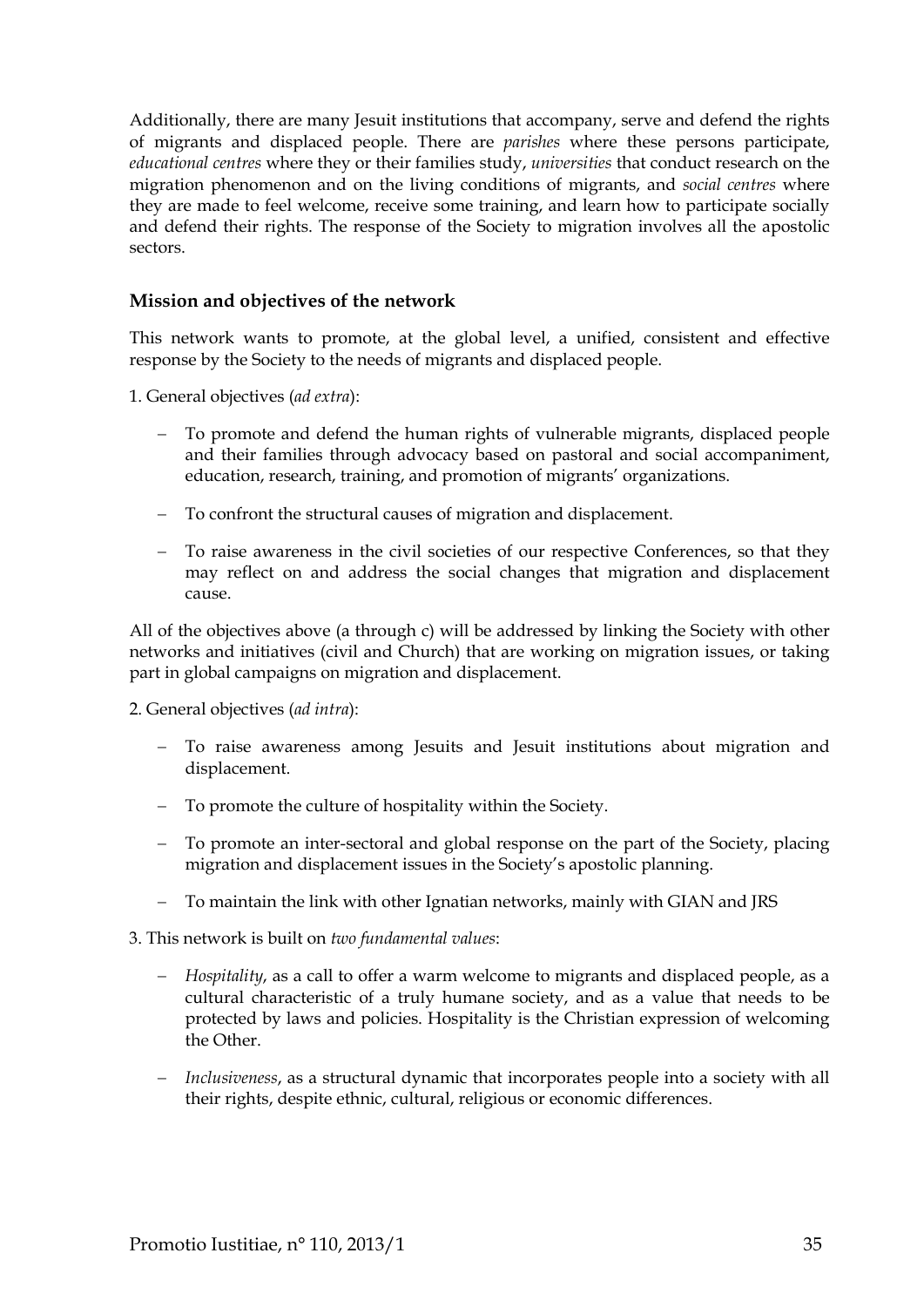Additionally, there are many Jesuit institutions that accompany, serve and defend the rights of migrants and displaced people. There are *parishes* where these persons participate, *educational centres* where they or their families study, *universities* that conduct research on the migration phenomenon and on the living conditions of migrants, and *social centres* where they are made to feel welcome, receive some training, and learn how to participate socially and defend their rights. The response of the Society to migration involves all the apostolic sectors.

### Mission and objectives of the network

This network wants to promote, at the global level, a unified, consistent and effective response by the Society to the needs of migrants and displaced people.

1. General objectives (*ad extra*):

- To promote and defend the human rights of vulnerable migrants, displaced people and their families through advocacy based on pastoral and social accompaniment, education, research, training, and promotion of migrants' organizations.
- To confront the structural causes of migration and displacement.
- To raise awareness in the civil societies of our respective Conferences, so that they may reflect on and address the social changes that migration and displacement cause.

All of the objectives above (a through c) will be addressed by linking the Society with other networks and initiatives (civil and Church) that are working on migration issues, or taking part in global campaigns on migration and displacement.

2. General objectives (*ad intra*):

- To raise awareness among Jesuits and Jesuit institutions about migration and displacement.
- To promote the culture of hospitality within the Society.
- To promote an inter-sectoral and global response on the part of the Society, placing migration and displacement issues in the Society's apostolic planning.
- To maintain the link with other Ignatian networks, mainly with GIAN and JRS

3. This network is built on *two fundamental values*:

- *Hospitality*, as a call to offer a warm welcome to migrants and displaced people, as a cultural characteristic of a truly humane society, and as a value that needs to be protected by laws and policies. Hospitality is the Christian expression of welcoming the Other.
- *Inclusiveness*, as a structural dynamic that incorporates people into a society with all their rights, despite ethnic, cultural, religious or economic differences.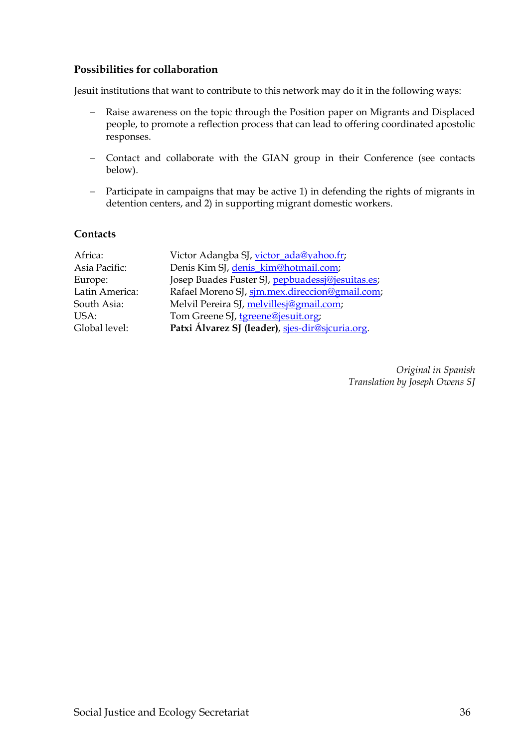### Possibilities for collaboration

Jesuit institutions that want to contribute to this network may do it in the following ways:

- Raise awareness on the topic through the Position paper on Migrants and Displaced people, to promote a reflection process that can lead to offering coordinated apostolic responses.
- Contact and collaborate with the GIAN group in their Conference (see contacts below).
- Participate in campaigns that may be active 1) in defending the rights of migrants in detention centers, and 2) in supporting migrant domestic workers.

### Contacts

| | |
|---|---|
| Africa: | Victor Adangba SJ, victor_ada@yahoo.fr; |
| Asia Pacific: | Denis Kim SJ, denis_kim@hotmail.com; |
| Europe: | Josep Buades Fuster SJ, pepbuadessj@jesuitas.es; |
| Latin America: | Rafael Moreno SJ, sjm.mex.direccion@gmail.com; |
| South Asia: | Melvil Pereira SJ, melvillesj@gmail.com; |
| USA: | Tom Greene SJ, tgreene@jesuit.org; |
| Global level: | **Patxi Álvarez SJ (leader)**, sjes-dir@sjcuria.org. |

*Original in Spanish*
*Translation by Joseph Owens SJ*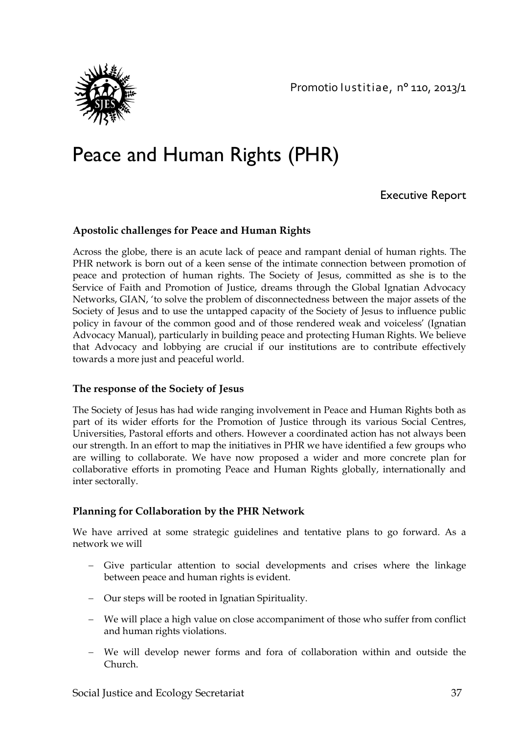# Peace and Human Rights (PHR)

Executive Report

### Apostolic challenges for Peace and Human Rights

Across the globe, there is an acute lack of peace and rampant denial of human rights. The PHR network is born out of a keen sense of the intimate connection between promotion of peace and protection of human rights. The Society of Jesus, committed as she is to the Service of Faith and Promotion of Justice, dreams through the Global Ignatian Advocacy Networks, GIAN, 'to solve the problem of disconnectedness between the major assets of the Society of Jesus and to use the untapped capacity of the Society of Jesus to influence public policy in favour of the common good and of those rendered weak and voiceless' (Ignatian Advocacy Manual), particularly in building peace and protecting Human Rights. We believe that Advocacy and lobbying are crucial if our institutions are to contribute effectively towards a more just and peaceful world.

### The response of the Society of Jesus

The Society of Jesus has had wide ranging involvement in Peace and Human Rights both as part of its wider efforts for the Promotion of Justice through its various Social Centres, Universities, Pastoral efforts and others. However a coordinated action has not always been our strength. In an effort to map the initiatives in PHR we have identified a few groups who are willing to collaborate. We have now proposed a wider and more concrete plan for collaborative efforts in promoting Peace and Human Rights globally, internationally and inter sectorally.

### Planning for Collaboration by the PHR Network

We have arrived at some strategic guidelines and tentative plans to go forward. As a network we will

- Give particular attention to social developments and crises where the linkage between peace and human rights is evident.
- Our steps will be rooted in Ignatian Spirituality.
- We will place a high value on close accompaniment of those who suffer from conflict and human rights violations.
- We will develop newer forms and fora of collaboration within and outside the Church.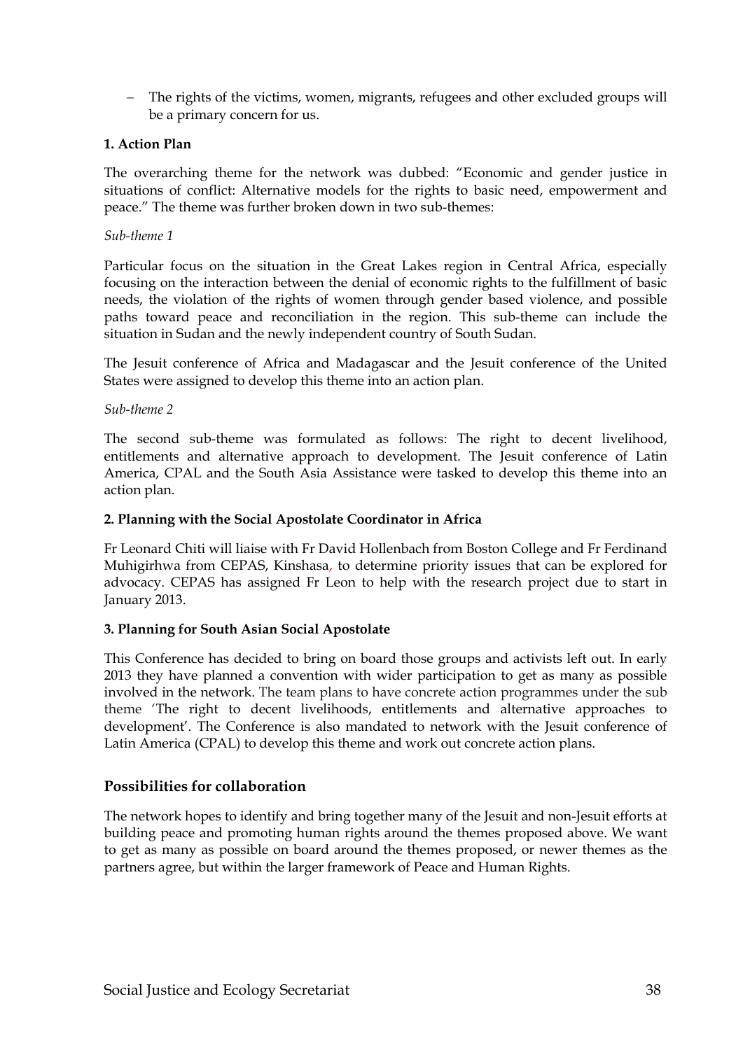- The rights of the victims, women, migrants, refugees and other excluded groups will be a primary concern for us.

**1. Action Plan**

The overarching theme for the network was dubbed: "Economic and gender justice in situations of conflict: Alternative models for the rights to basic need, empowerment and peace." The theme was further broken down in two sub-themes:

*Sub-theme 1*

Particular focus on the situation in the Great Lakes region in Central Africa, especially focusing on the interaction between the denial of economic rights to the fulfillment of basic needs, the violation of the rights of women through gender based violence, and possible paths toward peace and reconciliation in the region. This sub-theme can include the situation in Sudan and the newly independent country of South Sudan.

The Jesuit conference of Africa and Madagascar and the Jesuit conference of the United States were assigned to develop this theme into an action plan.

*Sub-theme 2*

The second sub-theme was formulated as follows: The right to decent livelihood, entitlements and alternative approach to development. The Jesuit conference of Latin America, CPAL and the South Asia Assistance were tasked to develop this theme into an action plan.

**2. Planning with the Social Apostolate Coordinator in Africa**

Fr Leonard Chiti will liaise with Fr David Hollenbach from Boston College and Fr Ferdinand Muhigirhwa from CEPAS, Kinshasa, to determine priority issues that can be explored for advocacy. CEPAS has assigned Fr Leon to help with the research project due to start in January 2013.

**3. Planning for South Asian Social Apostolate**

This Conference has decided to bring on board those groups and activists left out. In early 2013 they have planned a convention with wider participation to get as many as possible involved in the network. The team plans to have concrete action programmes under the sub theme 'The right to decent livelihoods, entitlements and alternative approaches to development'. The Conference is also mandated to network with the Jesuit conference of Latin America (CPAL) to develop this theme and work out concrete action plans.

## Possibilities for collaboration

The network hopes to identify and bring together many of the Jesuit and non-Jesuit efforts at building peace and promoting human rights around the themes proposed above. We want to get as many as possible on board around the themes proposed, or newer themes as the partners agree, but within the larger framework of Peace and Human Rights.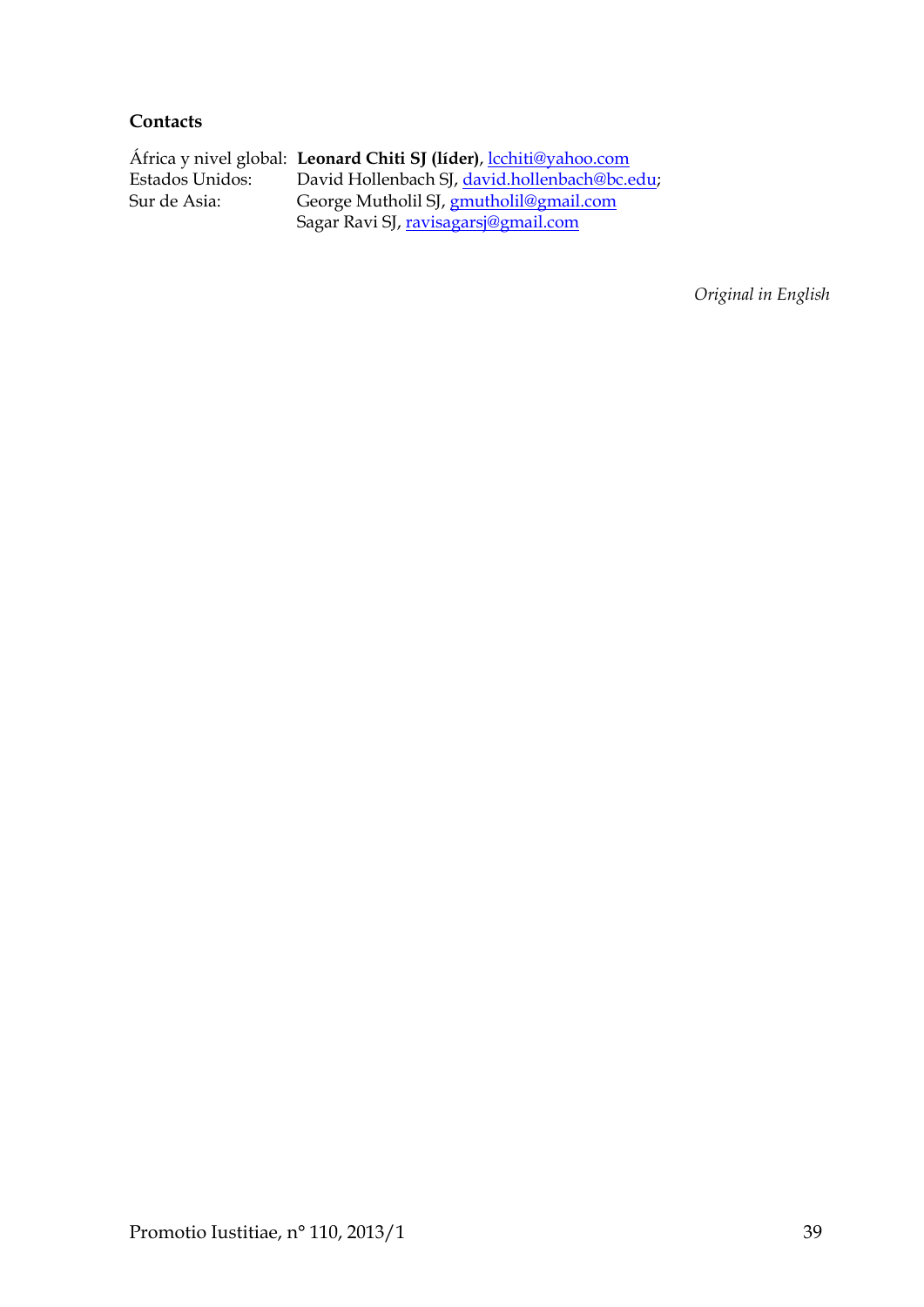**Contacts**

| | |
|---|---|
| África y nivel global: | **Leonard Chiti SJ (líder)**, lcchiti@yahoo.com |
| Estados Unidos: | David Hollenbach SJ, david.hollenbach@bc.edu; |
| Sur de Asia: | George Mutholil SJ, gmutholil@gmail.com |
| | Sagar Ravi SJ, ravisagarsj@gmail.com |

*Original in English*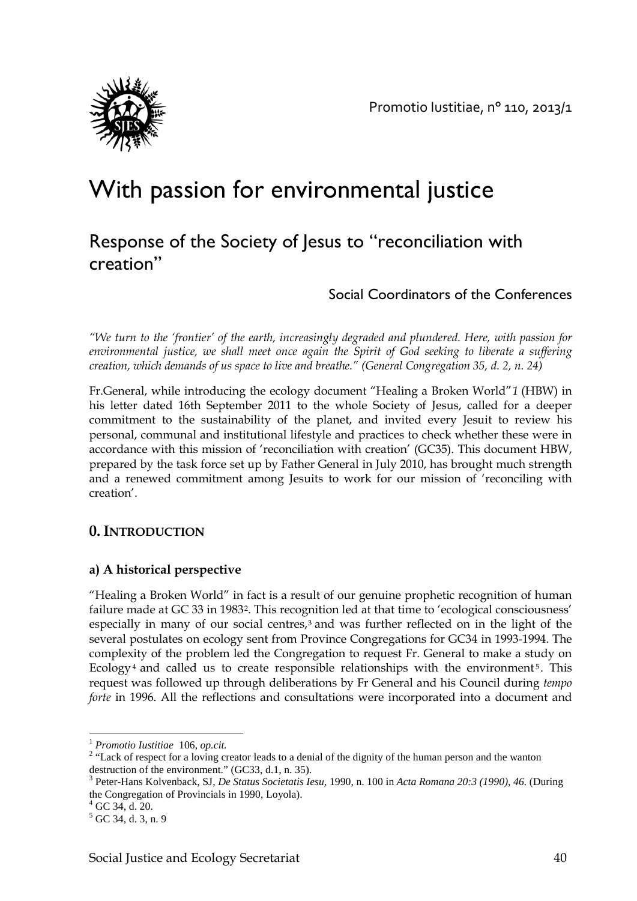# With passion for environmental justice

## Response of the Society of Jesus to "reconciliation with creation"

Social Coordinators of the Conferences

*"We turn to the 'frontier' of the earth, increasingly degraded and plundered. Here, with passion for environmental justice, we shall meet once again the Spirit of God seeking to liberate a suffering creation, which demands of us space to live and breathe." (General Congregation 35, d. 2, n. 24)*

Fr.General, while introducing the ecology document "Healing a Broken World"[1] (HBW) in his letter dated 16th September 2011 to the whole Society of Jesus, called for a deeper commitment to the sustainability of the planet, and invited every Jesuit to review his personal, communal and institutional lifestyle and practices to check whether these were in accordance with this mission of 'reconciliation with creation' (GC35). This document HBW, prepared by the task force set up by Father General in July 2010, has brought much strength and a renewed commitment among Jesuits to work for our mission of 'reconciling with creation'.

### 0. Introduction

#### a) A historical perspective

"Healing a Broken World" in fact is a result of our genuine prophetic recognition of human failure made at GC 33 in 1983[2]. This recognition led at that time to 'ecological consciousness' especially in many of our social centres,[3] and was further reflected on in the light of the several postulates on ecology sent from Province Congregations for GC34 in 1993-1994. The complexity of the problem led the Congregation to request Fr. General to make a study on Ecology[4] and called us to create responsible relationships with the environment[5]. This request was followed up through deliberations by Fr General and his Council during *tempo forte* in 1996. All the reflections and consultations were incorporated into a document and

---

[1] *Promotio Iustitiae* 106, *op.cit.*

[2] "Lack of respect for a loving creator leads to a denial of the dignity of the human person and the wanton destruction of the environment." (GC33, d.1, n. 35).

[3] Peter-Hans Kolvenback, SJ, *De Status Societatis Iesu*, 1990, n. 100 in *Acta Romana 20:3 (1990), 46.* (During the Congregation of Provincials in 1990, Loyola).

[4] GC 34, d. 20.

[5] GC 34, d. 3, n. 9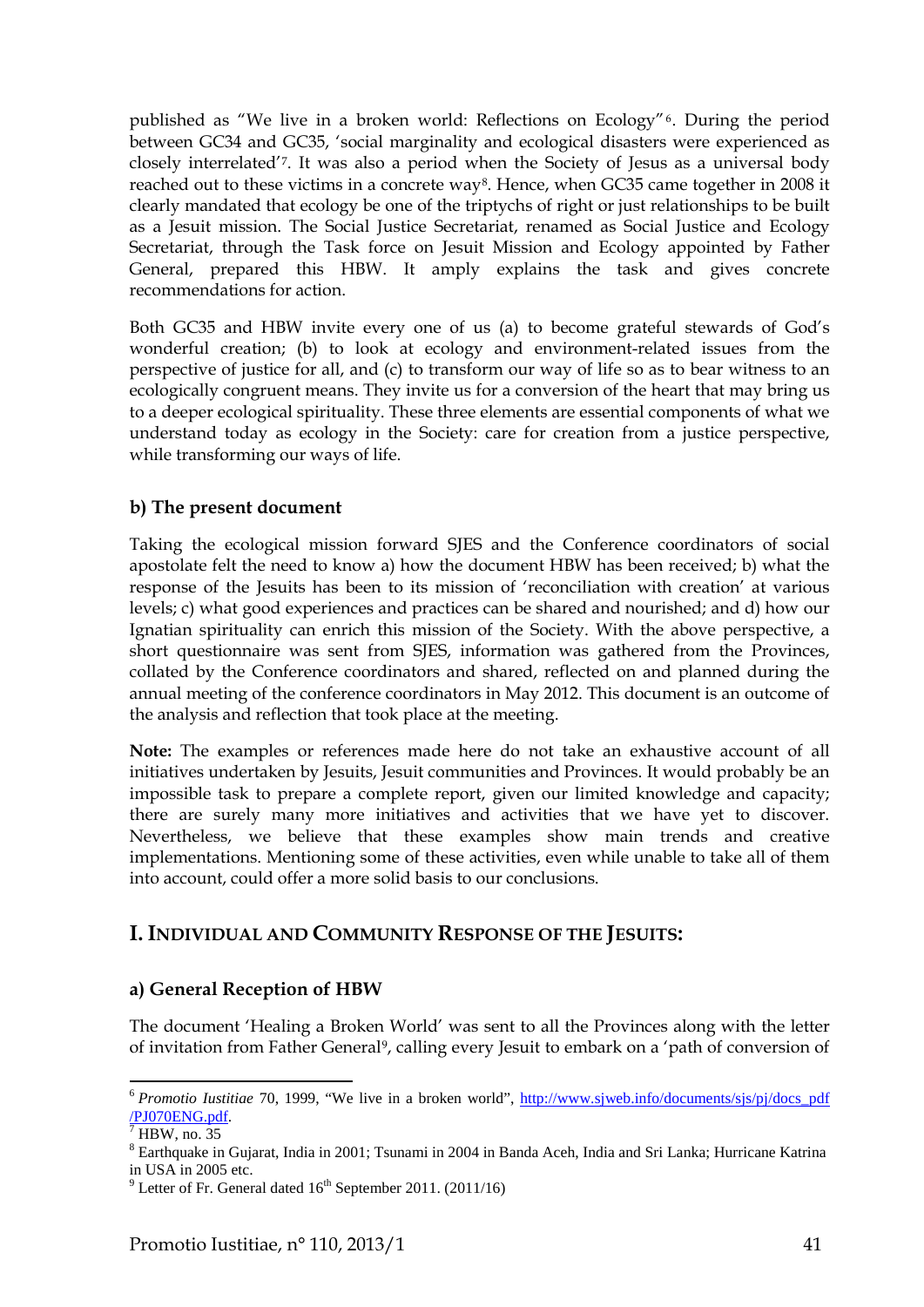published as "We live in a broken world: Reflections on Ecology"[6]. During the period between GC34 and GC35, 'social marginality and ecological disasters were experienced as closely interrelated'[7]. It was also a period when the Society of Jesus as a universal body reached out to these victims in a concrete way[8]. Hence, when GC35 came together in 2008 it clearly mandated that ecology be one of the triptychs of right or just relationships to be built as a Jesuit mission. The Social Justice Secretariat, renamed as Social Justice and Ecology Secretariat, through the Task force on Jesuit Mission and Ecology appointed by Father General, prepared this HBW. It amply explains the task and gives concrete recommendations for action.

Both GC35 and HBW invite every one of us (a) to become grateful stewards of God's wonderful creation; (b) to look at ecology and environment-related issues from the perspective of justice for all, and (c) to transform our way of life so as to bear witness to an ecologically congruent means. They invite us for a conversion of the heart that may bring us to a deeper ecological spirituality. These three elements are essential components of what we understand today as ecology in the Society: care for creation from a justice perspective, while transforming our ways of life.

### b) The present document

Taking the ecological mission forward SJES and the Conference coordinators of social apostolate felt the need to know a) how the document HBW has been received; b) what the response of the Jesuits has been to its mission of 'reconciliation with creation' at various levels; c) what good experiences and practices can be shared and nourished; and d) how our Ignatian spirituality can enrich this mission of the Society. With the above perspective, a short questionnaire was sent from SJES, information was gathered from the Provinces, collated by the Conference coordinators and shared, reflected on and planned during the annual meeting of the conference coordinators in May 2012. This document is an outcome of the analysis and reflection that took place at the meeting.

**Note:** The examples or references made here do not take an exhaustive account of all initiatives undertaken by Jesuits, Jesuit communities and Provinces. It would probably be an impossible task to prepare a complete report, given our limited knowledge and capacity; there are surely many more initiatives and activities that we have yet to discover. Nevertheless, we believe that these examples show main trends and creative implementations. Mentioning some of these activities, even while unable to take all of them into account, could offer a more solid basis to our conclusions.

## I. Individual and Community Response of the Jesuits:

### a) General Reception of HBW

The document 'Healing a Broken World' was sent to all the Provinces along with the letter of invitation from Father General[9], calling every Jesuit to embark on a 'path of conversion of

---

[6] *Promotio Iustitiae* 70, 1999, "We live in a broken world", http://www.sjweb.info/documents/sjs/pj/docs_pdf/PJ070ENG.pdf.

[7] HBW, no. 35

[8] Earthquake in Gujarat, India in 2001; Tsunami in 2004 in Banda Aceh, India and Sri Lanka; Hurricane Katrina in USA in 2005 etc.

[9] Letter of Fr. General dated 16th September 2011. (2011/16)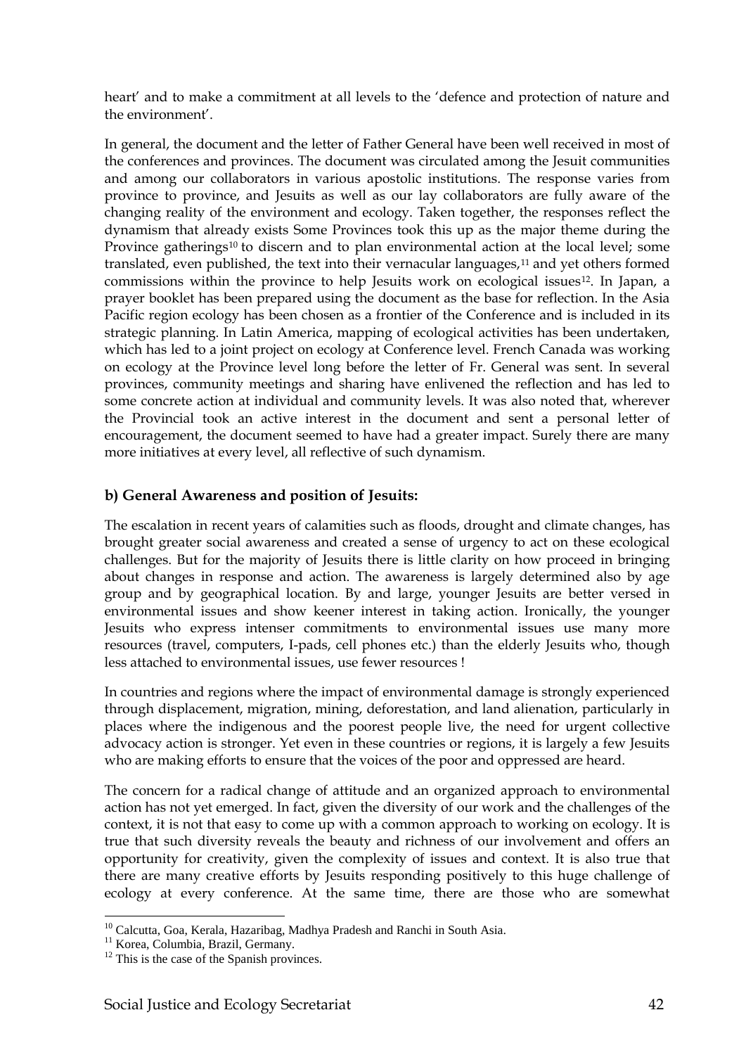heart' and to make a commitment at all levels to the 'defence and protection of nature and the environment'.

In general, the document and the letter of Father General have been well received in most of the conferences and provinces. The document was circulated among the Jesuit communities and among our collaborators in various apostolic institutions. The response varies from province to province, and Jesuits as well as our lay collaborators are fully aware of the changing reality of the environment and ecology. Taken together, the responses reflect the dynamism that already exists Some Provinces took this up as the major theme during the Province gatherings[10] to discern and to plan environmental action at the local level; some translated, even published, the text into their vernacular languages,[11] and yet others formed commissions within the province to help Jesuits work on ecological issues[12]. In Japan, a prayer booklet has been prepared using the document as the base for reflection. In the Asia Pacific region ecology has been chosen as a frontier of the Conference and is included in its strategic planning. In Latin America, mapping of ecological activities has been undertaken, which has led to a joint project on ecology at Conference level. French Canada was working on ecology at the Province level long before the letter of Fr. General was sent. In several provinces, community meetings and sharing have enlivened the reflection and has led to some concrete action at individual and community levels. It was also noted that, wherever the Provincial took an active interest in the document and sent a personal letter of encouragement, the document seemed to have had a greater impact. Surely there are many more initiatives at every level, all reflective of such dynamism.

### b) General Awareness and position of Jesuits:

The escalation in recent years of calamities such as floods, drought and climate changes, has brought greater social awareness and created a sense of urgency to act on these ecological challenges. But for the majority of Jesuits there is little clarity on how proceed in bringing about changes in response and action. The awareness is largely determined also by age group and by geographical location. By and large, younger Jesuits are better versed in environmental issues and show keener interest in taking action. Ironically, the younger Jesuits who express intenser commitments to environmental issues use many more resources (travel, computers, I-pads, cell phones etc.) than the elderly Jesuits who, though less attached to environmental issues, use fewer resources !

In countries and regions where the impact of environmental damage is strongly experienced through displacement, migration, mining, deforestation, and land alienation, particularly in places where the indigenous and the poorest people live, the need for urgent collective advocacy action is stronger. Yet even in these countries or regions, it is largely a few Jesuits who are making efforts to ensure that the voices of the poor and oppressed are heard.

The concern for a radical change of attitude and an organized approach to environmental action has not yet emerged. In fact, given the diversity of our work and the challenges of the context, it is not that easy to come up with a common approach to working on ecology. It is true that such diversity reveals the beauty and richness of our involvement and offers an opportunity for creativity, given the complexity of issues and context. It is also true that there are many creative efforts by Jesuits responding positively to this huge challenge of ecology at every conference. At the same time, there are those who are somewhat

---

[10] Calcutta, Goa, Kerala, Hazaribag, Madhya Pradesh and Ranchi in South Asia.

[11] Korea, Columbia, Brazil, Germany.

[12] This is the case of the Spanish provinces.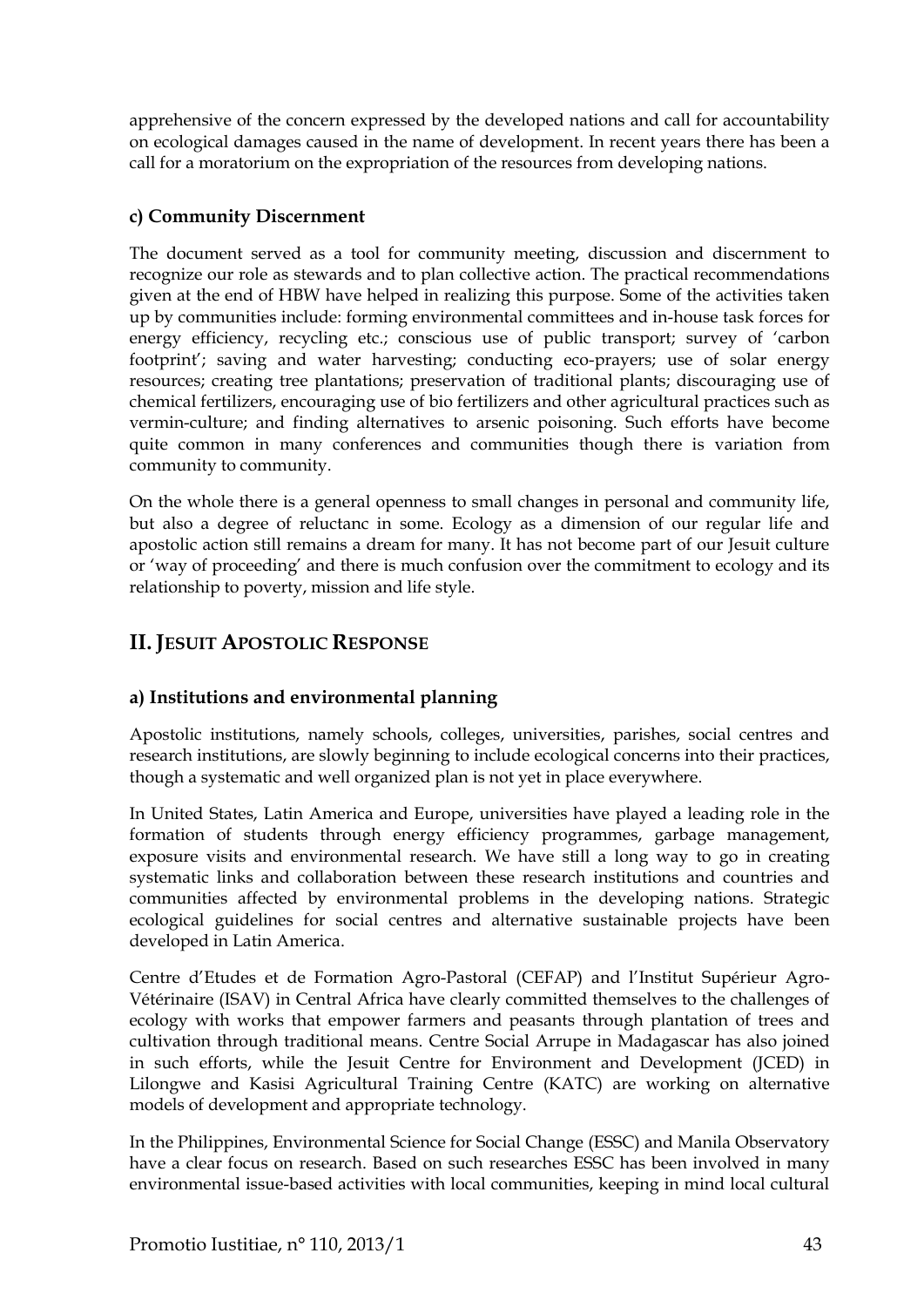apprehensive of the concern expressed by the developed nations and call for accountability on ecological damages caused in the name of development. In recent years there has been a call for a moratorium on the expropriation of the resources from developing nations.

### c) Community Discernment

The document served as a tool for community meeting, discussion and discernment to recognize our role as stewards and to plan collective action. The practical recommendations given at the end of HBW have helped in realizing this purpose. Some of the activities taken up by communities include: forming environmental committees and in-house task forces for energy efficiency, recycling etc.; conscious use of public transport; survey of 'carbon footprint'; saving and water harvesting; conducting eco-prayers; use of solar energy resources; creating tree plantations; preservation of traditional plants; discouraging use of chemical fertilizers, encouraging use of bio fertilizers and other agricultural practices such as vermin-culture; and finding alternatives to arsenic poisoning. Such efforts have become quite common in many conferences and communities though there is variation from community to community.

On the whole there is a general openness to small changes in personal and community life, but also a degree of reluctanc in some. Ecology as a dimension of our regular life and apostolic action still remains a dream for many. It has not become part of our Jesuit culture or 'way of proceeding' and there is much confusion over the commitment to ecology and its relationship to poverty, mission and life style.

## II. Jesuit Apostolic Response

### a) Institutions and environmental planning

Apostolic institutions, namely schools, colleges, universities, parishes, social centres and research institutions, are slowly beginning to include ecological concerns into their practices, though a systematic and well organized plan is not yet in place everywhere.

In United States, Latin America and Europe, universities have played a leading role in the formation of students through energy efficiency programmes, garbage management, exposure visits and environmental research. We have still a long way to go in creating systematic links and collaboration between these research institutions and countries and communities affected by environmental problems in the developing nations. Strategic ecological guidelines for social centres and alternative sustainable projects have been developed in Latin America.

Centre d'Etudes et de Formation Agro-Pastoral (CEFAP) and l'Institut Supérieur Agro-Vétérinaire (ISAV) in Central Africa have clearly committed themselves to the challenges of ecology with works that empower farmers and peasants through plantation of trees and cultivation through traditional means. Centre Social Arrupe in Madagascar has also joined in such efforts, while the Jesuit Centre for Environment and Development (JCED) in Lilongwe and Kasisi Agricultural Training Centre (KATC) are working on alternative models of development and appropriate technology.

In the Philippines, Environmental Science for Social Change (ESSC) and Manila Observatory have a clear focus on research. Based on such researches ESSC has been involved in many environmental issue-based activities with local communities, keeping in mind local cultural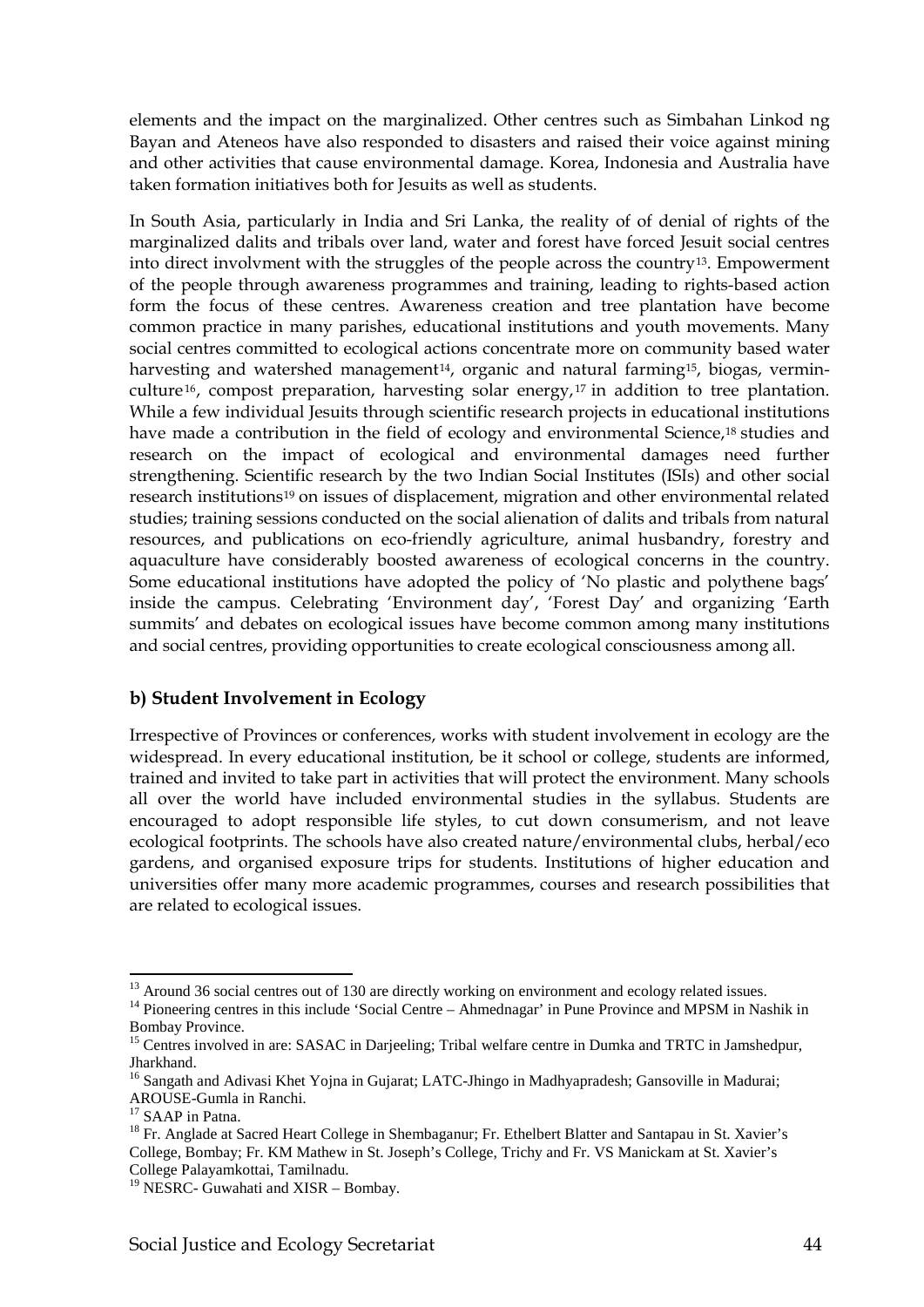elements and the impact on the marginalized. Other centres such as Simbahan Linkod ng Bayan and Ateneos have also responded to disasters and raised their voice against mining and other activities that cause environmental damage. Korea, Indonesia and Australia have taken formation initiatives both for Jesuits as well as students.

In South Asia, particularly in India and Sri Lanka, the reality of of denial of rights of the marginalized dalits and tribals over land, water and forest have forced Jesuit social centres into direct involvment with the struggles of the people across the country[13]. Empowerment of the people through awareness programmes and training, leading to rights-based action form the focus of these centres. Awareness creation and tree plantation have become common practice in many parishes, educational institutions and youth movements. Many social centres committed to ecological actions concentrate more on community based water harvesting and watershed management[14], organic and natural farming[15], biogas, vermin-culture[16], compost preparation, harvesting solar energy,[17] in addition to tree plantation. While a few individual Jesuits through scientific research projects in educational institutions have made a contribution in the field of ecology and environmental Science,[18] studies and research on the impact of ecological and environmental damages need further strengthening. Scientific research by the two Indian Social Institutes (ISIs) and other social research institutions[19] on issues of displacement, migration and other environmental related studies; training sessions conducted on the social alienation of dalits and tribals from natural resources, and publications on eco-friendly agriculture, animal husbandry, forestry and aquaculture have considerably boosted awareness of ecological concerns in the country. Some educational institutions have adopted the policy of 'No plastic and polythene bags' inside the campus. Celebrating 'Environment day', 'Forest Day' and organizing 'Earth summits' and debates on ecological issues have become common among many institutions and social centres, providing opportunities to create ecological consciousness among all.

### b) Student Involvement in Ecology

Irrespective of Provinces or conferences, works with student involvement in ecology are the widespread. In every educational institution, be it school or college, students are informed, trained and invited to take part in activities that will protect the environment. Many schools all over the world have included environmental studies in the syllabus. Students are encouraged to adopt responsible life styles, to cut down consumerism, and not leave ecological footprints. The schools have also created nature/environmental clubs, herbal/eco gardens, and organised exposure trips for students. Institutions of higher education and universities offer many more academic programmes, courses and research possibilities that are related to ecological issues.

---

[13] Around 36 social centres out of 130 are directly working on environment and ecology related issues.

[14] Pioneering centres in this include 'Social Centre – Ahmednagar' in Pune Province and MPSM in Nashik in Bombay Province.

[15] Centres involved in are: SASAC in Darjeeling; Tribal welfare centre in Dumka and TRTC in Jamshedpur, Jharkhand.

[16] Sangath and Adivasi Khet Yojna in Gujarat; LATC-Jhingo in Madhyapradesh; Gansoville in Madurai; AROUSE-Gumla in Ranchi.

[17] SAAP in Patna.

[18] Fr. Anglade at Sacred Heart College in Shembaganur; Fr. Ethelbert Blatter and Santapau in St. Xavier's College, Bombay; Fr. KM Mathew in St. Joseph's College, Trichy and Fr. VS Manickam at St. Xavier's College Palayamkottai, Tamilnadu.

[19] NESRC- Guwahati and XISR – Bombay.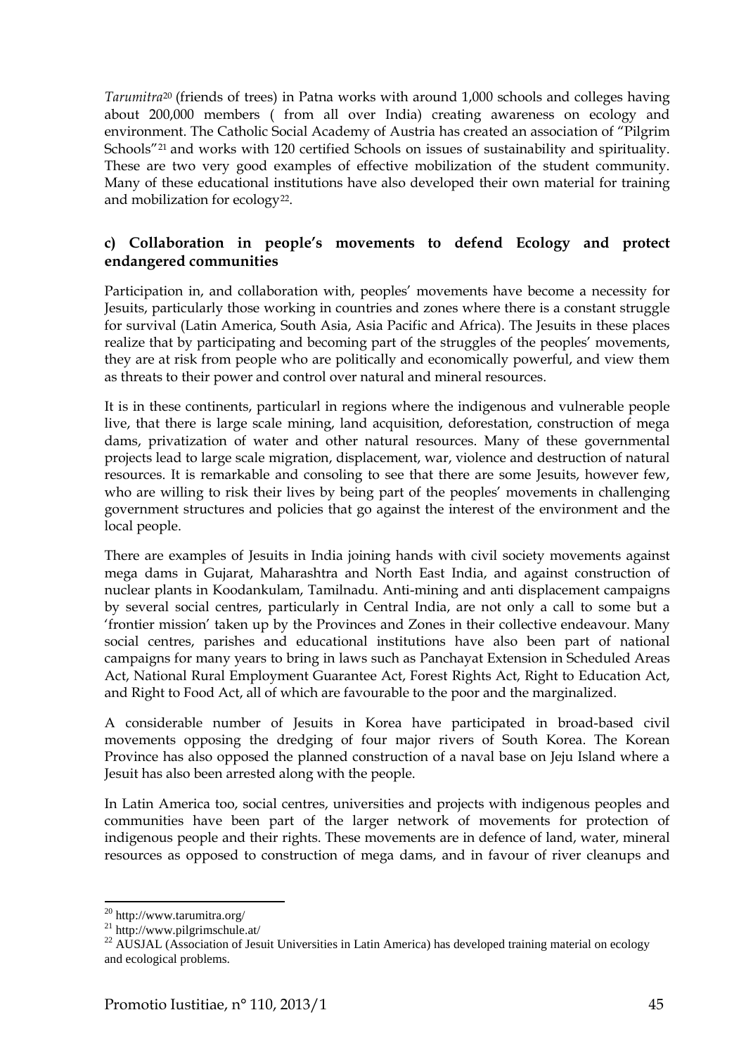*Tarumitra*[20] (friends of trees) in Patna works with around 1,000 schools and colleges having about 200,000 members ( from all over India) creating awareness on ecology and environment. The Catholic Social Academy of Austria has created an association of "Pilgrim Schools"[21] and works with 120 certified Schools on issues of sustainability and spirituality. These are two very good examples of effective mobilization of the student community. Many of these educational institutions have also developed their own material for training and mobilization for ecology[22].

### c) Collaboration in people's movements to defend Ecology and protect endangered communities

Participation in, and collaboration with, peoples' movements have become a necessity for Jesuits, particularly those working in countries and zones where there is a constant struggle for survival (Latin America, South Asia, Asia Pacific and Africa). The Jesuits in these places realize that by participating and becoming part of the struggles of the peoples' movements, they are at risk from people who are politically and economically powerful, and view them as threats to their power and control over natural and mineral resources.

It is in these continents, particularl in regions where the indigenous and vulnerable people live, that there is large scale mining, land acquisition, deforestation, construction of mega dams, privatization of water and other natural resources. Many of these governmental projects lead to large scale migration, displacement, war, violence and destruction of natural resources. It is remarkable and consoling to see that there are some Jesuits, however few, who are willing to risk their lives by being part of the peoples' movements in challenging government structures and policies that go against the interest of the environment and the local people.

There are examples of Jesuits in India joining hands with civil society movements against mega dams in Gujarat, Maharashtra and North East India, and against construction of nuclear plants in Koodankulam, Tamilnadu. Anti-mining and anti displacement campaigns by several social centres, particularly in Central India, are not only a call to some but a 'frontier mission' taken up by the Provinces and Zones in their collective endeavour. Many social centres, parishes and educational institutions have also been part of national campaigns for many years to bring in laws such as Panchayat Extension in Scheduled Areas Act, National Rural Employment Guarantee Act, Forest Rights Act, Right to Education Act, and Right to Food Act, all of which are favourable to the poor and the marginalized.

A considerable number of Jesuits in Korea have participated in broad-based civil movements opposing the dredging of four major rivers of South Korea. The Korean Province has also opposed the planned construction of a naval base on Jeju Island where a Jesuit has also been arrested along with the people.

In Latin America too, social centres, universities and projects with indigenous peoples and communities have been part of the larger network of movements for protection of indigenous people and their rights. These movements are in defence of land, water, mineral resources as opposed to construction of mega dams, and in favour of river cleanups and

---

[20] http://www.tarumitra.org/

[21] http://www.pilgrimschule.at/

[22] AUSJAL (Association of Jesuit Universities in Latin America) has developed training material on ecology and ecological problems.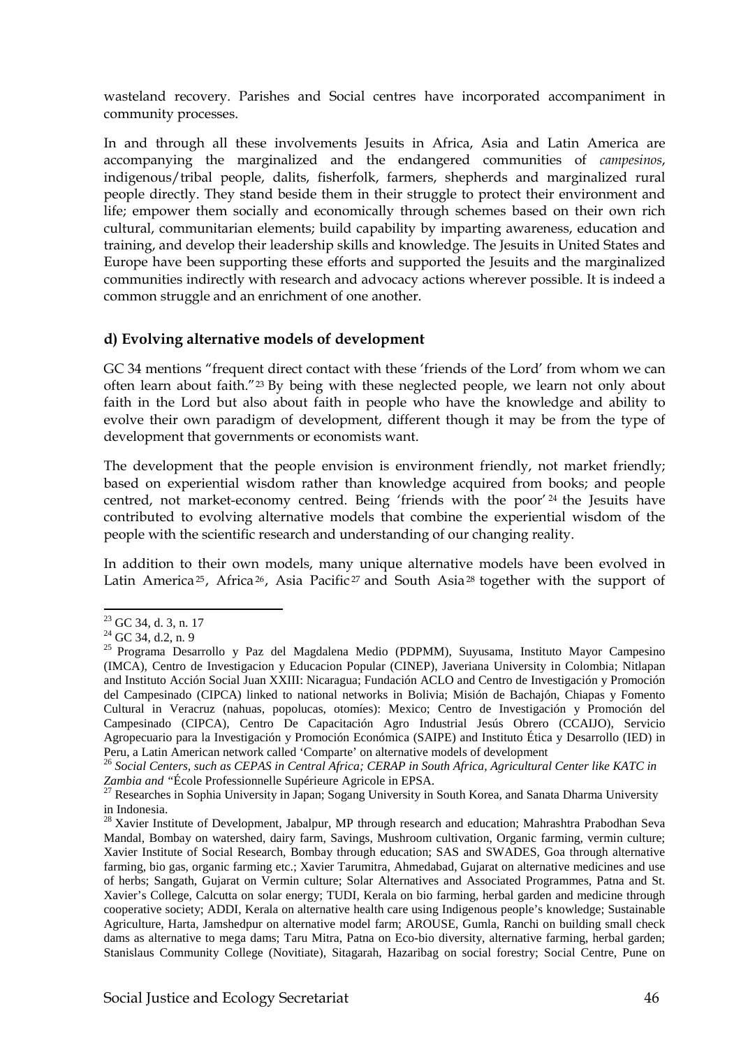wasteland recovery. Parishes and Social centres have incorporated accompaniment in community processes.

In and through all these involvements Jesuits in Africa, Asia and Latin America are accompanying the marginalized and the endangered communities of *campesinos*, indigenous/tribal people, dalits, fisherfolk, farmers, shepherds and marginalized rural people directly. They stand beside them in their struggle to protect their environment and life; empower them socially and economically through schemes based on their own rich cultural, communitarian elements; build capability by imparting awareness, education and training, and develop their leadership skills and knowledge. The Jesuits in United States and Europe have been supporting these efforts and supported the Jesuits and the marginalized communities indirectly with research and advocacy actions wherever possible. It is indeed a common struggle and an enrichment of one another.

### d) Evolving alternative models of development

GC 34 mentions "frequent direct contact with these 'friends of the Lord' from whom we can often learn about faith."[23] By being with these neglected people, we learn not only about faith in the Lord but also about faith in people who have the knowledge and ability to evolve their own paradigm of development, different though it may be from the type of development that governments or economists want.

The development that the people envision is environment friendly, not market friendly; based on experiential wisdom rather than knowledge acquired from books; and people centred, not market-economy centred. Being 'friends with the poor'[24] the Jesuits have contributed to evolving alternative models that combine the experiential wisdom of the people with the scientific research and understanding of our changing reality.

In addition to their own models, many unique alternative models have been evolved in Latin America[25], Africa[26], Asia Pacific[27] and South Asia[28] together with the support of

---

[23] GC 34, d. 3, n. 17

[24] GC 34, d.2, n. 9

[25] Programa Desarrollo y Paz del Magdalena Medio (PDPMM), Suyusama, Instituto Mayor Campesino (IMCA), Centro de Investigacion y Educacion Popular (CINEP), Javeriana University in Colombia; Nitlapan and Instituto Acción Social Juan XXIII: Nicaragua; Fundación ACLO and Centro de Investigación y Promoción del Campesinado (CIPCA) linked to national networks in Bolivia; Misión de Bachajón, Chiapas y Fomento Cultural in Veracruz (nahuas, popolucas, otomíes): Mexico; Centro de Investigación y Promoción del Campesinado (CIPCA), Centro De Capacitación Agro Industrial Jesús Obrero (CCAIJO), Servicio Agropecuario para la Investigación y Promoción Económica (SAIPE) and Instituto Ética y Desarrollo (IED) in Peru, a Latin American network called 'Comparte' on alternative models of development

[26] *Social Centers, such as CEPAS in Central Africa; CERAP in South Africa, Agricultural Center like KATC in Zambia and* "École Professionnelle Supérieure Agricole in EPSA.

[27] Researches in Sophia University in Japan; Sogang University in South Korea, and Sanata Dharma University in Indonesia.

[28] Xavier Institute of Development, Jabalpur, MP through research and education; Mahrashtra Prabodhan Seva Mandal, Bombay on watershed, dairy farm, Savings, Mushroom cultivation, Organic farming, vermin culture; Xavier Institute of Social Research, Bombay through education; SAS and SWADES, Goa through alternative farming, bio gas, organic farming etc.; Xavier Tarumitra, Ahmedabad, Gujarat on alternative medicines and use of herbs; Sangath, Gujarat on Vermin culture; Solar Alternatives and Associated Programmes, Patna and St. Xavier's College, Calcutta on solar energy; TUDI, Kerala on bio farming, herbal garden and medicine through cooperative society; ADDI, Kerala on alternative health care using Indigenous people's knowledge; Sustainable Agriculture, Harta, Jamshedpur on alternative model farm; AROUSE, Gumla, Ranchi on building small check dams as alternative to mega dams; Taru Mitra, Patna on Eco-bio diversity, alternative farming, herbal garden; Stanislaus Community College (Novitiate), Sitagarah, Hazaribag on social forestry; Social Centre, Pune on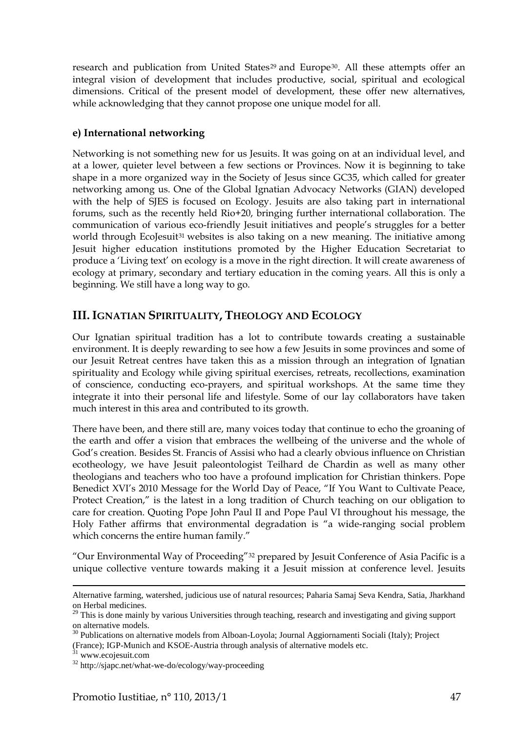research and publication from United States[29] and Europe[30]. All these attempts offer an integral vision of development that includes productive, social, spiritual and ecological dimensions. Critical of the present model of development, these offer new alternatives, while acknowledging that they cannot propose one unique model for all.

### e) International networking

Networking is not something new for us Jesuits. It was going on at an individual level, and at a lower, quieter level between a few sections or Provinces. Now it is beginning to take shape in a more organized way in the Society of Jesus since GC35, which called for greater networking among us. One of the Global Ignatian Advocacy Networks (GIAN) developed with the help of SJES is focused on Ecology. Jesuits are also taking part in international forums, such as the recently held Rio+20, bringing further international collaboration. The communication of various eco-friendly Jesuit initiatives and people's struggles for a better world through EcoJesuit[31] websites is also taking on a new meaning. The initiative among Jesuit higher education institutions promoted by the Higher Education Secretariat to produce a 'Living text' on ecology is a move in the right direction. It will create awareness of ecology at primary, secondary and tertiary education in the coming years. All this is only a beginning. We still have a long way to go.

## III. Ignatian Spirituality, Theology and Ecology

Our Ignatian spiritual tradition has a lot to contribute towards creating a sustainable environment. It is deeply rewarding to see how a few Jesuits in some provinces and some of our Jesuit Retreat centres have taken this as a mission through an integration of Ignatian spirituality and Ecology while giving spiritual exercises, retreats, recollections, examination of conscience, conducting eco-prayers, and spiritual workshops. At the same time they integrate it into their personal life and lifestyle. Some of our lay collaborators have taken much interest in this area and contributed to its growth.

There have been, and there still are, many voices today that continue to echo the groaning of the earth and offer a vision that embraces the wellbeing of the universe and the whole of God's creation. Besides St. Francis of Assisi who had a clearly obvious influence on Christian ecotheology, we have Jesuit paleontologist Teilhard de Chardin as well as many other theologians and teachers who too have a profound implication for Christian thinkers. Pope Benedict XVI's 2010 Message for the World Day of Peace, "If You Want to Cultivate Peace, Protect Creation," is the latest in a long tradition of Church teaching on our obligation to care for creation. Quoting Pope John Paul II and Pope Paul VI throughout his message, the Holy Father affirms that environmental degradation is "a wide-ranging social problem which concerns the entire human family."

"Our Environmental Way of Proceeding"[32] prepared by Jesuit Conference of Asia Pacific is a unique collective venture towards making it a Jesuit mission at conference level. Jesuits

---

Alternative farming, watershed, judicious use of natural resources; Paharia Samaj Seva Kendra, Satia, Jharkhand on Herbal medicines.

[29] This is done mainly by various Universities through teaching, research and investigating and giving support on alternative models.

[30] Publications on alternative models from Alboan-Loyola; Journal Aggiornamenti Sociali (Italy); Project (France); IGP-Munich and KSOE-Austria through analysis of alternative models etc.

[31] www.ecojesuit.com

[32] http://sjapc.net/what-we-do/ecology/way-proceeding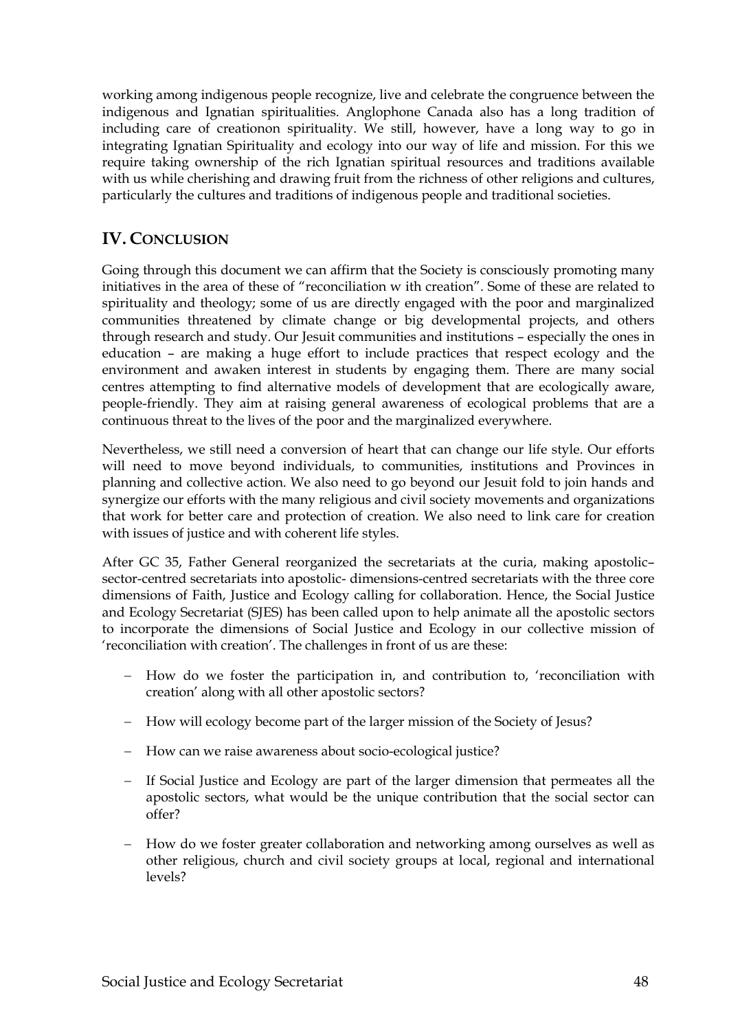working among indigenous people recognize, live and celebrate the congruence between the indigenous and Ignatian spiritualities. Anglophone Canada also has a long tradition of including care of creationon spirituality. We still, however, have a long way to go in integrating Ignatian Spirituality and ecology into our way of life and mission. For this we require taking ownership of the rich Ignatian spiritual resources and traditions available with us while cherishing and drawing fruit from the richness of other religions and cultures, particularly the cultures and traditions of indigenous people and traditional societies.

## IV. CONCLUSION

Going through this document we can affirm that the Society is consciously promoting many initiatives in the area of these of "reconciliation w ith creation". Some of these are related to spirituality and theology; some of us are directly engaged with the poor and marginalized communities threatened by climate change or big developmental projects, and others through research and study. Our Jesuit communities and institutions – especially the ones in education – are making a huge effort to include practices that respect ecology and the environment and awaken interest in students by engaging them. There are many social centres attempting to find alternative models of development that are ecologically aware, people-friendly. They aim at raising general awareness of ecological problems that are a continuous threat to the lives of the poor and the marginalized everywhere.

Nevertheless, we still need a conversion of heart that can change our life style. Our efforts will need to move beyond individuals, to communities, institutions and Provinces in planning and collective action. We also need to go beyond our Jesuit fold to join hands and synergize our efforts with the many religious and civil society movements and organizations that work for better care and protection of creation. We also need to link care for creation with issues of justice and with coherent life styles.

After GC 35, Father General reorganized the secretariats at the curia, making apostolic–sector-centred secretariats into apostolic- dimensions-centred secretariats with the three core dimensions of Faith, Justice and Ecology calling for collaboration. Hence, the Social Justice and Ecology Secretariat (SJES) has been called upon to help animate all the apostolic sectors to incorporate the dimensions of Social Justice and Ecology in our collective mission of 'reconciliation with creation'. The challenges in front of us are these:

- How do we foster the participation in, and contribution to, 'reconciliation with creation' along with all other apostolic sectors?
- How will ecology become part of the larger mission of the Society of Jesus?
- How can we raise awareness about socio-ecological justice?
- If Social Justice and Ecology are part of the larger dimension that permeates all the apostolic sectors, what would be the unique contribution that the social sector can offer?
- How do we foster greater collaboration and networking among ourselves as well as other religious, church and civil society groups at local, regional and international levels?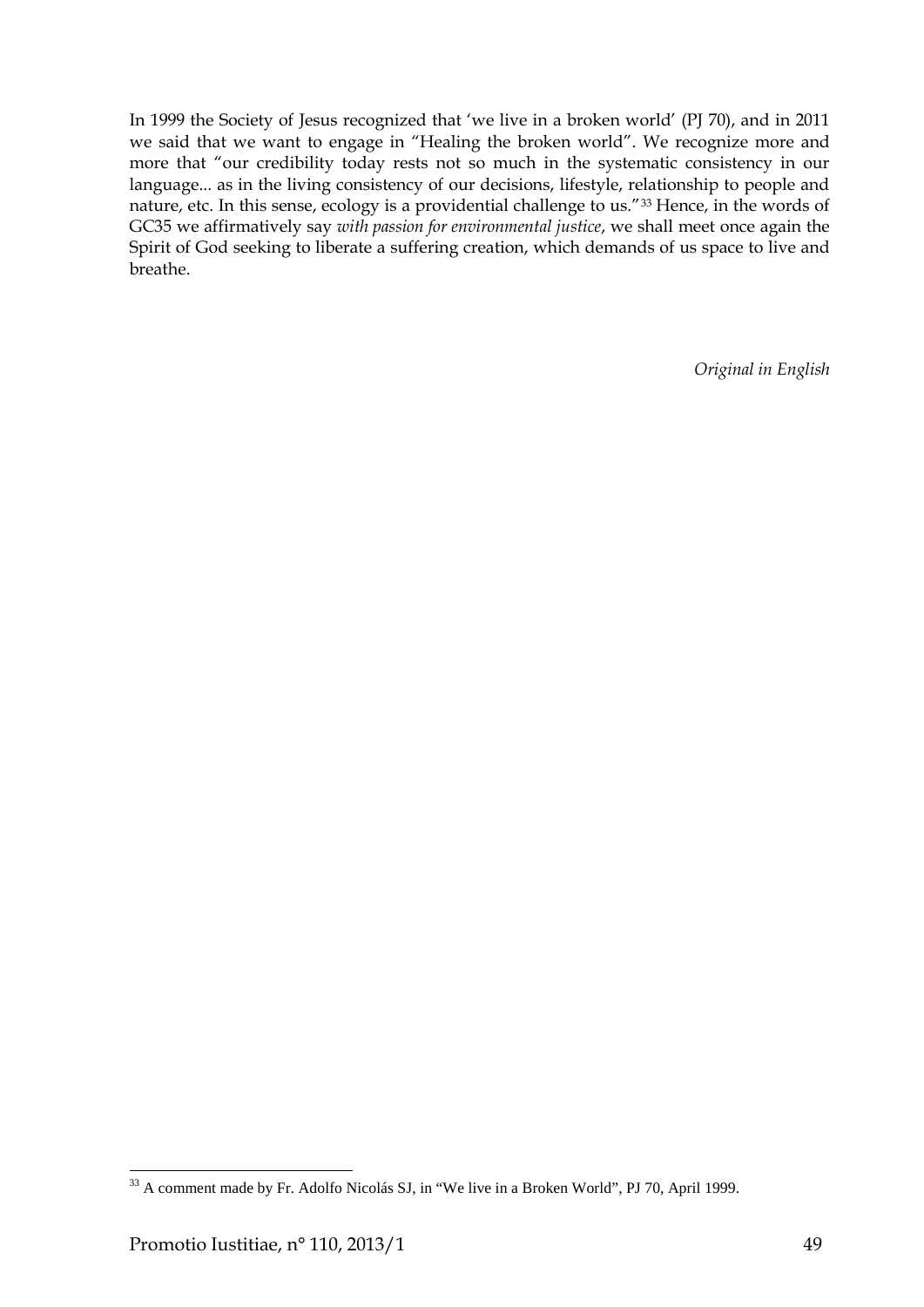In 1999 the Society of Jesus recognized that 'we live in a broken world' (PJ 70), and in 2011 we said that we want to engage in "Healing the broken world". We recognize more and more that "our credibility today rests not so much in the systematic consistency in our language... as in the living consistency of our decisions, lifestyle, relationship to people and nature, etc. In this sense, ecology is a providential challenge to us."[33] Hence, in the words of GC35 we affirmatively say *with passion for environmental justice*, we shall meet once again the Spirit of God seeking to liberate a suffering creation, which demands of us space to live and breathe.

*Original in English*

---

[33] A comment made by Fr. Adolfo Nicolás SJ, in "We live in a Broken World", PJ 70, April 1999.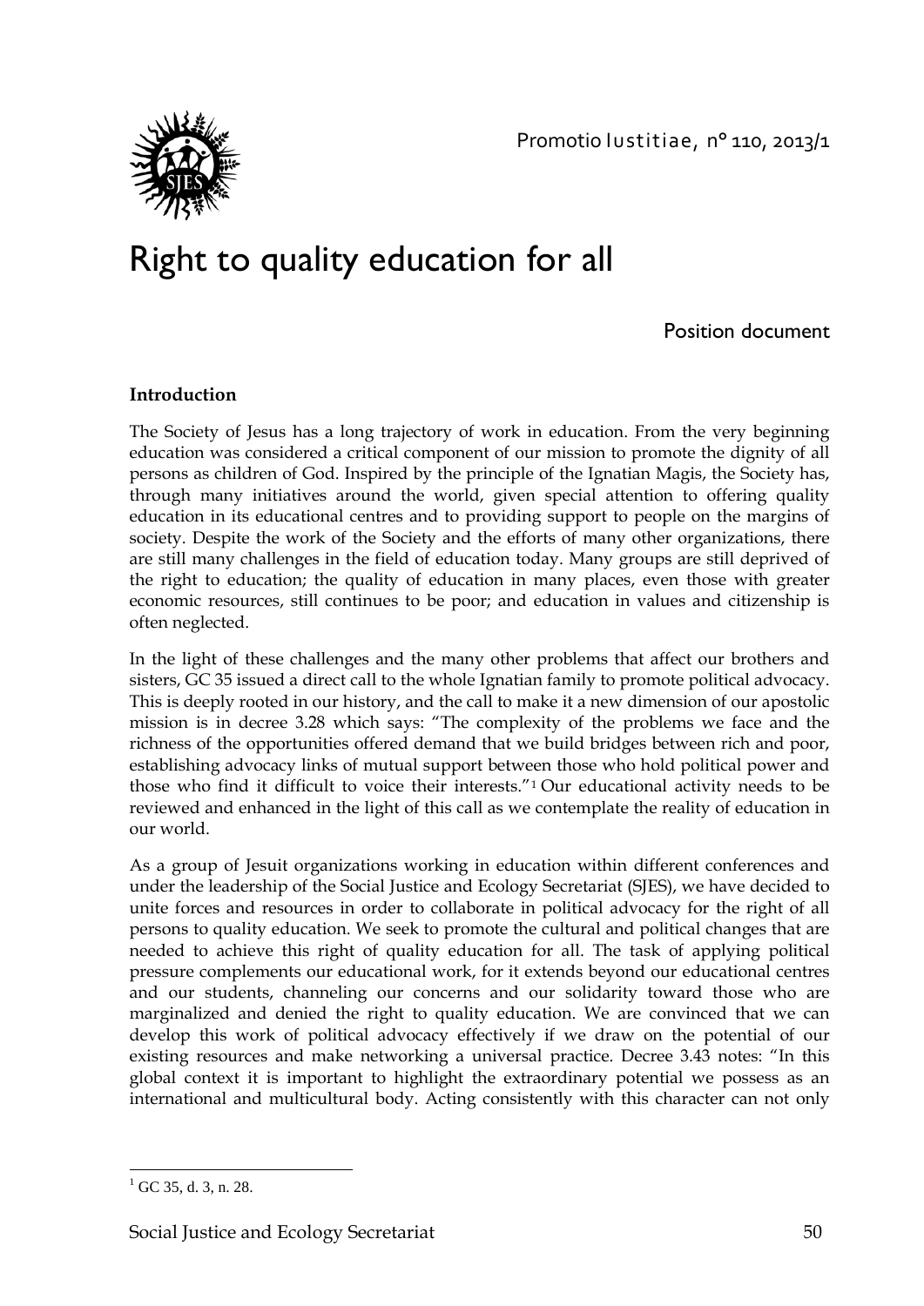# Right to quality education for all

Position document

**Introduction**

The Society of Jesus has a long trajectory of work in education. From the very beginning education was considered a critical component of our mission to promote the dignity of all persons as children of God. Inspired by the principle of the Ignatian Magis, the Society has, through many initiatives around the world, given special attention to offering quality education in its educational centres and to providing support to people on the margins of society. Despite the work of the Society and the efforts of many other organizations, there are still many challenges in the field of education today. Many groups are still deprived of the right to education; the quality of education in many places, even those with greater economic resources, still continues to be poor; and education in values and citizenship is often neglected.

In the light of these challenges and the many other problems that affect our brothers and sisters, GC 35 issued a direct call to the whole Ignatian family to promote political advocacy. This is deeply rooted in our history, and the call to make it a new dimension of our apostolic mission is in decree 3.28 which says: "The complexity of the problems we face and the richness of the opportunities offered demand that we build bridges between rich and poor, establishing advocacy links of mutual support between those who hold political power and those who find it difficult to voice their interests."[1] Our educational activity needs to be reviewed and enhanced in the light of this call as we contemplate the reality of education in our world.

As a group of Jesuit organizations working in education within different conferences and under the leadership of the Social Justice and Ecology Secretariat (SJES), we have decided to unite forces and resources in order to collaborate in political advocacy for the right of all persons to quality education. We seek to promote the cultural and political changes that are needed to achieve this right of quality education for all. The task of applying political pressure complements our educational work, for it extends beyond our educational centres and our students, channeling our concerns and our solidarity toward those who are marginalized and denied the right to quality education. We are convinced that we can develop this work of political advocacy effectively if we draw on the potential of our existing resources and make networking a universal practice. Decree 3.43 notes: "In this global context it is important to highlight the extraordinary potential we possess as an international and multicultural body. Acting consistently with this character can not only

[1] GC 35, d. 3, n. 28.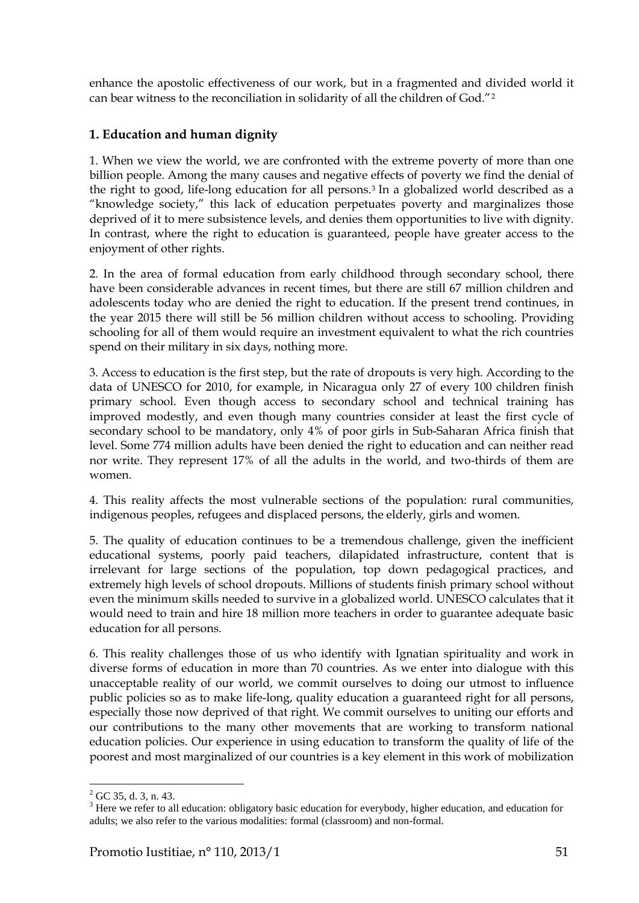enhance the apostolic effectiveness of our work, but in a fragmented and divided world it can bear witness to the reconciliation in solidarity of all the children of God."[2]

### 1. Education and human dignity

1. When we view the world, we are confronted with the extreme poverty of more than one billion people. Among the many causes and negative effects of poverty we find the denial of the right to good, life-long education for all persons.[3] In a globalized world described as a "knowledge society," this lack of education perpetuates poverty and marginalizes those deprived of it to mere subsistence levels, and denies them opportunities to live with dignity. In contrast, where the right to education is guaranteed, people have greater access to the enjoyment of other rights.

2. In the area of formal education from early childhood through secondary school, there have been considerable advances in recent times, but there are still 67 million children and adolescents today who are denied the right to education. If the present trend continues, in the year 2015 there will still be 56 million children without access to schooling. Providing schooling for all of them would require an investment equivalent to what the rich countries spend on their military in six days, nothing more.

3. Access to education is the first step, but the rate of dropouts is very high. According to the data of UNESCO for 2010, for example, in Nicaragua only 27 of every 100 children finish primary school. Even though access to secondary school and technical training has improved modestly, and even though many countries consider at least the first cycle of secondary school to be mandatory, only 4% of poor girls in Sub-Saharan Africa finish that level. Some 774 million adults have been denied the right to education and can neither read nor write. They represent 17% of all the adults in the world, and two-thirds of them are women.

4. This reality affects the most vulnerable sections of the population: rural communities, indigenous peoples, refugees and displaced persons, the elderly, girls and women.

5. The quality of education continues to be a tremendous challenge, given the inefficient educational systems, poorly paid teachers, dilapidated infrastructure, content that is irrelevant for large sections of the population, top down pedagogical practices, and extremely high levels of school dropouts. Millions of students finish primary school without even the minimum skills needed to survive in a globalized world. UNESCO calculates that it would need to train and hire 18 million more teachers in order to guarantee adequate basic education for all persons.

6. This reality challenges those of us who identify with Ignatian spirituality and work in diverse forms of education in more than 70 countries. As we enter into dialogue with this unacceptable reality of our world, we commit ourselves to doing our utmost to influence public policies so as to make life-long, quality education a guaranteed right for all persons, especially those now deprived of that right. We commit ourselves to uniting our efforts and our contributions to the many other movements that are working to transform national education policies. Our experience in using education to transform the quality of life of the poorest and most marginalized of our countries is a key element in this work of mobilization

---

[2] GC 35, d. 3, n. 43.

[3] Here we refer to all education: obligatory basic education for everybody, higher education, and education for adults; we also refer to the various modalities: formal (classroom) and non-formal.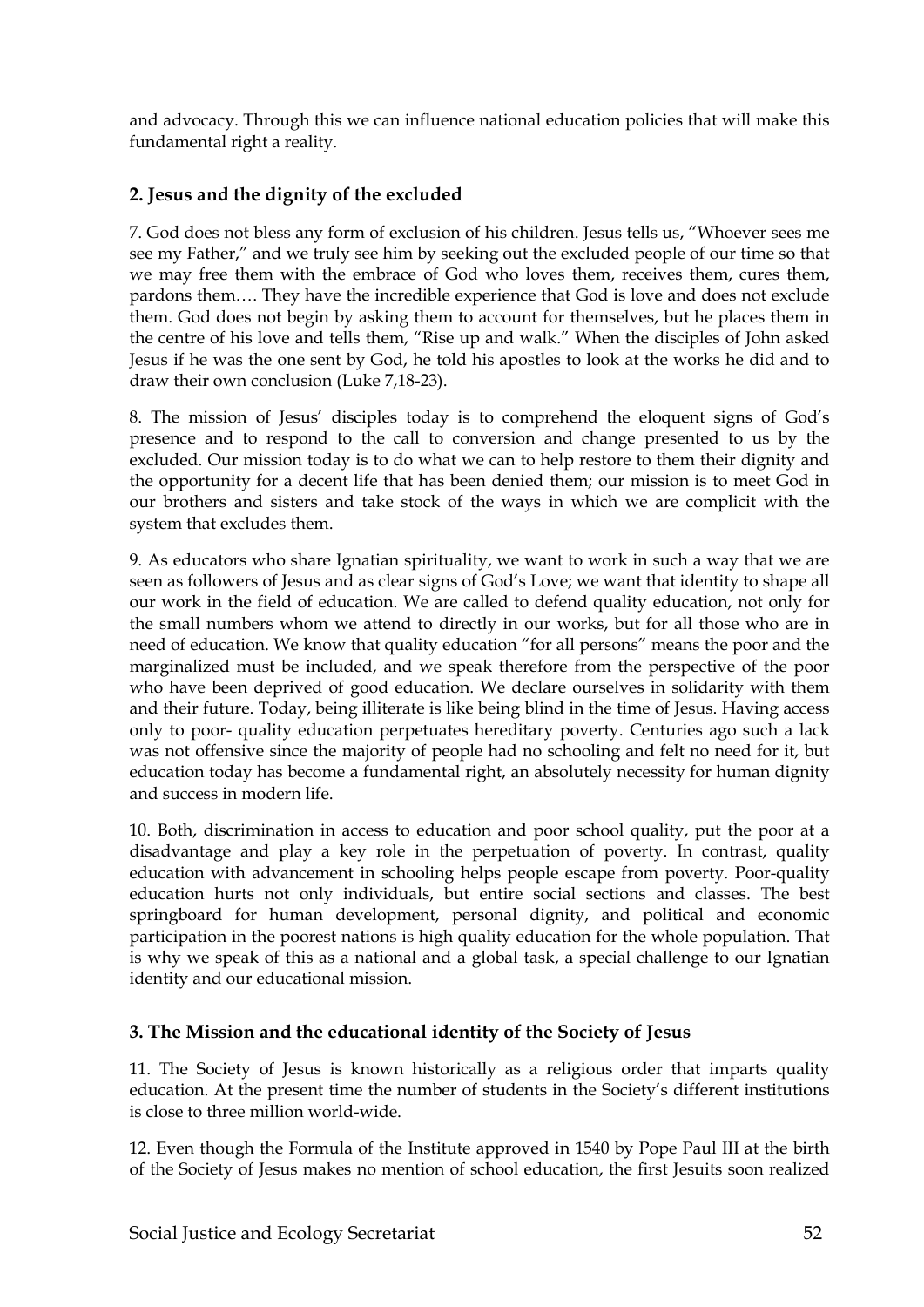and advocacy. Through this we can influence national education policies that will make this fundamental right a reality.

## 2. Jesus and the dignity of the excluded

7. God does not bless any form of exclusion of his children. Jesus tells us, "Whoever sees me see my Father," and we truly see him by seeking out the excluded people of our time so that we may free them with the embrace of God who loves them, receives them, cures them, pardons them…. They have the incredible experience that God is love and does not exclude them. God does not begin by asking them to account for themselves, but he places them in the centre of his love and tells them, "Rise up and walk." When the disciples of John asked Jesus if he was the one sent by God, he told his apostles to look at the works he did and to draw their own conclusion (Luke 7,18-23).

8. The mission of Jesus' disciples today is to comprehend the eloquent signs of God's presence and to respond to the call to conversion and change presented to us by the excluded. Our mission today is to do what we can to help restore to them their dignity and the opportunity for a decent life that has been denied them; our mission is to meet God in our brothers and sisters and take stock of the ways in which we are complicit with the system that excludes them.

9. As educators who share Ignatian spirituality, we want to work in such a way that we are seen as followers of Jesus and as clear signs of God's Love; we want that identity to shape all our work in the field of education. We are called to defend quality education, not only for the small numbers whom we attend to directly in our works, but for all those who are in need of education. We know that quality education "for all persons" means the poor and the marginalized must be included, and we speak therefore from the perspective of the poor who have been deprived of good education. We declare ourselves in solidarity with them and their future. Today, being illiterate is like being blind in the time of Jesus. Having access only to poor- quality education perpetuates hereditary poverty. Centuries ago such a lack was not offensive since the majority of people had no schooling and felt no need for it, but education today has become a fundamental right, an absolutely necessity for human dignity and success in modern life.

10. Both, discrimination in access to education and poor school quality, put the poor at a disadvantage and play a key role in the perpetuation of poverty. In contrast, quality education with advancement in schooling helps people escape from poverty. Poor-quality education hurts not only individuals, but entire social sections and classes. The best springboard for human development, personal dignity, and political and economic participation in the poorest nations is high quality education for the whole population. That is why we speak of this as a national and a global task, a special challenge to our Ignatian identity and our educational mission.

## 3. The Mission and the educational identity of the Society of Jesus

11. The Society of Jesus is known historically as a religious order that imparts quality education. At the present time the number of students in the Society's different institutions is close to three million world-wide.

12. Even though the Formula of the Institute approved in 1540 by Pope Paul III at the birth of the Society of Jesus makes no mention of school education, the first Jesuits soon realized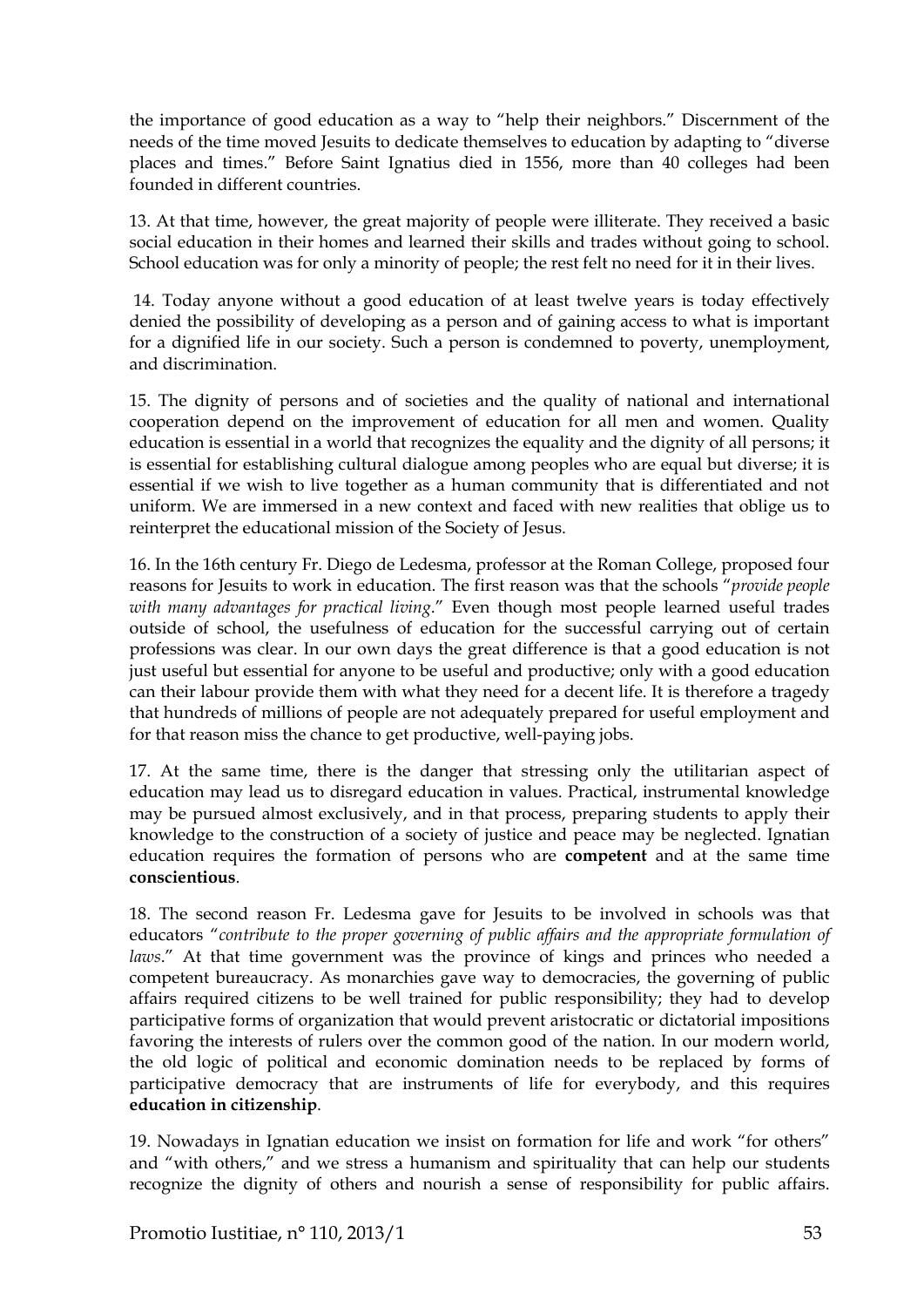the importance of good education as a way to "help their neighbors." Discernment of the needs of the time moved Jesuits to dedicate themselves to education by adapting to "diverse places and times." Before Saint Ignatius died in 1556, more than 40 colleges had been founded in different countries.

13. At that time, however, the great majority of people were illiterate. They received a basic social education in their homes and learned their skills and trades without going to school. School education was for only a minority of people; the rest felt no need for it in their lives.

14. Today anyone without a good education of at least twelve years is today effectively denied the possibility of developing as a person and of gaining access to what is important for a dignified life in our society. Such a person is condemned to poverty, unemployment, and discrimination.

15. The dignity of persons and of societies and the quality of national and international cooperation depend on the improvement of education for all men and women. Quality education is essential in a world that recognizes the equality and the dignity of all persons; it is essential for establishing cultural dialogue among peoples who are equal but diverse; it is essential if we wish to live together as a human community that is differentiated and not uniform. We are immersed in a new context and faced with new realities that oblige us to reinterpret the educational mission of the Society of Jesus.

16. In the 16th century Fr. Diego de Ledesma, professor at the Roman College, proposed four reasons for Jesuits to work in education. The first reason was that the schools "*provide people with many advantages for practical living*." Even though most people learned useful trades outside of school, the usefulness of education for the successful carrying out of certain professions was clear. In our own days the great difference is that a good education is not just useful but essential for anyone to be useful and productive; only with a good education can their labour provide them with what they need for a decent life. It is therefore a tragedy that hundreds of millions of people are not adequately prepared for useful employment and for that reason miss the chance to get productive, well-paying jobs.

17. At the same time, there is the danger that stressing only the utilitarian aspect of education may lead us to disregard education in values. Practical, instrumental knowledge may be pursued almost exclusively, and in that process, preparing students to apply their knowledge to the construction of a society of justice and peace may be neglected. Ignatian education requires the formation of persons who are **competent** and at the same time **conscientious**.

18. The second reason Fr. Ledesma gave for Jesuits to be involved in schools was that educators "*contribute to the proper governing of public affairs and the appropriate formulation of laws*." At that time government was the province of kings and princes who needed a competent bureaucracy. As monarchies gave way to democracies, the governing of public affairs required citizens to be well trained for public responsibility; they had to develop participative forms of organization that would prevent aristocratic or dictatorial impositions favoring the interests of rulers over the common good of the nation. In our modern world, the old logic of political and economic domination needs to be replaced by forms of participative democracy that are instruments of life for everybody, and this requires **education in citizenship**.

19. Nowadays in Ignatian education we insist on formation for life and work "for others" and "with others," and we stress a humanism and spirituality that can help our students recognize the dignity of others and nourish a sense of responsibility for public affairs.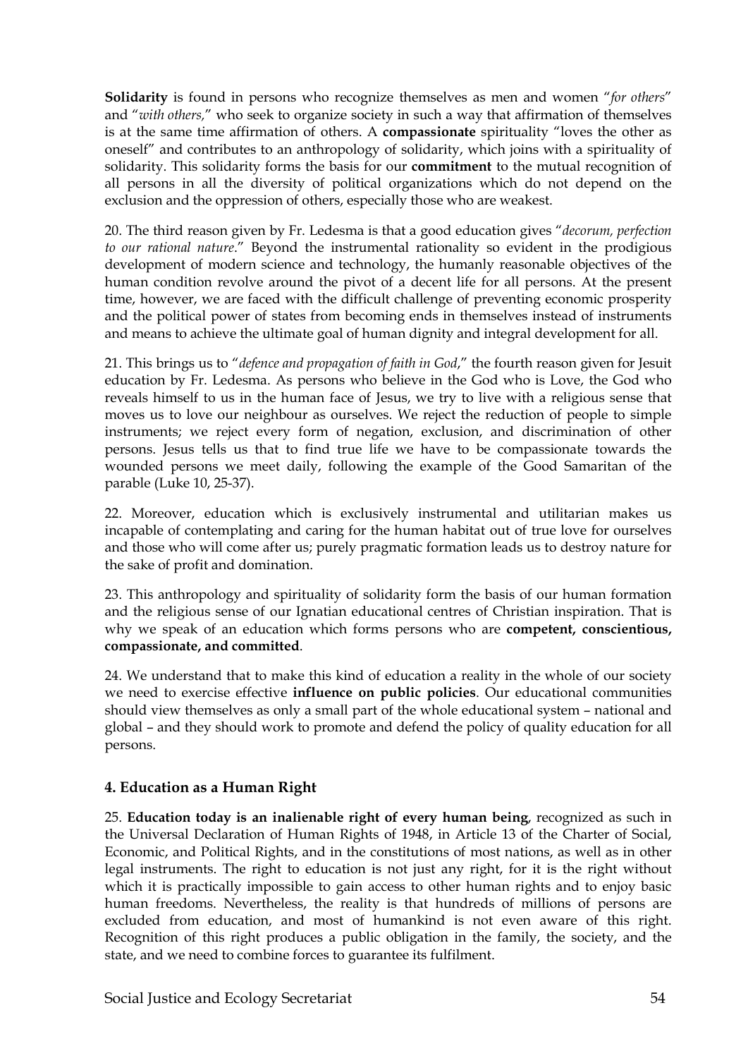**Solidarity** is found in persons who recognize themselves as men and women "*for others*" and "*with others,*" who seek to organize society in such a way that affirmation of themselves is at the same time affirmation of others. A **compassionate** spirituality "loves the other as oneself" and contributes to an anthropology of solidarity, which joins with a spirituality of solidarity. This solidarity forms the basis for our **commitment** to the mutual recognition of all persons in all the diversity of political organizations which do not depend on the exclusion and the oppression of others, especially those who are weakest.

20. The third reason given by Fr. Ledesma is that a good education gives "*decorum, perfection to our rational nature*." Beyond the instrumental rationality so evident in the prodigious development of modern science and technology, the humanly reasonable objectives of the human condition revolve around the pivot of a decent life for all persons. At the present time, however, we are faced with the difficult challenge of preventing economic prosperity and the political power of states from becoming ends in themselves instead of instruments and means to achieve the ultimate goal of human dignity and integral development for all.

21. This brings us to "*defence and propagation of faith in God*," the fourth reason given for Jesuit education by Fr. Ledesma. As persons who believe in the God who is Love, the God who reveals himself to us in the human face of Jesus, we try to live with a religious sense that moves us to love our neighbour as ourselves. We reject the reduction of people to simple instruments; we reject every form of negation, exclusion, and discrimination of other persons. Jesus tells us that to find true life we have to be compassionate towards the wounded persons we meet daily, following the example of the Good Samaritan of the parable (Luke 10, 25-37).

22. Moreover, education which is exclusively instrumental and utilitarian makes us incapable of contemplating and caring for the human habitat out of true love for ourselves and those who will come after us; purely pragmatic formation leads us to destroy nature for the sake of profit and domination.

23. This anthropology and spirituality of solidarity form the basis of our human formation and the religious sense of our Ignatian educational centres of Christian inspiration. That is why we speak of an education which forms persons who are **competent, conscientious, compassionate, and committed**.

24. We understand that to make this kind of education a reality in the whole of our society we need to exercise effective **influence on public policies**. Our educational communities should view themselves as only a small part of the whole educational system – national and global – and they should work to promote and defend the policy of quality education for all persons.

### 4. Education as a Human Right

25. **Education today is an inalienable right of every human being**, recognized as such in the Universal Declaration of Human Rights of 1948, in Article 13 of the Charter of Social, Economic, and Political Rights, and in the constitutions of most nations, as well as in other legal instruments. The right to education is not just any right, for it is the right without which it is practically impossible to gain access to other human rights and to enjoy basic human freedoms. Nevertheless, the reality is that hundreds of millions of persons are excluded from education, and most of humankind is not even aware of this right. Recognition of this right produces a public obligation in the family, the society, and the state, and we need to combine forces to guarantee its fulfilment.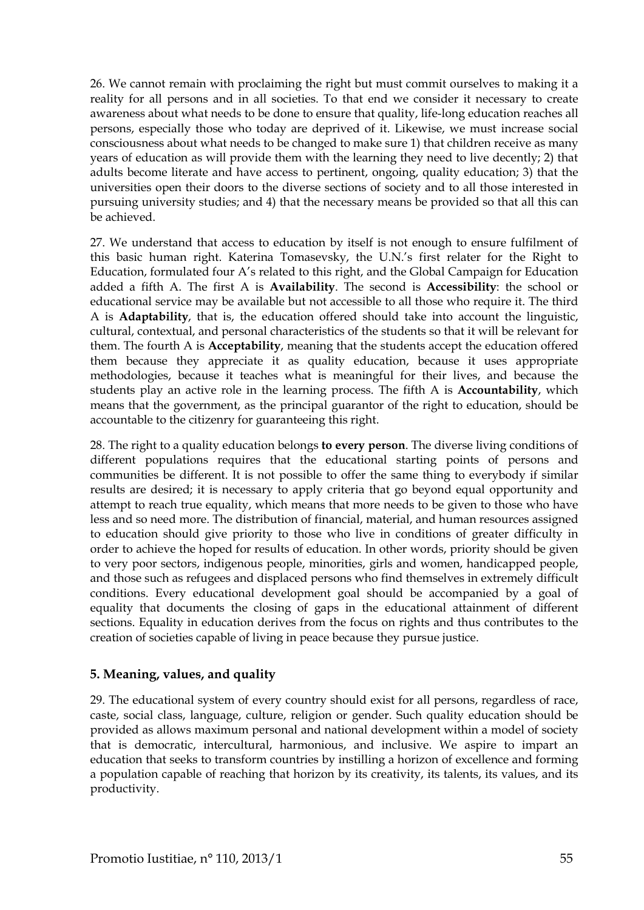26. We cannot remain with proclaiming the right but must commit ourselves to making it a reality for all persons and in all societies. To that end we consider it necessary to create awareness about what needs to be done to ensure that quality, life-long education reaches all persons, especially those who today are deprived of it. Likewise, we must increase social consciousness about what needs to be changed to make sure 1) that children receive as many years of education as will provide them with the learning they need to live decently; 2) that adults become literate and have access to pertinent, ongoing, quality education; 3) that the universities open their doors to the diverse sections of society and to all those interested in pursuing university studies; and 4) that the necessary means be provided so that all this can be achieved.

27. We understand that access to education by itself is not enough to ensure fulfilment of this basic human right. Katerina Tomasevsky, the U.N.'s first relater for the Right to Education, formulated four A's related to this right, and the Global Campaign for Education added a fifth A. The first A is **Availability**. The second is **Accessibility**: the school or educational service may be available but not accessible to all those who require it. The third A is **Adaptability**, that is, the education offered should take into account the linguistic, cultural, contextual, and personal characteristics of the students so that it will be relevant for them. The fourth A is **Acceptability**, meaning that the students accept the education offered them because they appreciate it as quality education, because it uses appropriate methodologies, because it teaches what is meaningful for their lives, and because the students play an active role in the learning process. The fifth A is **Accountability**, which means that the government, as the principal guarantor of the right to education, should be accountable to the citizenry for guaranteeing this right.

28. The right to a quality education belongs **to every person**. The diverse living conditions of different populations requires that the educational starting points of persons and communities be different. It is not possible to offer the same thing to everybody if similar results are desired; it is necessary to apply criteria that go beyond equal opportunity and attempt to reach true equality, which means that more needs to be given to those who have less and so need more. The distribution of financial, material, and human resources assigned to education should give priority to those who live in conditions of greater difficulty in order to achieve the hoped for results of education. In other words, priority should be given to very poor sectors, indigenous people, minorities, girls and women, handicapped people, and those such as refugees and displaced persons who find themselves in extremely difficult conditions. Every educational development goal should be accompanied by a goal of equality that documents the closing of gaps in the educational attainment of different sections. Equality in education derives from the focus on rights and thus contributes to the creation of societies capable of living in peace because they pursue justice.

## 5. Meaning, values, and quality

29. The educational system of every country should exist for all persons, regardless of race, caste, social class, language, culture, religion or gender. Such quality education should be provided as allows maximum personal and national development within a model of society that is democratic, intercultural, harmonious, and inclusive. We aspire to impart an education that seeks to transform countries by instilling a horizon of excellence and forming a population capable of reaching that horizon by its creativity, its talents, its values, and its productivity.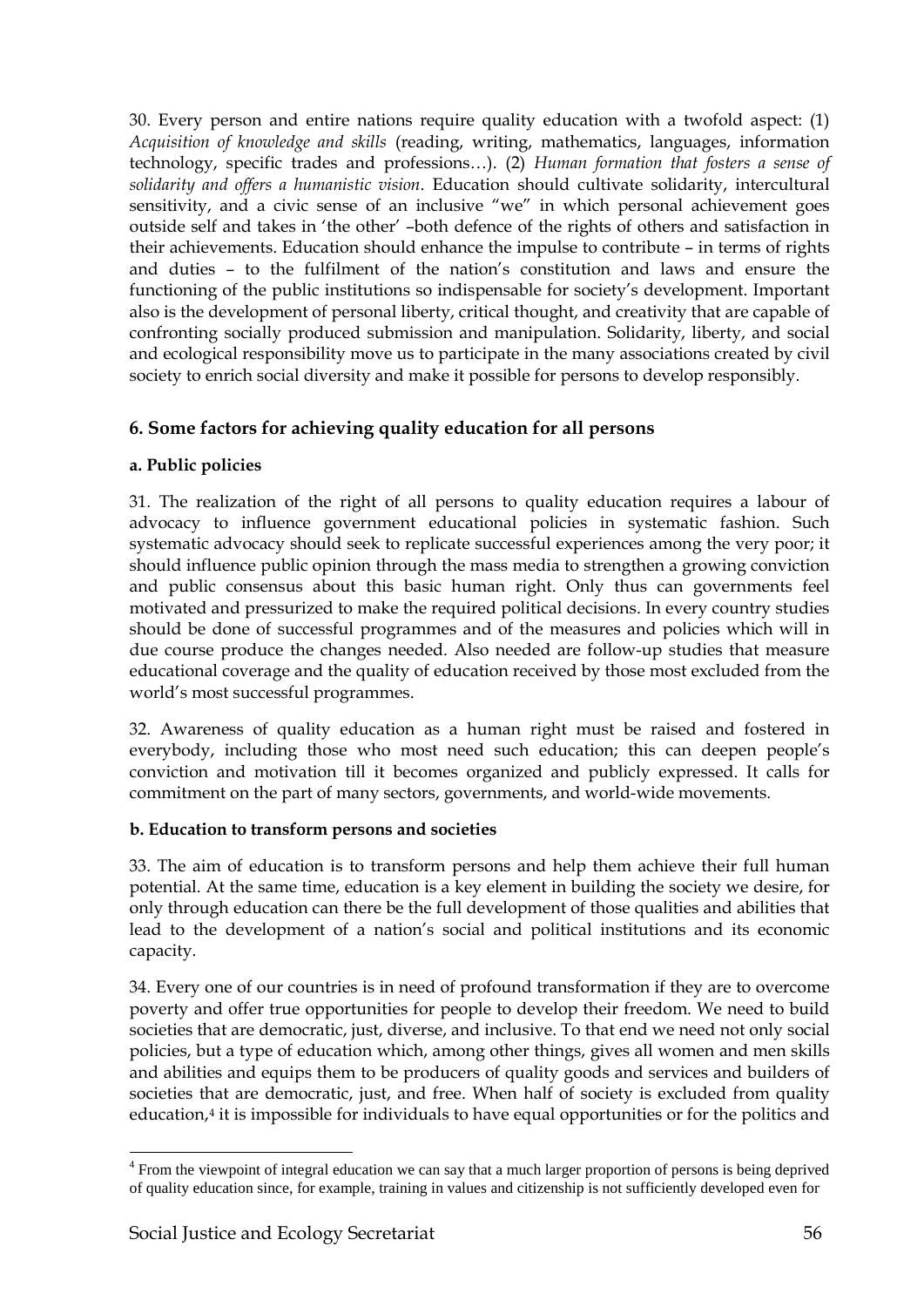30. Every person and entire nations require quality education with a twofold aspect: (1) *Acquisition of knowledge and skills* (reading, writing, mathematics, languages, information technology, specific trades and professions…). (2) *Human formation that fosters a sense of solidarity and offers a humanistic vision*. Education should cultivate solidarity, intercultural sensitivity, and a civic sense of an inclusive "we" in which personal achievement goes outside self and takes in 'the other' –both defence of the rights of others and satisfaction in their achievements. Education should enhance the impulse to contribute – in terms of rights and duties – to the fulfilment of the nation's constitution and laws and ensure the functioning of the public institutions so indispensable for society's development. Important also is the development of personal liberty, critical thought, and creativity that are capable of confronting socially produced submission and manipulation. Solidarity, liberty, and social and ecological responsibility move us to participate in the many associations created by civil society to enrich social diversity and make it possible for persons to develop responsibly.

## 6. Some factors for achieving quality education for all persons

### a. Public policies

31. The realization of the right of all persons to quality education requires a labour of advocacy to influence government educational policies in systematic fashion. Such systematic advocacy should seek to replicate successful experiences among the very poor; it should influence public opinion through the mass media to strengthen a growing conviction and public consensus about this basic human right. Only thus can governments feel motivated and pressurized to make the required political decisions. In every country studies should be done of successful programmes and of the measures and policies which will in due course produce the changes needed. Also needed are follow-up studies that measure educational coverage and the quality of education received by those most excluded from the world's most successful programmes.

32. Awareness of quality education as a human right must be raised and fostered in everybody, including those who most need such education; this can deepen people's conviction and motivation till it becomes organized and publicly expressed. It calls for commitment on the part of many sectors, governments, and world-wide movements.

### b. Education to transform persons and societies

33. The aim of education is to transform persons and help them achieve their full human potential. At the same time, education is a key element in building the society we desire, for only through education can there be the full development of those qualities and abilities that lead to the development of a nation's social and political institutions and its economic capacity.

34. Every one of our countries is in need of profound transformation if they are to overcome poverty and offer true opportunities for people to develop their freedom. We need to build societies that are democratic, just, diverse, and inclusive. To that end we need not only social policies, but a type of education which, among other things, gives all women and men skills and abilities and equips them to be producers of quality goods and services and builders of societies that are democratic, just, and free. When half of society is excluded from quality education,[4] it is impossible for individuals to have equal opportunities or for the politics and

[4] From the viewpoint of integral education we can say that a much larger proportion of persons is being deprived of quality education since, for example, training in values and citizenship is not sufficiently developed even for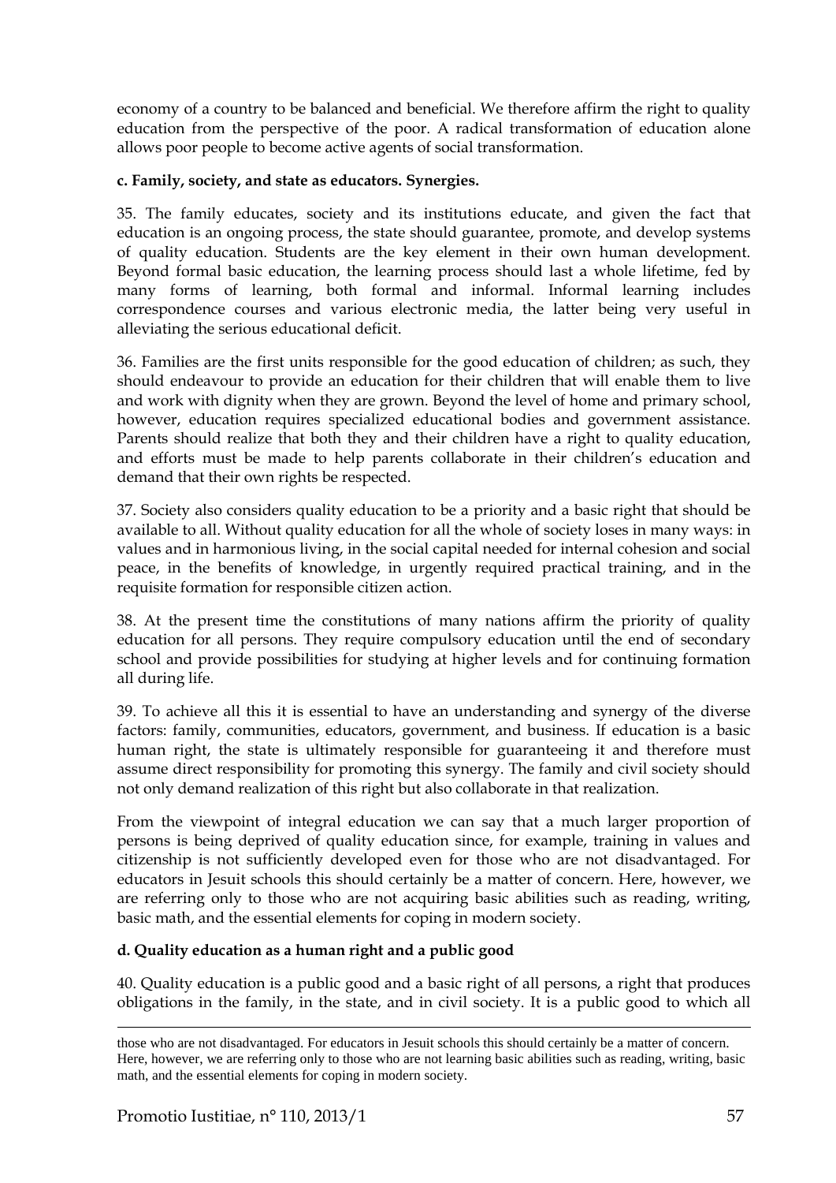economy of a country to be balanced and beneficial. We therefore affirm the right to quality education from the perspective of the poor. A radical transformation of education alone allows poor people to become active agents of social transformation.

**c. Family, society, and state as educators. Synergies.**

35. The family educates, society and its institutions educate, and given the fact that education is an ongoing process, the state should guarantee, promote, and develop systems of quality education. Students are the key element in their own human development. Beyond formal basic education, the learning process should last a whole lifetime, fed by many forms of learning, both formal and informal. Informal learning includes correspondence courses and various electronic media, the latter being very useful in alleviating the serious educational deficit.

36. Families are the first units responsible for the good education of children; as such, they should endeavour to provide an education for their children that will enable them to live and work with dignity when they are grown. Beyond the level of home and primary school, however, education requires specialized educational bodies and government assistance. Parents should realize that both they and their children have a right to quality education, and efforts must be made to help parents collaborate in their children's education and demand that their own rights be respected.

37. Society also considers quality education to be a priority and a basic right that should be available to all. Without quality education for all the whole of society loses in many ways: in values and in harmonious living, in the social capital needed for internal cohesion and social peace, in the benefits of knowledge, in urgently required practical training, and in the requisite formation for responsible citizen action.

38. At the present time the constitutions of many nations affirm the priority of quality education for all persons. They require compulsory education until the end of secondary school and provide possibilities for studying at higher levels and for continuing formation all during life.

39. To achieve all this it is essential to have an understanding and synergy of the diverse factors: family, communities, educators, government, and business. If education is a basic human right, the state is ultimately responsible for guaranteeing it and therefore must assume direct responsibility for promoting this synergy. The family and civil society should not only demand realization of this right but also collaborate in that realization.

From the viewpoint of integral education we can say that a much larger proportion of persons is being deprived of quality education since, for example, training in values and citizenship is not sufficiently developed even for those who are not disadvantaged. For educators in Jesuit schools this should certainly be a matter of concern. Here, however, we are referring only to those who are not acquiring basic abilities such as reading, writing, basic math, and the essential elements for coping in modern society.

**d. Quality education as a human right and a public good**

40. Quality education is a public good and a basic right of all persons, a right that produces obligations in the family, in the state, and in civil society. It is a public good to which all

---

those who are not disadvantaged. For educators in Jesuit schools this should certainly be a matter of concern. Here, however, we are referring only to those who are not learning basic abilities such as reading, writing, basic math, and the essential elements for coping in modern society.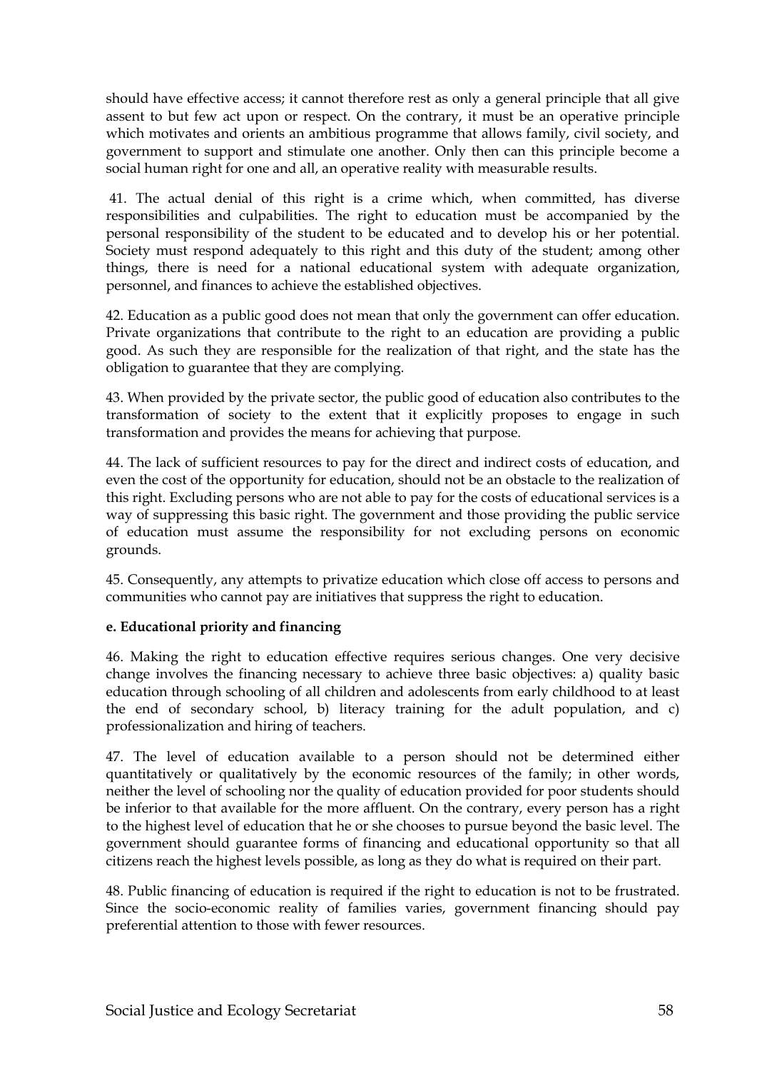should have effective access; it cannot therefore rest as only a general principle that all give assent to but few act upon or respect. On the contrary, it must be an operative principle which motivates and orients an ambitious programme that allows family, civil society, and government to support and stimulate one another. Only then can this principle become a social human right for one and all, an operative reality with measurable results.

41. The actual denial of this right is a crime which, when committed, has diverse responsibilities and culpabilities. The right to education must be accompanied by the personal responsibility of the student to be educated and to develop his or her potential. Society must respond adequately to this right and this duty of the student; among other things, there is need for a national educational system with adequate organization, personnel, and finances to achieve the established objectives.

42. Education as a public good does not mean that only the government can offer education. Private organizations that contribute to the right to an education are providing a public good. As such they are responsible for the realization of that right, and the state has the obligation to guarantee that they are complying.

43. When provided by the private sector, the public good of education also contributes to the transformation of society to the extent that it explicitly proposes to engage in such transformation and provides the means for achieving that purpose.

44. The lack of sufficient resources to pay for the direct and indirect costs of education, and even the cost of the opportunity for education, should not be an obstacle to the realization of this right. Excluding persons who are not able to pay for the costs of educational services is a way of suppressing this basic right. The government and those providing the public service of education must assume the responsibility for not excluding persons on economic grounds.

45. Consequently, any attempts to privatize education which close off access to persons and communities who cannot pay are initiatives that suppress the right to education.

**e. Educational priority and financing**

46. Making the right to education effective requires serious changes. One very decisive change involves the financing necessary to achieve three basic objectives: a) quality basic education through schooling of all children and adolescents from early childhood to at least the end of secondary school, b) literacy training for the adult population, and c) professionalization and hiring of teachers.

47. The level of education available to a person should not be determined either quantitatively or qualitatively by the economic resources of the family; in other words, neither the level of schooling nor the quality of education provided for poor students should be inferior to that available for the more affluent. On the contrary, every person has a right to the highest level of education that he or she chooses to pursue beyond the basic level. The government should guarantee forms of financing and educational opportunity so that all citizens reach the highest levels possible, as long as they do what is required on their part.

48. Public financing of education is required if the right to education is not to be frustrated. Since the socio-economic reality of families varies, government financing should pay preferential attention to those with fewer resources.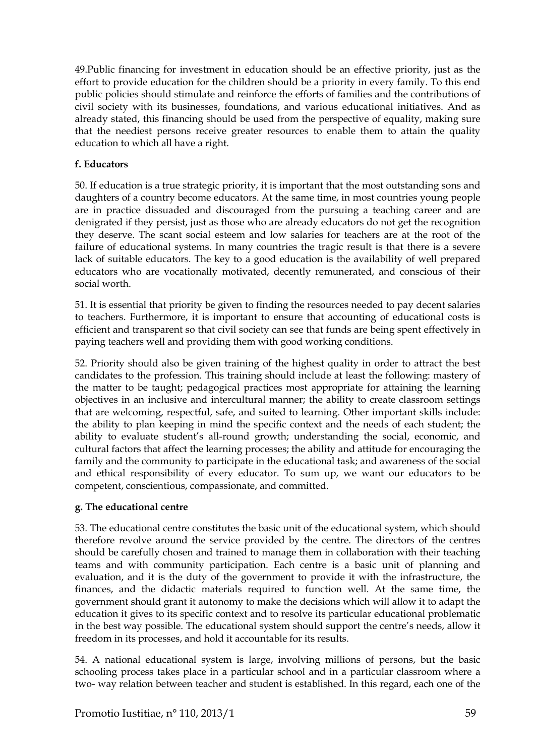49.Public financing for investment in education should be an effective priority, just as the effort to provide education for the children should be a priority in every family. To this end public policies should stimulate and reinforce the efforts of families and the contributions of civil society with its businesses, foundations, and various educational initiatives. And as already stated, this financing should be used from the perspective of equality, making sure that the neediest persons receive greater resources to enable them to attain the quality education to which all have a right.

### f. Educators

50. If education is a true strategic priority, it is important that the most outstanding sons and daughters of a country become educators. At the same time, in most countries young people are in practice dissuaded and discouraged from the pursuing a teaching career and are denigrated if they persist, just as those who are already educators do not get the recognition they deserve. The scant social esteem and low salaries for teachers are at the root of the failure of educational systems. In many countries the tragic result is that there is a severe lack of suitable educators. The key to a good education is the availability of well prepared educators who are vocationally motivated, decently remunerated, and conscious of their social worth.

51. It is essential that priority be given to finding the resources needed to pay decent salaries to teachers. Furthermore, it is important to ensure that accounting of educational costs is efficient and transparent so that civil society can see that funds are being spent effectively in paying teachers well and providing them with good working conditions.

52. Priority should also be given training of the highest quality in order to attract the best candidates to the profession. This training should include at least the following: mastery of the matter to be taught; pedagogical practices most appropriate for attaining the learning objectives in an inclusive and intercultural manner; the ability to create classroom settings that are welcoming, respectful, safe, and suited to learning. Other important skills include: the ability to plan keeping in mind the specific context and the needs of each student; the ability to evaluate student's all-round growth; understanding the social, economic, and cultural factors that affect the learning processes; the ability and attitude for encouraging the family and the community to participate in the educational task; and awareness of the social and ethical responsibility of every educator. To sum up, we want our educators to be competent, conscientious, compassionate, and committed.

### g. The educational centre

53. The educational centre constitutes the basic unit of the educational system, which should therefore revolve around the service provided by the centre. The directors of the centres should be carefully chosen and trained to manage them in collaboration with their teaching teams and with community participation. Each centre is a basic unit of planning and evaluation, and it is the duty of the government to provide it with the infrastructure, the finances, and the didactic materials required to function well. At the same time, the government should grant it autonomy to make the decisions which will allow it to adapt the education it gives to its specific context and to resolve its particular educational problematic in the best way possible. The educational system should support the centre's needs, allow it freedom in its processes, and hold it accountable for its results.

54. A national educational system is large, involving millions of persons, but the basic schooling process takes place in a particular school and in a particular classroom where a two- way relation between teacher and student is established. In this regard, each one of the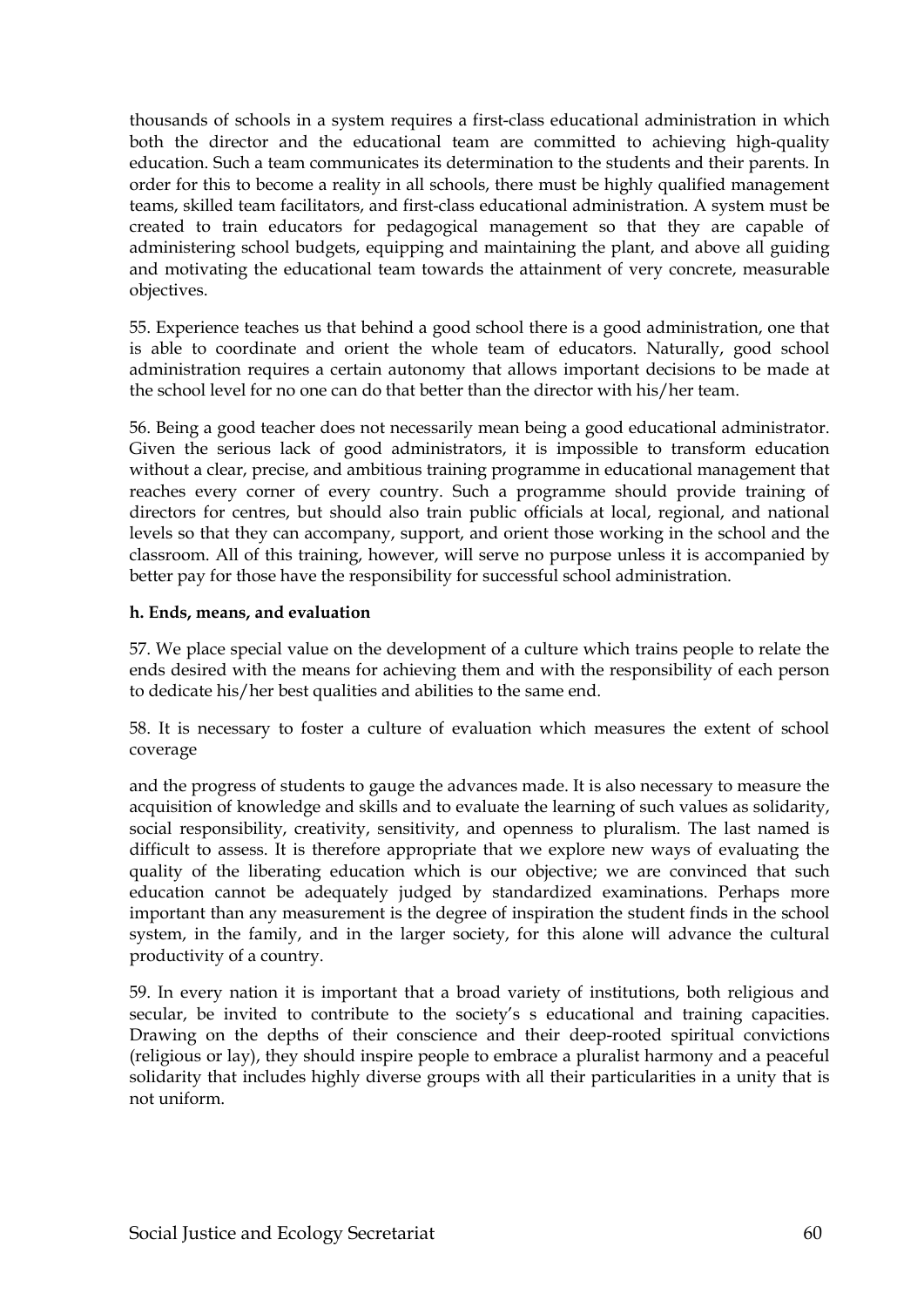thousands of schools in a system requires a first-class educational administration in which both the director and the educational team are committed to achieving high-quality education. Such a team communicates its determination to the students and their parents. In order for this to become a reality in all schools, there must be highly qualified management teams, skilled team facilitators, and first-class educational administration. A system must be created to train educators for pedagogical management so that they are capable of administering school budgets, equipping and maintaining the plant, and above all guiding and motivating the educational team towards the attainment of very concrete, measurable objectives.

55. Experience teaches us that behind a good school there is a good administration, one that is able to coordinate and orient the whole team of educators. Naturally, good school administration requires a certain autonomy that allows important decisions to be made at the school level for no one can do that better than the director with his/her team.

56. Being a good teacher does not necessarily mean being a good educational administrator. Given the serious lack of good administrators, it is impossible to transform education without a clear, precise, and ambitious training programme in educational management that reaches every corner of every country. Such a programme should provide training of directors for centres, but should also train public officials at local, regional, and national levels so that they can accompany, support, and orient those working in the school and the classroom. All of this training, however, will serve no purpose unless it is accompanied by better pay for those have the responsibility for successful school administration.

**h. Ends, means, and evaluation**

57. We place special value on the development of a culture which trains people to relate the ends desired with the means for achieving them and with the responsibility of each person to dedicate his/her best qualities and abilities to the same end.

58. It is necessary to foster a culture of evaluation which measures the extent of school coverage

and the progress of students to gauge the advances made. It is also necessary to measure the acquisition of knowledge and skills and to evaluate the learning of such values as solidarity, social responsibility, creativity, sensitivity, and openness to pluralism. The last named is difficult to assess. It is therefore appropriate that we explore new ways of evaluating the quality of the liberating education which is our objective; we are convinced that such education cannot be adequately judged by standardized examinations. Perhaps more important than any measurement is the degree of inspiration the student finds in the school system, in the family, and in the larger society, for this alone will advance the cultural productivity of a country.

59. In every nation it is important that a broad variety of institutions, both religious and secular, be invited to contribute to the society's s educational and training capacities. Drawing on the depths of their conscience and their deep-rooted spiritual convictions (religious or lay), they should inspire people to embrace a pluralist harmony and a peaceful solidarity that includes highly diverse groups with all their particularities in a unity that is not uniform.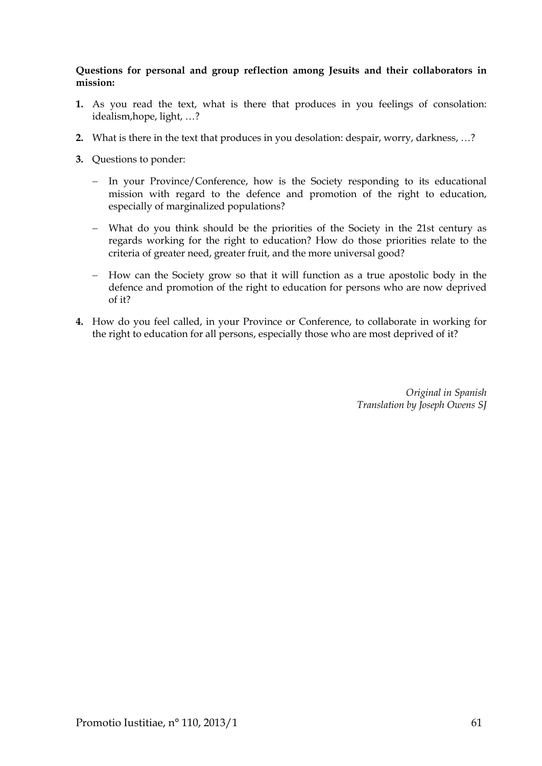**Questions for personal and group reflection among Jesuits and their collaborators in mission:**

1. As you read the text, what is there that produces in you feelings of consolation: idealism,hope, light, …?
2. What is there in the text that produces in you desolation: despair, worry, darkness, …?
3. Questions to ponder:
   - In your Province/Conference, how is the Society responding to its educational mission with regard to the defence and promotion of the right to education, especially of marginalized populations?
   - What do you think should be the priorities of the Society in the 21st century as regards working for the right to education? How do those priorities relate to the criteria of greater need, greater fruit, and the more universal good?
   - How can the Society grow so that it will function as a true apostolic body in the defence and promotion of the right to education for persons who are now deprived of it?
4. How do you feel called, in your Province or Conference, to collaborate in working for the right to education for all persons, especially those who are most deprived of it?

*Original in Spanish*
*Translation by Joseph Owens SJ*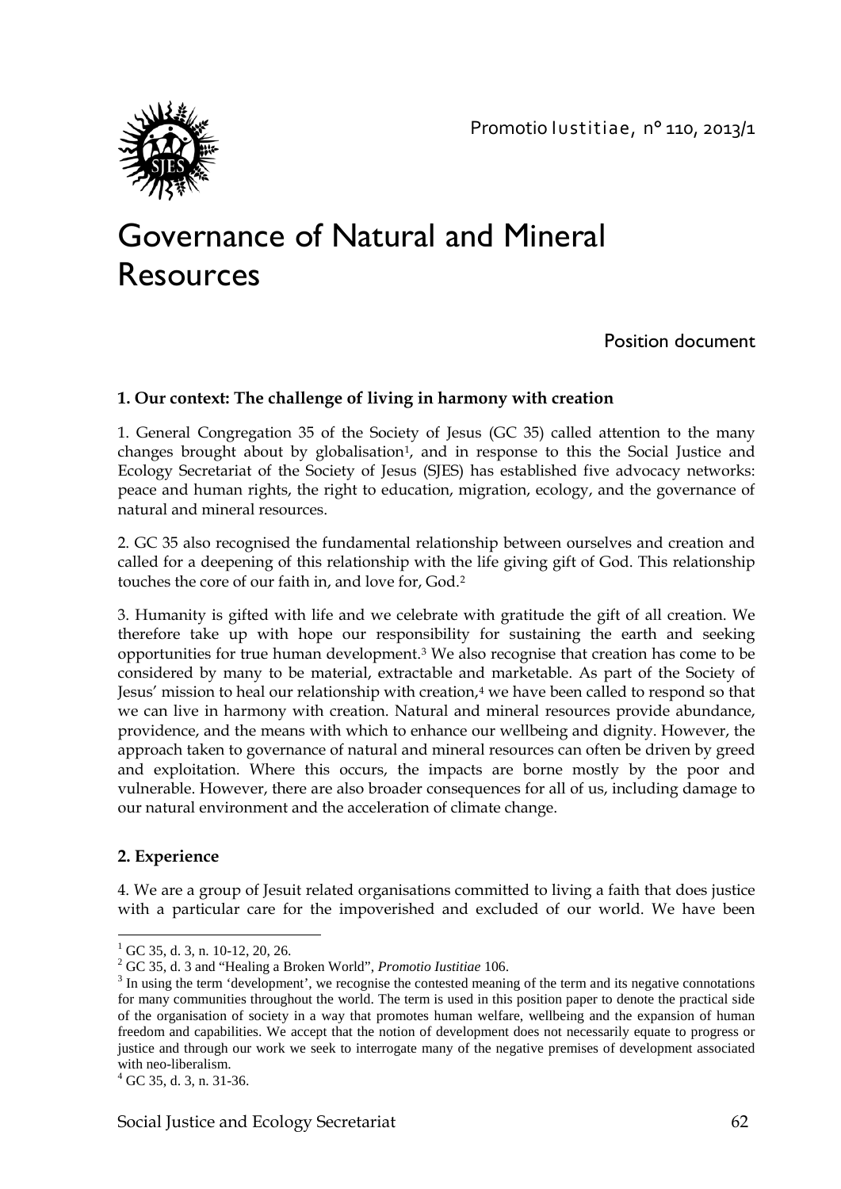# Governance of Natural and Mineral Resources

Position document

### 1. Our context: The challenge of living in harmony with creation

1. General Congregation 35 of the Society of Jesus (GC 35) called attention to the many changes brought about by globalisation[1], and in response to this the Social Justice and Ecology Secretariat of the Society of Jesus (SJES) has established five advocacy networks: peace and human rights, the right to education, migration, ecology, and the governance of natural and mineral resources.

2. GC 35 also recognised the fundamental relationship between ourselves and creation and called for a deepening of this relationship with the life giving gift of God. This relationship touches the core of our faith in, and love for, God.[2]

3. Humanity is gifted with life and we celebrate with gratitude the gift of all creation. We therefore take up with hope our responsibility for sustaining the earth and seeking opportunities for true human development.[3] We also recognise that creation has come to be considered by many to be material, extractable and marketable. As part of the Society of Jesus' mission to heal our relationship with creation,[4] we have been called to respond so that we can live in harmony with creation. Natural and mineral resources provide abundance, providence, and the means with which to enhance our wellbeing and dignity. However, the approach taken to governance of natural and mineral resources can often be driven by greed and exploitation. Where this occurs, the impacts are borne mostly by the poor and vulnerable. However, there are also broader consequences for all of us, including damage to our natural environment and the acceleration of climate change.

### 2. Experience

4. We are a group of Jesuit related organisations committed to living a faith that does justice with a particular care for the impoverished and excluded of our world. We have been

---

[1] GC 35, d. 3, n. 10-12, 20, 26.

[2] GC 35, d. 3 and "Healing a Broken World", *Promotio Iustitiae* 106.

[3] In using the term 'development', we recognise the contested meaning of the term and its negative connotations for many communities throughout the world. The term is used in this position paper to denote the practical side of the organisation of society in a way that promotes human welfare, wellbeing and the expansion of human freedom and capabilities. We accept that the notion of development does not necessarily equate to progress or justice and through our work we seek to interrogate many of the negative premises of development associated with neo-liberalism.

[4] GC 35, d. 3, n. 31-36.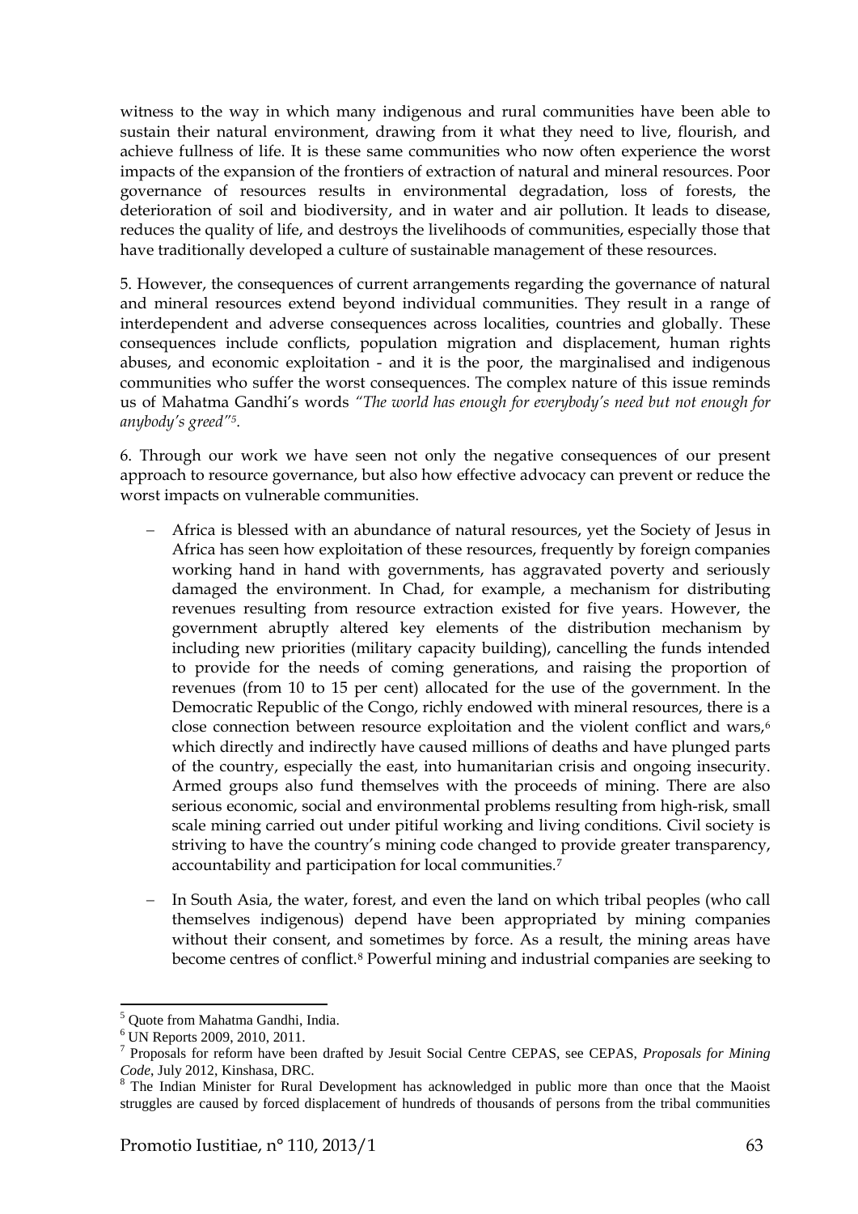witness to the way in which many indigenous and rural communities have been able to sustain their natural environment, drawing from it what they need to live, flourish, and achieve fullness of life. It is these same communities who now often experience the worst impacts of the expansion of the frontiers of extraction of natural and mineral resources. Poor governance of resources results in environmental degradation, loss of forests, the deterioration of soil and biodiversity, and in water and air pollution. It leads to disease, reduces the quality of life, and destroys the livelihoods of communities, especially those that have traditionally developed a culture of sustainable management of these resources.

5. However, the consequences of current arrangements regarding the governance of natural and mineral resources extend beyond individual communities. They result in a range of interdependent and adverse consequences across localities, countries and globally. These consequences include conflicts, population migration and displacement, human rights abuses, and economic exploitation - and it is the poor, the marginalised and indigenous communities who suffer the worst consequences. The complex nature of this issue reminds us of Mahatma Gandhi's words *"The world has enough for everybody's need but not enough for anybody's greed"*[5].

6. Through our work we have seen not only the negative consequences of our present approach to resource governance, but also how effective advocacy can prevent or reduce the worst impacts on vulnerable communities.

- Africa is blessed with an abundance of natural resources, yet the Society of Jesus in Africa has seen how exploitation of these resources, frequently by foreign companies working hand in hand with governments, has aggravated poverty and seriously damaged the environment. In Chad, for example, a mechanism for distributing revenues resulting from resource extraction existed for five years. However, the government abruptly altered key elements of the distribution mechanism by including new priorities (military capacity building), cancelling the funds intended to provide for the needs of coming generations, and raising the proportion of revenues (from 10 to 15 per cent) allocated for the use of the government. In the Democratic Republic of the Congo, richly endowed with mineral resources, there is a close connection between resource exploitation and the violent conflict and wars,[6] which directly and indirectly have caused millions of deaths and have plunged parts of the country, especially the east, into humanitarian crisis and ongoing insecurity. Armed groups also fund themselves with the proceeds of mining. There are also serious economic, social and environmental problems resulting from high-risk, small scale mining carried out under pitiful working and living conditions. Civil society is striving to have the country's mining code changed to provide greater transparency, accountability and participation for local communities.[7]

- In South Asia, the water, forest, and even the land on which tribal peoples (who call themselves indigenous) depend have been appropriated by mining companies without their consent, and sometimes by force. As a result, the mining areas have become centres of conflict.[8] Powerful mining and industrial companies are seeking to

---

[5] Quote from Mahatma Gandhi, India.

[6] UN Reports 2009, 2010, 2011.

[7] Proposals for reform have been drafted by Jesuit Social Centre CEPAS, see CEPAS, *Proposals for Mining Code*, July 2012, Kinshasa, DRC.

[8] The Indian Minister for Rural Development has acknowledged in public more than once that the Maoist struggles are caused by forced displacement of hundreds of thousands of persons from the tribal communities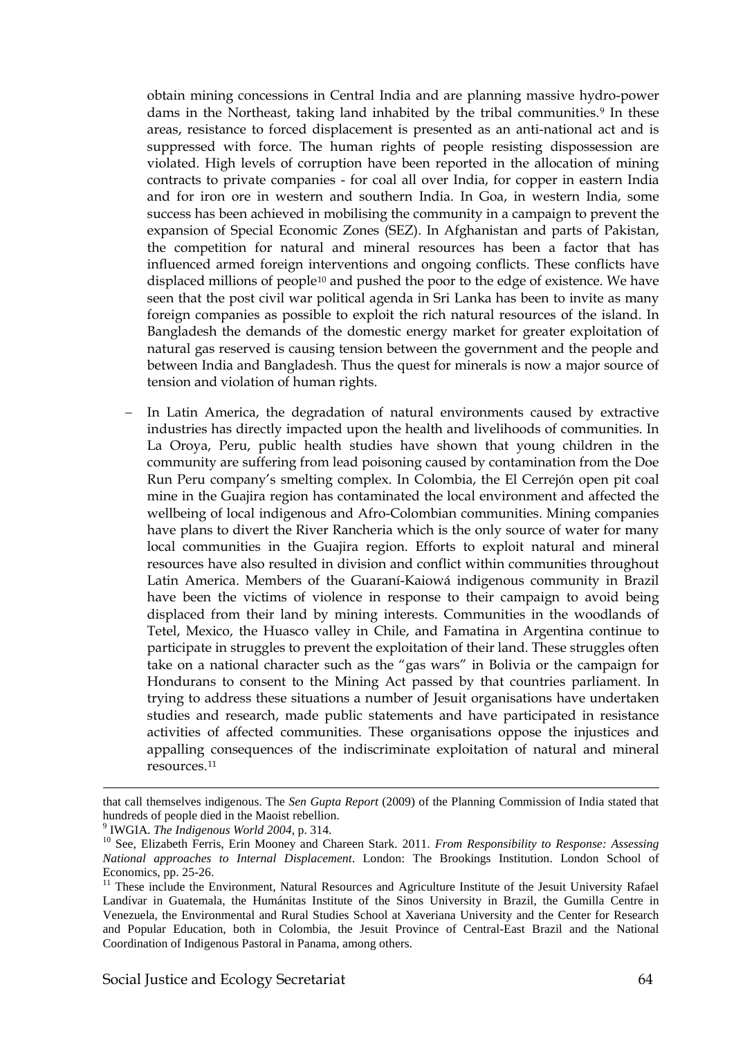obtain mining concessions in Central India and are planning massive hydro-power dams in the Northeast, taking land inhabited by the tribal communities.[9] In these areas, resistance to forced displacement is presented as an anti-national act and is suppressed with force. The human rights of people resisting dispossession are violated. High levels of corruption have been reported in the allocation of mining contracts to private companies - for coal all over India, for copper in eastern India and for iron ore in western and southern India. In Goa, in western India, some success has been achieved in mobilising the community in a campaign to prevent the expansion of Special Economic Zones (SEZ). In Afghanistan and parts of Pakistan, the competition for natural and mineral resources has been a factor that has influenced armed foreign interventions and ongoing conflicts. These conflicts have displaced millions of people[10] and pushed the poor to the edge of existence. We have seen that the post civil war political agenda in Sri Lanka has been to invite as many foreign companies as possible to exploit the rich natural resources of the island. In Bangladesh the demands of the domestic energy market for greater exploitation of natural gas reserved is causing tension between the government and the people and between India and Bangladesh. Thus the quest for minerals is now a major source of tension and violation of human rights.

- In Latin America, the degradation of natural environments caused by extractive industries has directly impacted upon the health and livelihoods of communities. In La Oroya, Peru, public health studies have shown that young children in the community are suffering from lead poisoning caused by contamination from the Doe Run Peru company's smelting complex. In Colombia, the El Cerrejón open pit coal mine in the Guajira region has contaminated the local environment and affected the wellbeing of local indigenous and Afro-Colombian communities. Mining companies have plans to divert the River Rancheria which is the only source of water for many local communities in the Guajira region. Efforts to exploit natural and mineral resources have also resulted in division and conflict within communities throughout Latin America. Members of the Guaraní-Kaiowá indigenous community in Brazil have been the victims of violence in response to their campaign to avoid being displaced from their land by mining interests. Communities in the woodlands of Tetel, Mexico, the Huasco valley in Chile, and Famatina in Argentina continue to participate in struggles to prevent the exploitation of their land. These struggles often take on a national character such as the "gas wars" in Bolivia or the campaign for Hondurans to consent to the Mining Act passed by that countries parliament. In trying to address these situations a number of Jesuit organisations have undertaken studies and research, made public statements and have participated in resistance activities of affected communities. These organisations oppose the injustices and appalling consequences of the indiscriminate exploitation of natural and mineral resources.[11]

---

that call themselves indigenous. The *Sen Gupta Report* (2009) of the Planning Commission of India stated that hundreds of people died in the Maoist rebellion.

[9] IWGIA. *The Indigenous World 2004*, p. 314.

[10] See, Elizabeth Ferris, Erin Mooney and Chareen Stark. 2011. *From Responsibility to Response: Assessing National approaches to Internal Displacement*. London: The Brookings Institution. London School of Economics, pp. 25-26.

[11] These include the Environment, Natural Resources and Agriculture Institute of the Jesuit University Rafael Landívar in Guatemala, the Humánitas Institute of the Sinos University in Brazil, the Gumilla Centre in Venezuela, the Environmental and Rural Studies School at Xaveriana University and the Center for Research and Popular Education, both in Colombia, the Jesuit Province of Central-East Brazil and the National Coordination of Indigenous Pastoral in Panama, among others.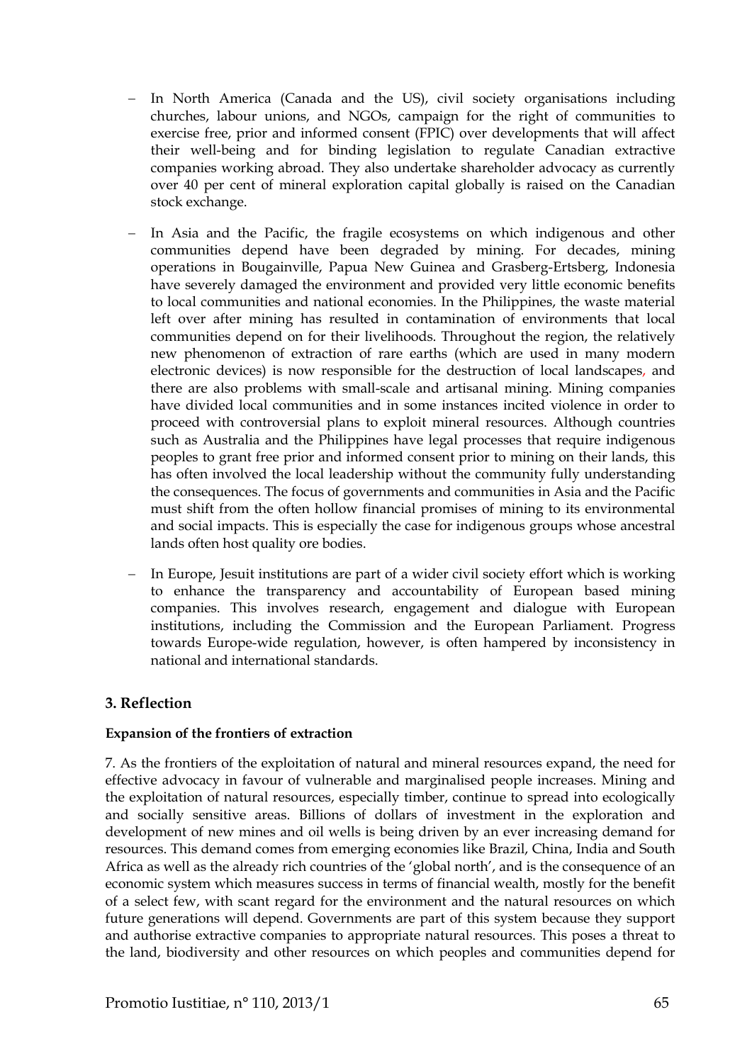- In North America (Canada and the US), civil society organisations including churches, labour unions, and NGOs, campaign for the right of communities to exercise free, prior and informed consent (FPIC) over developments that will affect their well-being and for binding legislation to regulate Canadian extractive companies working abroad. They also undertake shareholder advocacy as currently over 40 per cent of mineral exploration capital globally is raised on the Canadian stock exchange.

- In Asia and the Pacific, the fragile ecosystems on which indigenous and other communities depend have been degraded by mining. For decades, mining operations in Bougainville, Papua New Guinea and Grasberg-Ertsberg, Indonesia have severely damaged the environment and provided very little economic benefits to local communities and national economies. In the Philippines, the waste material left over after mining has resulted in contamination of environments that local communities depend on for their livelihoods. Throughout the region, the relatively new phenomenon of extraction of rare earths (which are used in many modern electronic devices) is now responsible for the destruction of local landscapes, and there are also problems with small-scale and artisanal mining. Mining companies have divided local communities and in some instances incited violence in order to proceed with controversial plans to exploit mineral resources. Although countries such as Australia and the Philippines have legal processes that require indigenous peoples to grant free prior and informed consent prior to mining on their lands, this has often involved the local leadership without the community fully understanding the consequences. The focus of governments and communities in Asia and the Pacific must shift from the often hollow financial promises of mining to its environmental and social impacts. This is especially the case for indigenous groups whose ancestral lands often host quality ore bodies.

- In Europe, Jesuit institutions are part of a wider civil society effort which is working to enhance the transparency and accountability of European based mining companies. This involves research, engagement and dialogue with European institutions, including the Commission and the European Parliament. Progress towards Europe-wide regulation, however, is often hampered by inconsistency in national and international standards.

## 3. Reflection

**Expansion of the frontiers of extraction**

7. As the frontiers of the exploitation of natural and mineral resources expand, the need for effective advocacy in favour of vulnerable and marginalised people increases. Mining and the exploitation of natural resources, especially timber, continue to spread into ecologically and socially sensitive areas. Billions of dollars of investment in the exploration and development of new mines and oil wells is being driven by an ever increasing demand for resources. This demand comes from emerging economies like Brazil, China, India and South Africa as well as the already rich countries of the 'global north', and is the consequence of an economic system which measures success in terms of financial wealth, mostly for the benefit of a select few, with scant regard for the environment and the natural resources on which future generations will depend. Governments are part of this system because they support and authorise extractive companies to appropriate natural resources. This poses a threat to the land, biodiversity and other resources on which peoples and communities depend for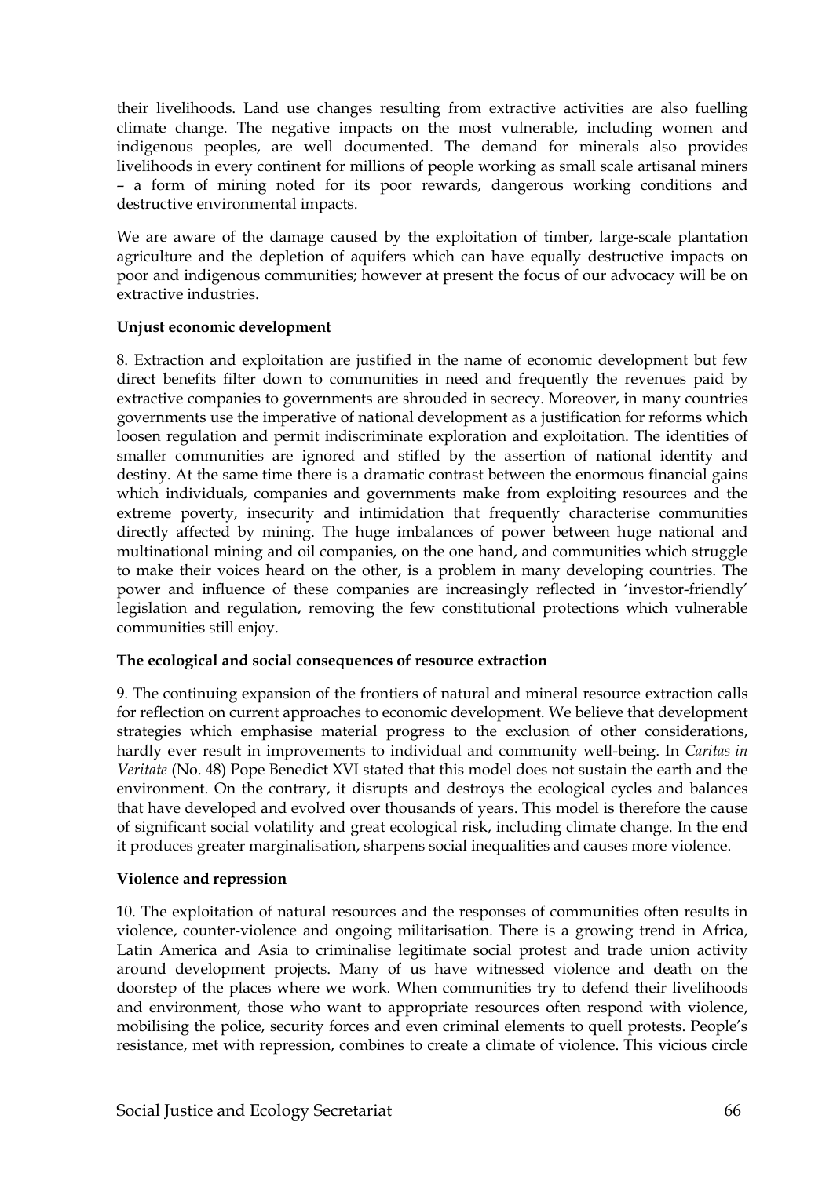their livelihoods. Land use changes resulting from extractive activities are also fuelling climate change. The negative impacts on the most vulnerable, including women and indigenous peoples, are well documented. The demand for minerals also provides livelihoods in every continent for millions of people working as small scale artisanal miners – a form of mining noted for its poor rewards, dangerous working conditions and destructive environmental impacts.

We are aware of the damage caused by the exploitation of timber, large-scale plantation agriculture and the depletion of aquifers which can have equally destructive impacts on poor and indigenous communities; however at present the focus of our advocacy will be on extractive industries.

**Unjust economic development**

8. Extraction and exploitation are justified in the name of economic development but few direct benefits filter down to communities in need and frequently the revenues paid by extractive companies to governments are shrouded in secrecy. Moreover, in many countries governments use the imperative of national development as a justification for reforms which loosen regulation and permit indiscriminate exploration and exploitation. The identities of smaller communities are ignored and stifled by the assertion of national identity and destiny. At the same time there is a dramatic contrast between the enormous financial gains which individuals, companies and governments make from exploiting resources and the extreme poverty, insecurity and intimidation that frequently characterise communities directly affected by mining. The huge imbalances of power between huge national and multinational mining and oil companies, on the one hand, and communities which struggle to make their voices heard on the other, is a problem in many developing countries. The power and influence of these companies are increasingly reflected in 'investor-friendly' legislation and regulation, removing the few constitutional protections which vulnerable communities still enjoy.

**The ecological and social consequences of resource extraction**

9. The continuing expansion of the frontiers of natural and mineral resource extraction calls for reflection on current approaches to economic development. We believe that development strategies which emphasise material progress to the exclusion of other considerations, hardly ever result in improvements to individual and community well-being. In *Caritas in Veritate* (No. 48) Pope Benedict XVI stated that this model does not sustain the earth and the environment. On the contrary, it disrupts and destroys the ecological cycles and balances that have developed and evolved over thousands of years. This model is therefore the cause of significant social volatility and great ecological risk, including climate change. In the end it produces greater marginalisation, sharpens social inequalities and causes more violence.

**Violence and repression**

10. The exploitation of natural resources and the responses of communities often results in violence, counter-violence and ongoing militarisation. There is a growing trend in Africa, Latin America and Asia to criminalise legitimate social protest and trade union activity around development projects. Many of us have witnessed violence and death on the doorstep of the places where we work. When communities try to defend their livelihoods and environment, those who want to appropriate resources often respond with violence, mobilising the police, security forces and even criminal elements to quell protests. People's resistance, met with repression, combines to create a climate of violence. This vicious circle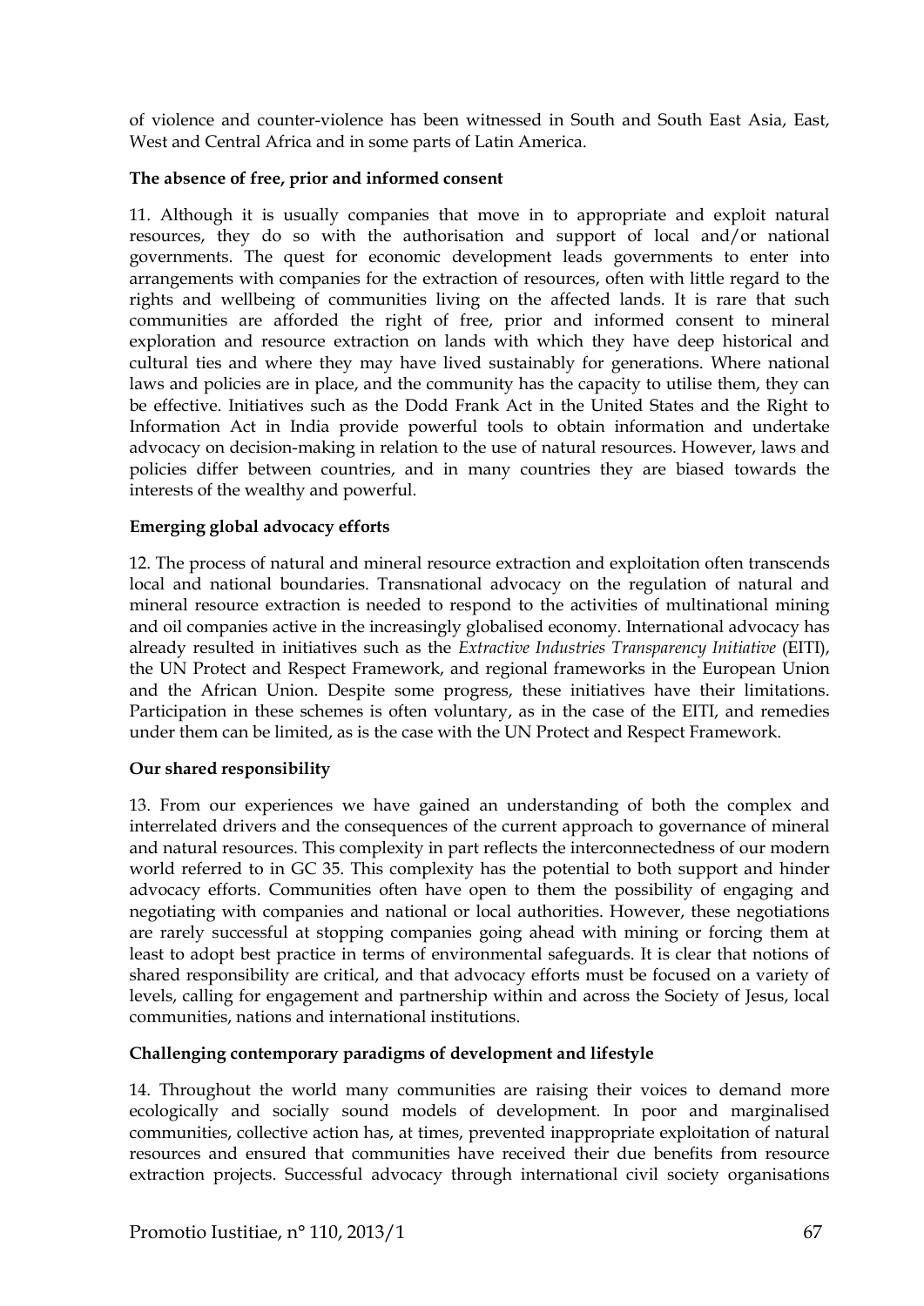of violence and counter-violence has been witnessed in South and South East Asia, East, West and Central Africa and in some parts of Latin America.

**The absence of free, prior and informed consent**

11. Although it is usually companies that move in to appropriate and exploit natural resources, they do so with the authorisation and support of local and/or national governments. The quest for economic development leads governments to enter into arrangements with companies for the extraction of resources, often with little regard to the rights and wellbeing of communities living on the affected lands. It is rare that such communities are afforded the right of free, prior and informed consent to mineral exploration and resource extraction on lands with which they have deep historical and cultural ties and where they may have lived sustainably for generations. Where national laws and policies are in place, and the community has the capacity to utilise them, they can be effective. Initiatives such as the Dodd Frank Act in the United States and the Right to Information Act in India provide powerful tools to obtain information and undertake advocacy on decision-making in relation to the use of natural resources. However, laws and policies differ between countries, and in many countries they are biased towards the interests of the wealthy and powerful.

**Emerging global advocacy efforts**

12. The process of natural and mineral resource extraction and exploitation often transcends local and national boundaries. Transnational advocacy on the regulation of natural and mineral resource extraction is needed to respond to the activities of multinational mining and oil companies active in the increasingly globalised economy. International advocacy has already resulted in initiatives such as the *Extractive Industries Transparency Initiative* (EITI), the UN Protect and Respect Framework, and regional frameworks in the European Union and the African Union. Despite some progress, these initiatives have their limitations. Participation in these schemes is often voluntary, as in the case of the EITI, and remedies under them can be limited, as is the case with the UN Protect and Respect Framework.

**Our shared responsibility**

13. From our experiences we have gained an understanding of both the complex and interrelated drivers and the consequences of the current approach to governance of mineral and natural resources. This complexity in part reflects the interconnectedness of our modern world referred to in GC 35. This complexity has the potential to both support and hinder advocacy efforts. Communities often have open to them the possibility of engaging and negotiating with companies and national or local authorities. However, these negotiations are rarely successful at stopping companies going ahead with mining or forcing them at least to adopt best practice in terms of environmental safeguards. It is clear that notions of shared responsibility are critical, and that advocacy efforts must be focused on a variety of levels, calling for engagement and partnership within and across the Society of Jesus, local communities, nations and international institutions.

**Challenging contemporary paradigms of development and lifestyle**

14. Throughout the world many communities are raising their voices to demand more ecologically and socially sound models of development. In poor and marginalised communities, collective action has, at times, prevented inappropriate exploitation of natural resources and ensured that communities have received their due benefits from resource extraction projects. Successful advocacy through international civil society organisations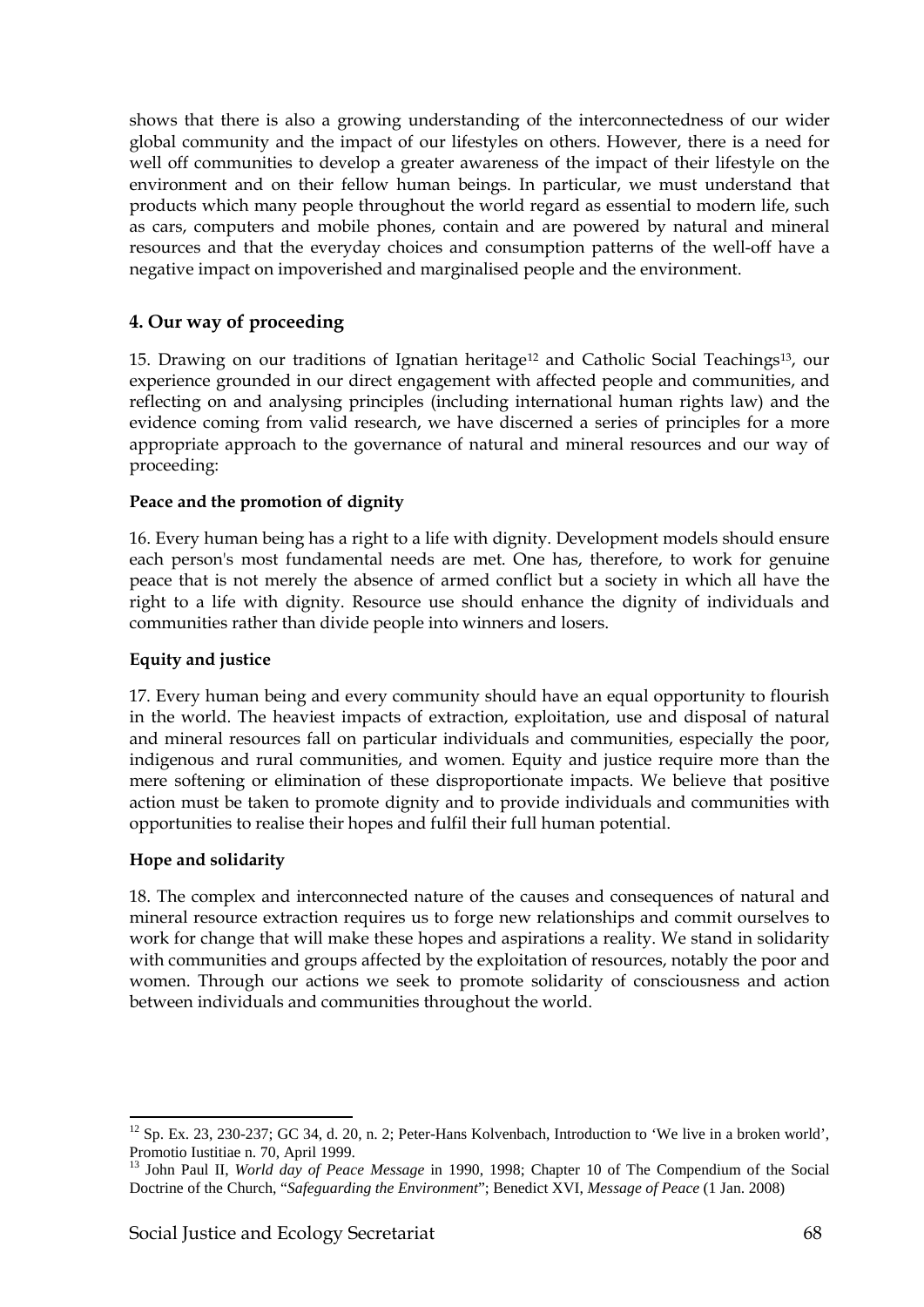shows that there is also a growing understanding of the interconnectedness of our wider global community and the impact of our lifestyles on others. However, there is a need for well off communities to develop a greater awareness of the impact of their lifestyle on the environment and on their fellow human beings. In particular, we must understand that products which many people throughout the world regard as essential to modern life, such as cars, computers and mobile phones, contain and are powered by natural and mineral resources and that the everyday choices and consumption patterns of the well-off have a negative impact on impoverished and marginalised people and the environment.

## 4. Our way of proceeding

15. Drawing on our traditions of Ignatian heritage[12] and Catholic Social Teachings[13], our experience grounded in our direct engagement with affected people and communities, and reflecting on and analysing principles (including international human rights law) and the evidence coming from valid research, we have discerned a series of principles for a more appropriate approach to the governance of natural and mineral resources and our way of proceeding:

**Peace and the promotion of dignity**

16. Every human being has a right to a life with dignity. Development models should ensure each person's most fundamental needs are met. One has, therefore, to work for genuine peace that is not merely the absence of armed conflict but a society in which all have the right to a life with dignity. Resource use should enhance the dignity of individuals and communities rather than divide people into winners and losers.

**Equity and justice**

17. Every human being and every community should have an equal opportunity to flourish in the world. The heaviest impacts of extraction, exploitation, use and disposal of natural and mineral resources fall on particular individuals and communities, especially the poor, indigenous and rural communities, and women. Equity and justice require more than the mere softening or elimination of these disproportionate impacts. We believe that positive action must be taken to promote dignity and to provide individuals and communities with opportunities to realise their hopes and fulfil their full human potential.

**Hope and solidarity**

18. The complex and interconnected nature of the causes and consequences of natural and mineral resource extraction requires us to forge new relationships and commit ourselves to work for change that will make these hopes and aspirations a reality. We stand in solidarity with communities and groups affected by the exploitation of resources, notably the poor and women. Through our actions we seek to promote solidarity of consciousness and action between individuals and communities throughout the world.

---

[12] Sp. Ex. 23, 230-237; GC 34, d. 20, n. 2; Peter-Hans Kolvenbach, Introduction to 'We live in a broken world', Promotio Iustitiae n. 70, April 1999.

[13] John Paul II, *World day of Peace Message* in 1990, 1998; Chapter 10 of The Compendium of the Social Doctrine of the Church, "*Safeguarding the Environment*"; Benedict XVI, *Message of Peace* (1 Jan. 2008)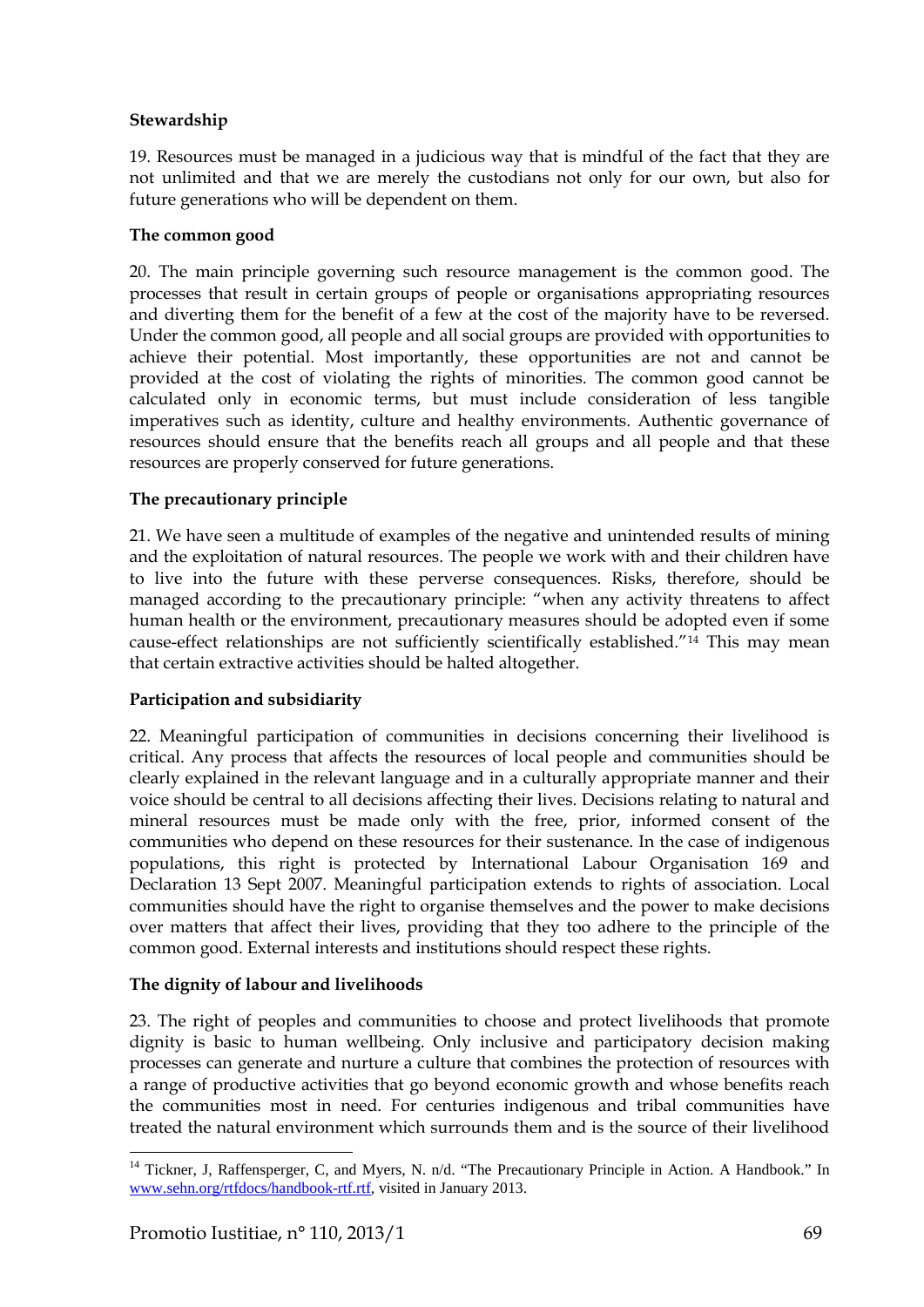**Stewardship**

19. Resources must be managed in a judicious way that is mindful of the fact that they are not unlimited and that we are merely the custodians not only for our own, but also for future generations who will be dependent on them.

**The common good**

20. The main principle governing such resource management is the common good. The processes that result in certain groups of people or organisations appropriating resources and diverting them for the benefit of a few at the cost of the majority have to be reversed. Under the common good, all people and all social groups are provided with opportunities to achieve their potential. Most importantly, these opportunities are not and cannot be provided at the cost of violating the rights of minorities. The common good cannot be calculated only in economic terms, but must include consideration of less tangible imperatives such as identity, culture and healthy environments. Authentic governance of resources should ensure that the benefits reach all groups and all people and that these resources are properly conserved for future generations.

**The precautionary principle**

21. We have seen a multitude of examples of the negative and unintended results of mining and the exploitation of natural resources. The people we work with and their children have to live into the future with these perverse consequences. Risks, therefore, should be managed according to the precautionary principle: "when any activity threatens to affect human health or the environment, precautionary measures should be adopted even if some cause-effect relationships are not sufficiently scientifically established."[14] This may mean that certain extractive activities should be halted altogether.

**Participation and subsidiarity**

22. Meaningful participation of communities in decisions concerning their livelihood is critical. Any process that affects the resources of local people and communities should be clearly explained in the relevant language and in a culturally appropriate manner and their voice should be central to all decisions affecting their lives. Decisions relating to natural and mineral resources must be made only with the free, prior, informed consent of the communities who depend on these resources for their sustenance. In the case of indigenous populations, this right is protected by International Labour Organisation 169 and Declaration 13 Sept 2007. Meaningful participation extends to rights of association. Local communities should have the right to organise themselves and the power to make decisions over matters that affect their lives, providing that they too adhere to the principle of the common good. External interests and institutions should respect these rights.

**The dignity of labour and livelihoods**

23. The right of peoples and communities to choose and protect livelihoods that promote dignity is basic to human wellbeing. Only inclusive and participatory decision making processes can generate and nurture a culture that combines the protection of resources with a range of productive activities that go beyond economic growth and whose benefits reach the communities most in need. For centuries indigenous and tribal communities have treated the natural environment which surrounds them and is the source of their livelihood

---

[14] Tickner, J, Raffensperger, C, and Myers, N. n/d. "The Precautionary Principle in Action. A Handbook." In www.sehn.org/rtfdocs/handbook-rtf.rtf, visited in January 2013.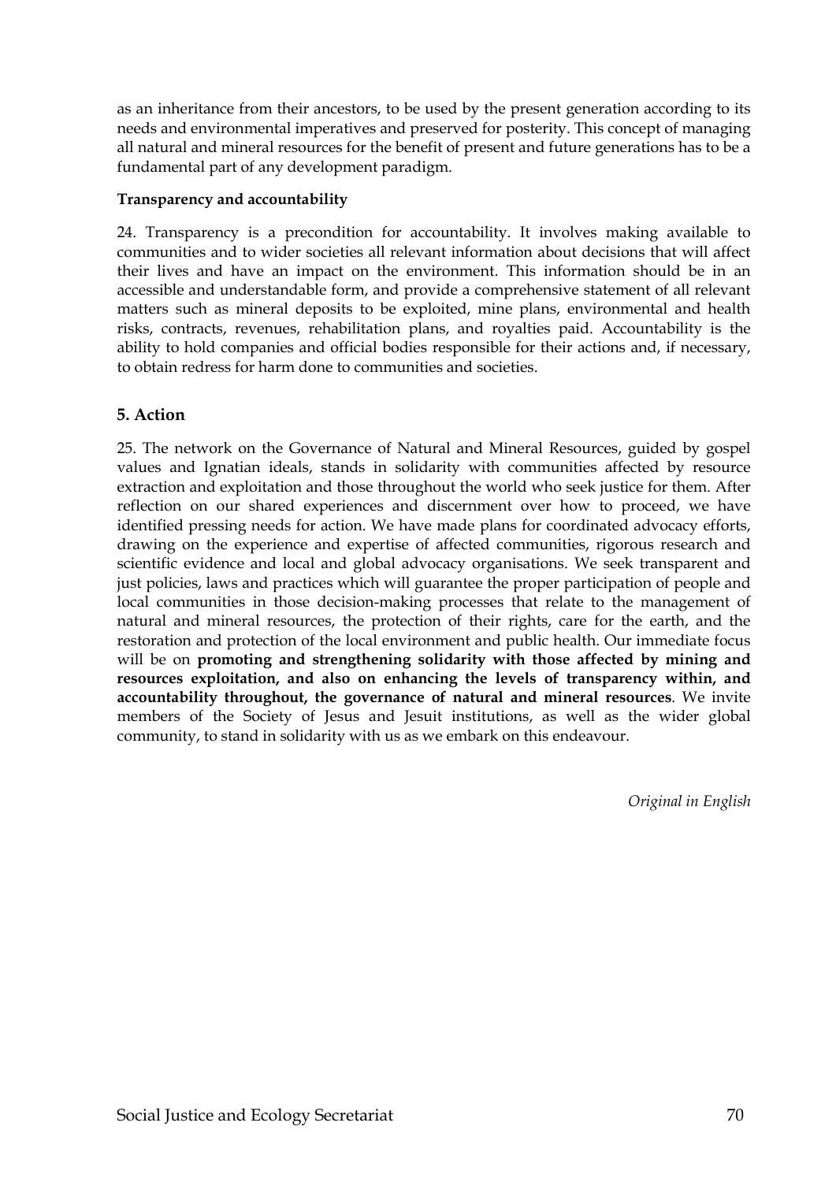as an inheritance from their ancestors, to be used by the present generation according to its needs and environmental imperatives and preserved for posterity. This concept of managing all natural and mineral resources for the benefit of present and future generations has to be a fundamental part of any development paradigm.

**Transparency and accountability**

24. Transparency is a precondition for accountability. It involves making available to communities and to wider societies all relevant information about decisions that will affect their lives and have an impact on the environment. This information should be in an accessible and understandable form, and provide a comprehensive statement of all relevant matters such as mineral deposits to be exploited, mine plans, environmental and health risks, contracts, revenues, rehabilitation plans, and royalties paid. Accountability is the ability to hold companies and official bodies responsible for their actions and, if necessary, to obtain redress for harm done to communities and societies.

## 5. Action

25. The network on the Governance of Natural and Mineral Resources, guided by gospel values and Ignatian ideals, stands in solidarity with communities affected by resource extraction and exploitation and those throughout the world who seek justice for them. After reflection on our shared experiences and discernment over how to proceed, we have identified pressing needs for action. We have made plans for coordinated advocacy efforts, drawing on the experience and expertise of affected communities, rigorous research and scientific evidence and local and global advocacy organisations. We seek transparent and just policies, laws and practices which will guarantee the proper participation of people and local communities in those decision-making processes that relate to the management of natural and mineral resources, the protection of their rights, care for the earth, and the restoration and protection of the local environment and public health. Our immediate focus will be on **promoting and strengthening solidarity with those affected by mining and resources exploitation, and also on enhancing the levels of transparency within, and accountability throughout, the governance of natural and mineral resources**. We invite members of the Society of Jesus and Jesuit institutions, as well as the wider global community, to stand in solidarity with us as we embark on this endeavour.

*Original in English*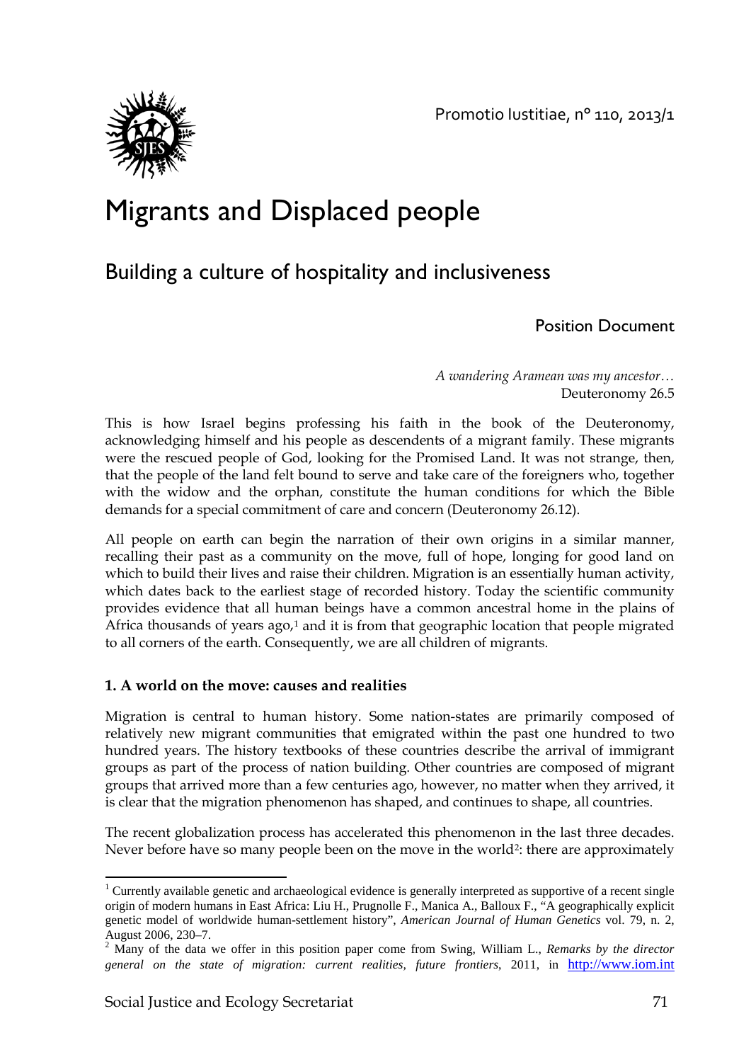# Migrants and Displaced people

## Building a culture of hospitality and inclusiveness

Position Document

*A wandering Aramean was my ancestor…*
Deuteronomy 26.5

This is how Israel begins professing his faith in the book of the Deuteronomy, acknowledging himself and his people as descendents of a migrant family. These migrants were the rescued people of God, looking for the Promised Land. It was not strange, then, that the people of the land felt bound to serve and take care of the foreigners who, together with the widow and the orphan, constitute the human conditions for which the Bible demands for a special commitment of care and concern (Deuteronomy 26.12).

All people on earth can begin the narration of their own origins in a similar manner, recalling their past as a community on the move, full of hope, longing for good land on which to build their lives and raise their children. Migration is an essentially human activity, which dates back to the earliest stage of recorded history. Today the scientific community provides evidence that all human beings have a common ancestral home in the plains of Africa thousands of years ago,[1] and it is from that geographic location that people migrated to all corners of the earth. Consequently, we are all children of migrants.

### 1. A world on the move: causes and realities

Migration is central to human history. Some nation-states are primarily composed of relatively new migrant communities that emigrated within the past one hundred to two hundred years. The history textbooks of these countries describe the arrival of immigrant groups as part of the process of nation building. Other countries are composed of migrant groups that arrived more than a few centuries ago, however, no matter when they arrived, it is clear that the migration phenomenon has shaped, and continues to shape, all countries.

The recent globalization process has accelerated this phenomenon in the last three decades. Never before have so many people been on the move in the world[2]: there are approximately

---

[1] Currently available genetic and archaeological evidence is generally interpreted as supportive of a recent single origin of modern humans in East Africa: Liu H., Prugnolle F., Manica A., Balloux F., "A geographically explicit genetic model of worldwide human-settlement history", *American Journal of Human Genetics* vol. 79, n. 2, August 2006, 230–7.

[2] Many of the data we offer in this position paper come from Swing, William L., *Remarks by the director general on the state of migration: current realities, future frontiers*, 2011, in http://www.iom.int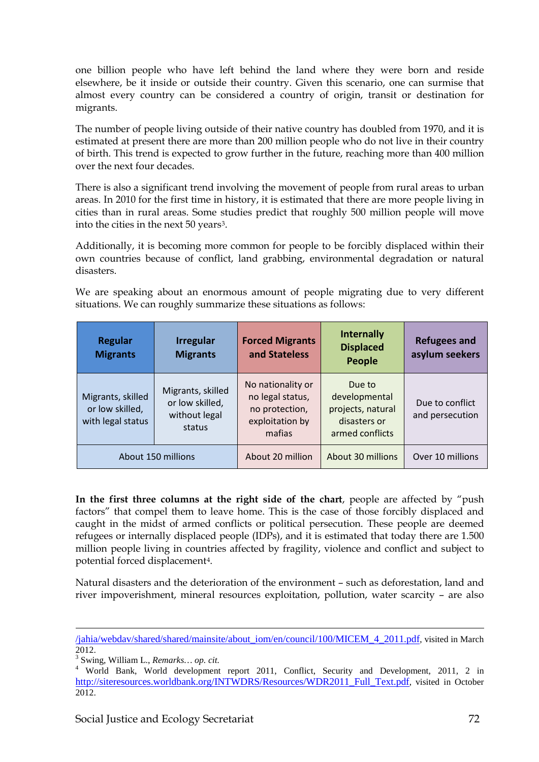one billion people who have left behind the land where they were born and reside elsewhere, be it inside or outside their country. Given this scenario, one can surmise that almost every country can be considered a country of origin, transit or destination for migrants.

The number of people living outside of their native country has doubled from 1970, and it is estimated at present there are more than 200 million people who do not live in their country of birth. This trend is expected to grow further in the future, reaching more than 400 million over the next four decades.

There is also a significant trend involving the movement of people from rural areas to urban areas. In 2010 for the first time in history, it is estimated that there are more people living in cities than in rural areas. Some studies predict that roughly 500 million people will move into the cities in the next 50 years[3].

Additionally, it is becoming more common for people to be forcibly displaced within their own countries because of conflict, land grabbing, environmental degradation or natural disasters.

We are speaking about an enormous amount of people migrating due to very different situations. We can roughly summarize these situations as follows:

| **Regular Migrants** | **Irregular Migrants** | **Forced Migrants and Stateless** | **Internally Displaced People** | **Refugees and asylum seekers** |
|---|---|---|---|---|
| Migrants, skilled or low skilled, with legal status | Migrants, skilled or low skilled, without legal status | No nationality or no legal status, no protection, exploitation by mafias | Due to developmental projects, natural disasters or armed conflicts | Due to conflict and persecution |
| About 150 millions | | About 20 million | About 30 millions | Over 10 millions |

**In the first three columns at the right side of the chart**, people are affected by "push factors" that compel them to leave home. This is the case of those forcibly displaced and caught in the midst of armed conflicts or political persecution. These people are deemed refugees or internally displaced people (IDPs), and it is estimated that today there are 1.500 million people living in countries affected by fragility, violence and conflict and subject to potential forced displacement[4].

Natural disasters and the deterioration of the environment – such as deforestation, land and river impoverishment, mineral resources exploitation, pollution, water scarcity – are also

---

/jahia/webdav/shared/shared/mainsite/about_iom/en/council/100/MICEM_4_2011.pdf, visited in March 2012.

[3] Swing, William L., *Remarks… op. cit.*

[4] World Bank, World development report 2011, Conflict, Security and Development, 2011, 2 in http://siteresources.worldbank.org/INTWDRS/Resources/WDR2011_Full_Text.pdf, visited in October 2012.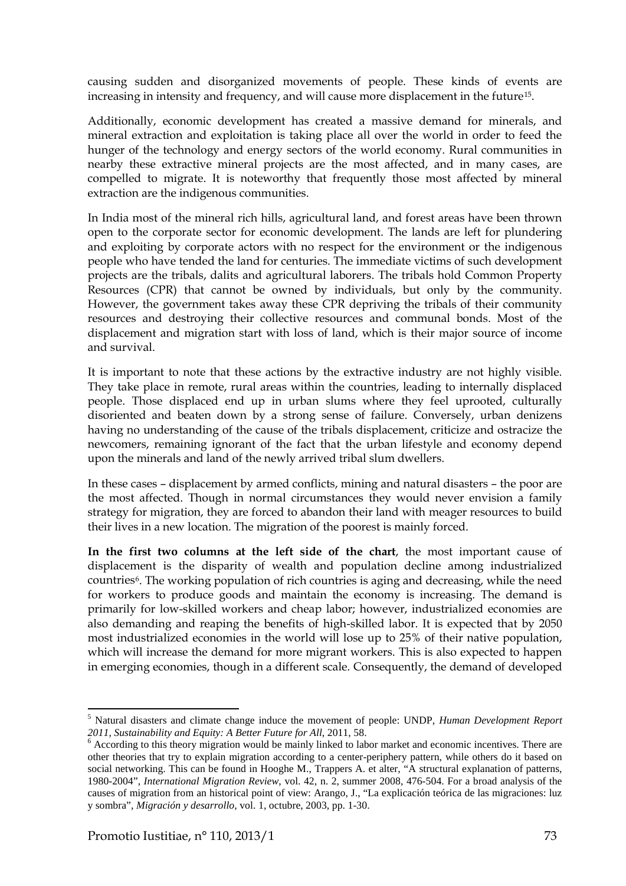causing sudden and disorganized movements of people. These kinds of events are increasing in intensity and frequency, and will cause more displacement in the future[15].

Additionally, economic development has created a massive demand for minerals, and mineral extraction and exploitation is taking place all over the world in order to feed the hunger of the technology and energy sectors of the world economy. Rural communities in nearby these extractive mineral projects are the most affected, and in many cases, are compelled to migrate. It is noteworthy that frequently those most affected by mineral extraction are the indigenous communities.

In India most of the mineral rich hills, agricultural land, and forest areas have been thrown open to the corporate sector for economic development. The lands are left for plundering and exploiting by corporate actors with no respect for the environment or the indigenous people who have tended the land for centuries. The immediate victims of such development projects are the tribals, dalits and agricultural laborers. The tribals hold Common Property Resources (CPR) that cannot be owned by individuals, but only by the community. However, the government takes away these CPR depriving the tribals of their community resources and destroying their collective resources and communal bonds. Most of the displacement and migration start with loss of land, which is their major source of income and survival.

It is important to note that these actions by the extractive industry are not highly visible. They take place in remote, rural areas within the countries, leading to internally displaced people. Those displaced end up in urban slums where they feel uprooted, culturally disoriented and beaten down by a strong sense of failure. Conversely, urban denizens having no understanding of the cause of the tribals displacement, criticize and ostracize the newcomers, remaining ignorant of the fact that the urban lifestyle and economy depend upon the minerals and land of the newly arrived tribal slum dwellers.

In these cases – displacement by armed conflicts, mining and natural disasters – the poor are the most affected. Though in normal circumstances they would never envision a family strategy for migration, they are forced to abandon their land with meager resources to build their lives in a new location. The migration of the poorest is mainly forced.

**In the first two columns at the left side of the chart**, the most important cause of displacement is the disparity of wealth and population decline among industrialized countries[6]. The working population of rich countries is aging and decreasing, while the need for workers to produce goods and maintain the economy is increasing. The demand is primarily for low-skilled workers and cheap labor; however, industrialized economies are also demanding and reaping the benefits of high-skilled labor. It is expected that by 2050 most industrialized economies in the world will lose up to 25% of their native population, which will increase the demand for more migrant workers. This is also expected to happen in emerging economies, though in a different scale. Consequently, the demand of developed

---

[5] Natural disasters and climate change induce the movement of people: UNDP, *Human Development Report 2011, Sustainability and Equity: A Better Future for All*, 2011, 58.

[6] According to this theory migration would be mainly linked to labor market and economic incentives. There are other theories that try to explain migration according to a center-periphery pattern, while others do it based on social networking. This can be found in Hooghe M., Trappers A. et alter, "A structural explanation of patterns, 1980-2004", *International Migration Review*, vol. 42, n. 2, summer 2008, 476-504. For a broad analysis of the causes of migration from an historical point of view: Arango, J., "La explicación teórica de las migraciones: luz y sombra", *Migración y desarrollo*, vol. 1, octubre, 2003, pp. 1-30.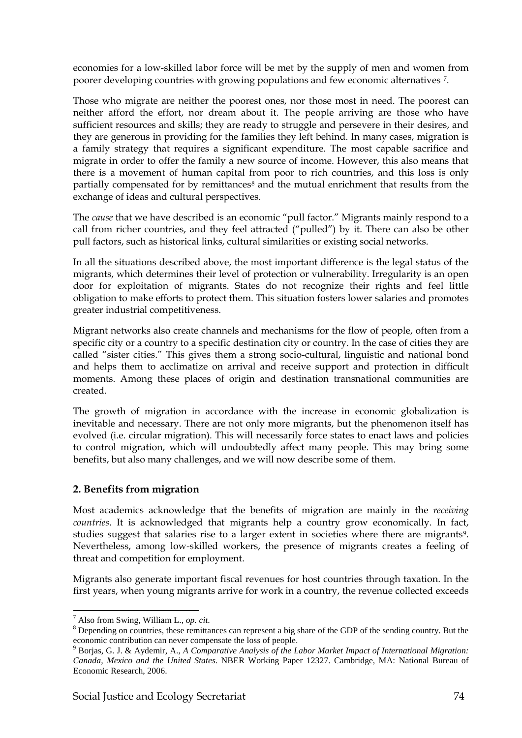economies for a low-skilled labor force will be met by the supply of men and women from poorer developing countries with growing populations and few economic alternatives [7].

Those who migrate are neither the poorest ones, nor those most in need. The poorest can neither afford the effort, nor dream about it. The people arriving are those who have sufficient resources and skills; they are ready to struggle and persevere in their desires, and they are generous in providing for the families they left behind. In many cases, migration is a family strategy that requires a significant expenditure. The most capable sacrifice and migrate in order to offer the family a new source of income. However, this also means that there is a movement of human capital from poor to rich countries, and this loss is only partially compensated for by remittances[8] and the mutual enrichment that results from the exchange of ideas and cultural perspectives.

The *cause* that we have described is an economic "pull factor." Migrants mainly respond to a call from richer countries, and they feel attracted ("pulled") by it. There can also be other pull factors, such as historical links, cultural similarities or existing social networks.

In all the situations described above, the most important difference is the legal status of the migrants, which determines their level of protection or vulnerability. Irregularity is an open door for exploitation of migrants. States do not recognize their rights and feel little obligation to make efforts to protect them. This situation fosters lower salaries and promotes greater industrial competitiveness.

Migrant networks also create channels and mechanisms for the flow of people, often from a specific city or a country to a specific destination city or country. In the case of cities they are called "sister cities." This gives them a strong socio-cultural, linguistic and national bond and helps them to acclimatize on arrival and receive support and protection in difficult moments. Among these places of origin and destination transnational communities are created.

The growth of migration in accordance with the increase in economic globalization is inevitable and necessary. There are not only more migrants, but the phenomenon itself has evolved (i.e. circular migration). This will necessarily force states to enact laws and policies to control migration, which will undoubtedly affect many people. This may bring some benefits, but also many challenges, and we will now describe some of them.

## 2. Benefits from migration

Most academics acknowledge that the benefits of migration are mainly in the *receiving countries*. It is acknowledged that migrants help a country grow economically. In fact, studies suggest that salaries rise to a larger extent in societies where there are migrants[9]. Nevertheless, among low-skilled workers, the presence of migrants creates a feeling of threat and competition for employment.

Migrants also generate important fiscal revenues for host countries through taxation. In the first years, when young migrants arrive for work in a country, the revenue collected exceeds

---

[7] Also from Swing, William L., *op. cit.*

[8] Depending on countries, these remittances can represent a big share of the GDP of the sending country. But the economic contribution can never compensate the loss of people.

[9] Borjas, G. J. & Aydemir, A., *A Comparative Analysis of the Labor Market Impact of International Migration: Canada, Mexico and the United States*. NBER Working Paper 12327. Cambridge, MA: National Bureau of Economic Research, 2006.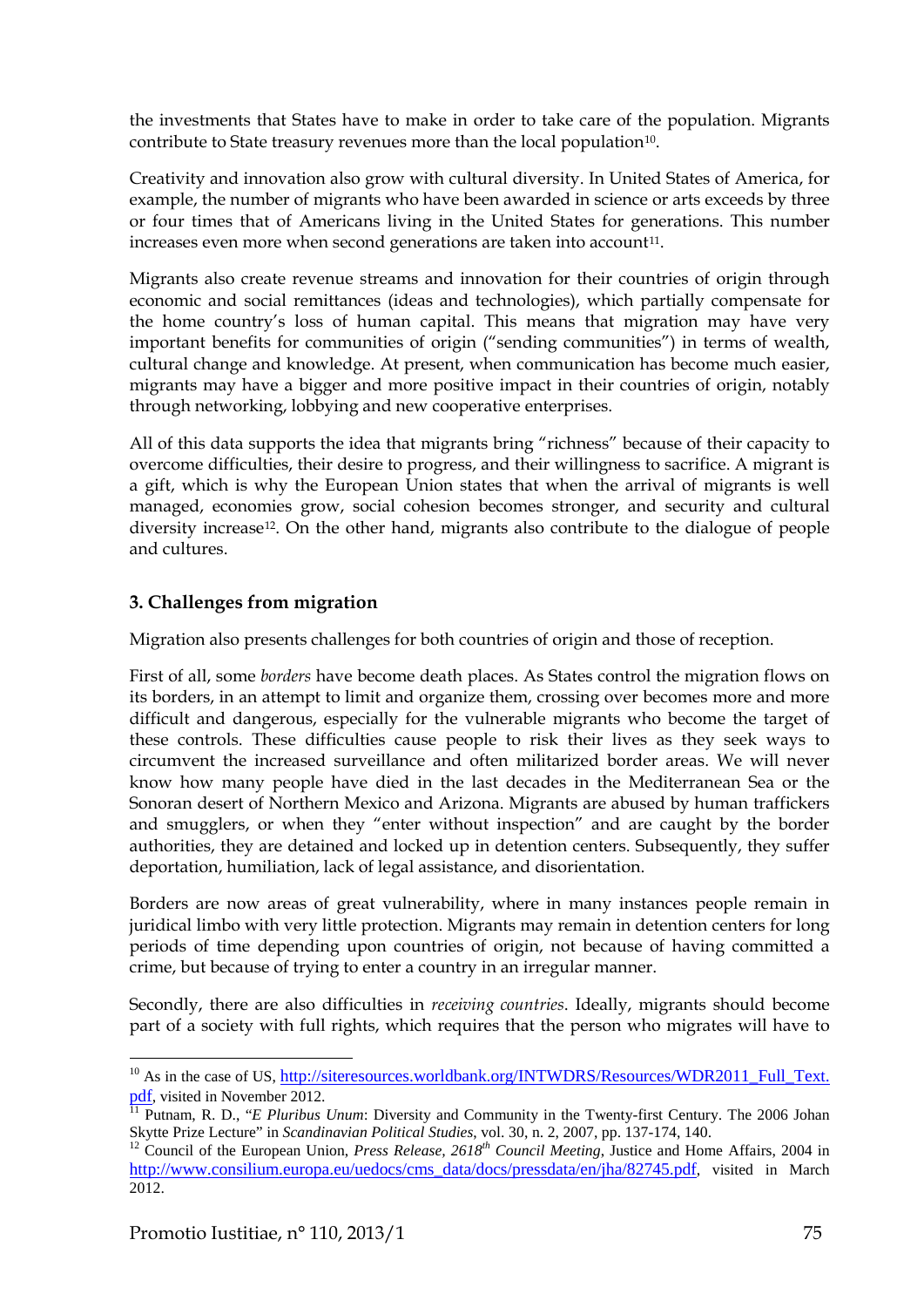the investments that States have to make in order to take care of the population. Migrants contribute to State treasury revenues more than the local population[10].

Creativity and innovation also grow with cultural diversity. In United States of America, for example, the number of migrants who have been awarded in science or arts exceeds by three or four times that of Americans living in the United States for generations. This number increases even more when second generations are taken into account[11].

Migrants also create revenue streams and innovation for their countries of origin through economic and social remittances (ideas and technologies), which partially compensate for the home country's loss of human capital. This means that migration may have very important benefits for communities of origin ("sending communities") in terms of wealth, cultural change and knowledge. At present, when communication has become much easier, migrants may have a bigger and more positive impact in their countries of origin, notably through networking, lobbying and new cooperative enterprises.

All of this data supports the idea that migrants bring "richness" because of their capacity to overcome difficulties, their desire to progress, and their willingness to sacrifice. A migrant is a gift, which is why the European Union states that when the arrival of migrants is well managed, economies grow, social cohesion becomes stronger, and security and cultural diversity increase[12]. On the other hand, migrants also contribute to the dialogue of people and cultures.

### 3. Challenges from migration

Migration also presents challenges for both countries of origin and those of reception.

First of all, some *borders* have become death places. As States control the migration flows on its borders, in an attempt to limit and organize them, crossing over becomes more and more difficult and dangerous, especially for the vulnerable migrants who become the target of these controls. These difficulties cause people to risk their lives as they seek ways to circumvent the increased surveillance and often militarized border areas. We will never know how many people have died in the last decades in the Mediterranean Sea or the Sonoran desert of Northern Mexico and Arizona. Migrants are abused by human traffickers and smugglers, or when they "enter without inspection" and are caught by the border authorities, they are detained and locked up in detention centers. Subsequently, they suffer deportation, humiliation, lack of legal assistance, and disorientation.

Borders are now areas of great vulnerability, where in many instances people remain in juridical limbo with very little protection. Migrants may remain in detention centers for long periods of time depending upon countries of origin, not because of having committed a crime, but because of trying to enter a country in an irregular manner.

Secondly, there are also difficulties in *receiving countries*. Ideally, migrants should become part of a society with full rights, which requires that the person who migrates will have to

---

[10] As in the case of US, http://siteresources.worldbank.org/INTWDRS/Resources/WDR2011_Full_Text.pdf, visited in November 2012.

[11] Putnam, R. D., "*E Pluribus Unum*: Diversity and Community in the Twenty-first Century. The 2006 Johan Skytte Prize Lecture" in *Scandinavian Political Studies*, vol. 30, n. 2, 2007, pp. 137-174, 140.

[12] Council of the European Union, *Press Release, 2618th Council Meeting*, Justice and Home Affairs, 2004 in http://www.consilium.europa.eu/uedocs/cms_data/docs/pressdata/en/jha/82745.pdf, visited in March 2012.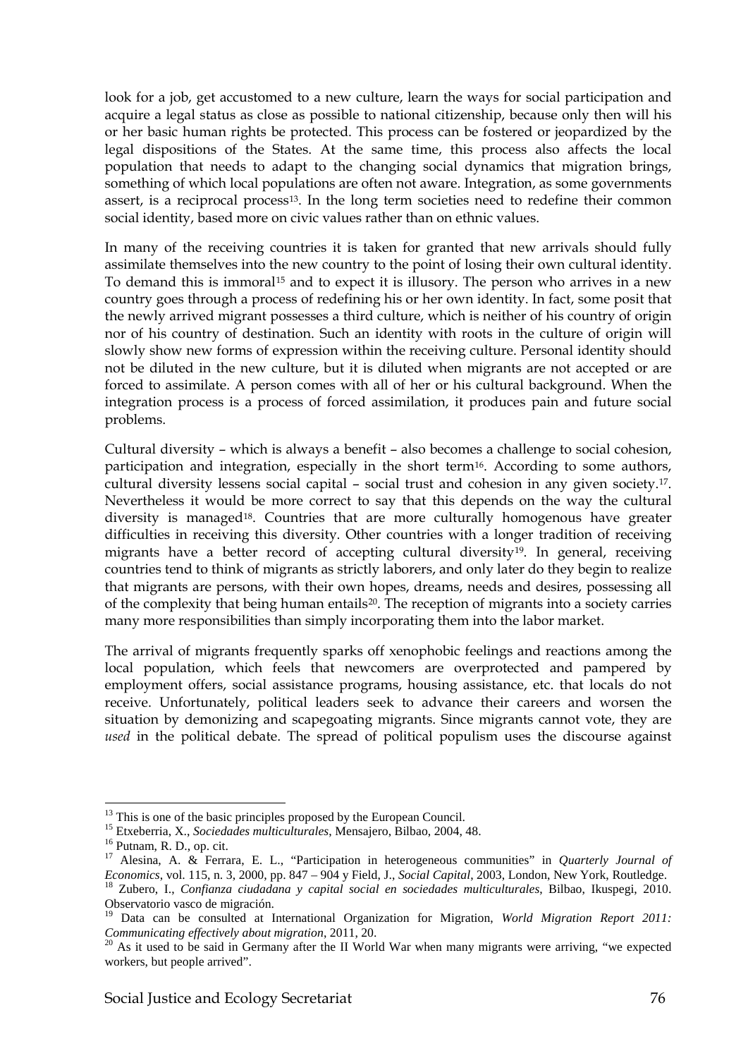look for a job, get accustomed to a new culture, learn the ways for social participation and acquire a legal status as close as possible to national citizenship, because only then will his or her basic human rights be protected. This process can be fostered or jeopardized by the legal dispositions of the States. At the same time, this process also affects the local population that needs to adapt to the changing social dynamics that migration brings, something of which local populations are often not aware. Integration, as some governments assert, is a reciprocal process[13]. In the long term societies need to redefine their common social identity, based more on civic values rather than on ethnic values.

In many of the receiving countries it is taken for granted that new arrivals should fully assimilate themselves into the new country to the point of losing their own cultural identity. To demand this is immoral[15] and to expect it is illusory. The person who arrives in a new country goes through a process of redefining his or her own identity. In fact, some posit that the newly arrived migrant possesses a third culture, which is neither of his country of origin nor of his country of destination. Such an identity with roots in the culture of origin will slowly show new forms of expression within the receiving culture. Personal identity should not be diluted in the new culture, but it is diluted when migrants are not accepted or are forced to assimilate. A person comes with all of her or his cultural background. When the integration process is a process of forced assimilation, it produces pain and future social problems.

Cultural diversity – which is always a benefit – also becomes a challenge to social cohesion, participation and integration, especially in the short term[16]. According to some authors, cultural diversity lessens social capital – social trust and cohesion in any given society.[17]. Nevertheless it would be more correct to say that this depends on the way the cultural diversity is managed[18]. Countries that are more culturally homogenous have greater difficulties in receiving this diversity. Other countries with a longer tradition of receiving migrants have a better record of accepting cultural diversity[19]. In general, receiving countries tend to think of migrants as strictly laborers, and only later do they begin to realize that migrants are persons, with their own hopes, dreams, needs and desires, possessing all of the complexity that being human entails[20]. The reception of migrants into a society carries many more responsibilities than simply incorporating them into the labor market.

The arrival of migrants frequently sparks off xenophobic feelings and reactions among the local population, which feels that newcomers are overprotected and pampered by employment offers, social assistance programs, housing assistance, etc. that locals do not receive. Unfortunately, political leaders seek to advance their careers and worsen the situation by demonizing and scapegoating migrants. Since migrants cannot vote, they are *used* in the political debate. The spread of political populism uses the discourse against

---

[13] This is one of the basic principles proposed by the European Council.

[15] Etxeberria, X., *Sociedades multiculturales*, Mensajero, Bilbao, 2004, 48.

[16] Putnam, R. D., op. cit.

[17] Alesina, A. & Ferrara, E. L., "Participation in heterogeneous communities" in *Quarterly Journal of Economics*, vol. 115, n. 3, 2000, pp. 847 – 904 y Field, J., *Social Capital*, 2003, London, New York, Routledge.

[18] Zubero, I., *Confianza ciudadana y capital social en sociedades multiculturales*, Bilbao, Ikuspegi, 2010. Observatorio vasco de migración.

[19] Data can be consulted at International Organization for Migration, *World Migration Report 2011: Communicating effectively about migration*, 2011, 20.

[20] As it used to be said in Germany after the II World War when many migrants were arriving, "we expected workers, but people arrived".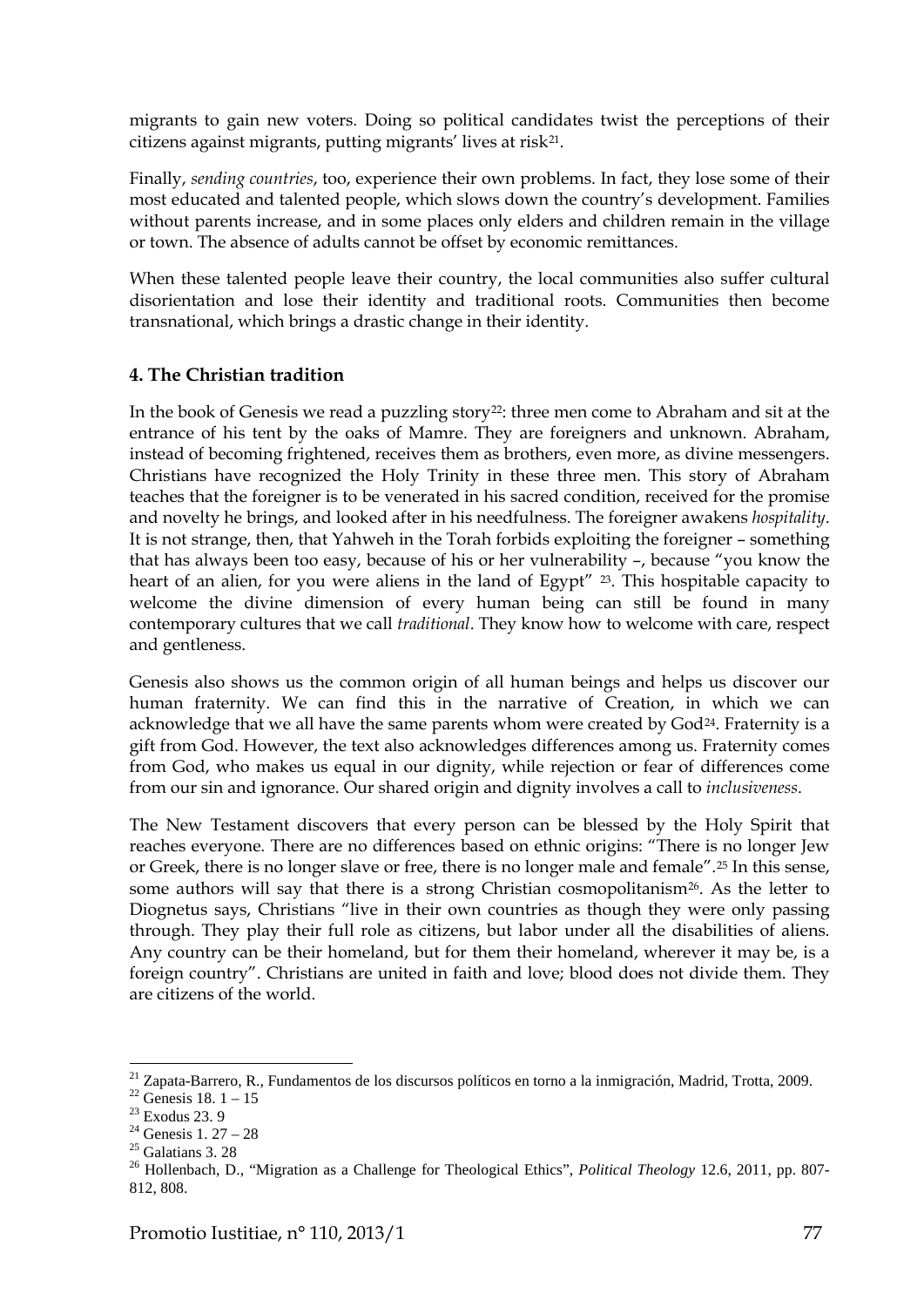migrants to gain new voters. Doing so political candidates twist the perceptions of their citizens against migrants, putting migrants' lives at risk[21].

Finally, *sending countries*, too, experience their own problems. In fact, they lose some of their most educated and talented people, which slows down the country's development. Families without parents increase, and in some places only elders and children remain in the village or town. The absence of adults cannot be offset by economic remittances.

When these talented people leave their country, the local communities also suffer cultural disorientation and lose their identity and traditional roots. Communities then become transnational, which brings a drastic change in their identity.

## 4. The Christian tradition

In the book of Genesis we read a puzzling story[22]: three men come to Abraham and sit at the entrance of his tent by the oaks of Mamre. They are foreigners and unknown. Abraham, instead of becoming frightened, receives them as brothers, even more, as divine messengers. Christians have recognized the Holy Trinity in these three men. This story of Abraham teaches that the foreigner is to be venerated in his sacred condition, received for the promise and novelty he brings, and looked after in his needfulness. The foreigner awakens *hospitality*. It is not strange, then, that Yahweh in the Torah forbids exploiting the foreigner – something that has always been too easy, because of his or her vulnerability –, because "you know the heart of an alien, for you were aliens in the land of Egypt" [23]. This hospitable capacity to welcome the divine dimension of every human being can still be found in many contemporary cultures that we call *traditional*. They know how to welcome with care, respect and gentleness.

Genesis also shows us the common origin of all human beings and helps us discover our human fraternity. We can find this in the narrative of Creation, in which we can acknowledge that we all have the same parents whom were created by God[24]. Fraternity is a gift from God. However, the text also acknowledges differences among us. Fraternity comes from God, who makes us equal in our dignity, while rejection or fear of differences come from our sin and ignorance. Our shared origin and dignity involves a call to *inclusiveness*.

The New Testament discovers that every person can be blessed by the Holy Spirit that reaches everyone. There are no differences based on ethnic origins: "There is no longer Jew or Greek, there is no longer slave or free, there is no longer male and female".[25] In this sense, some authors will say that there is a strong Christian cosmopolitanism[26]. As the letter to Diognetus says, Christians "live in their own countries as though they were only passing through. They play their full role as citizens, but labor under all the disabilities of aliens. Any country can be their homeland, but for them their homeland, wherever it may be, is a foreign country". Christians are united in faith and love; blood does not divide them. They are citizens of the world.

---

[21] Zapata-Barrero, R., Fundamentos de los discursos políticos en torno a la inmigración, Madrid, Trotta, 2009.

[22] Genesis 18. 1 – 15

[23] Exodus 23. 9

[24] Genesis 1. 27 – 28

[25] Galatians 3. 28

[26] Hollenbach, D., "Migration as a Challenge for Theological Ethics", *Political Theology* 12.6, 2011, pp. 807-812, 808.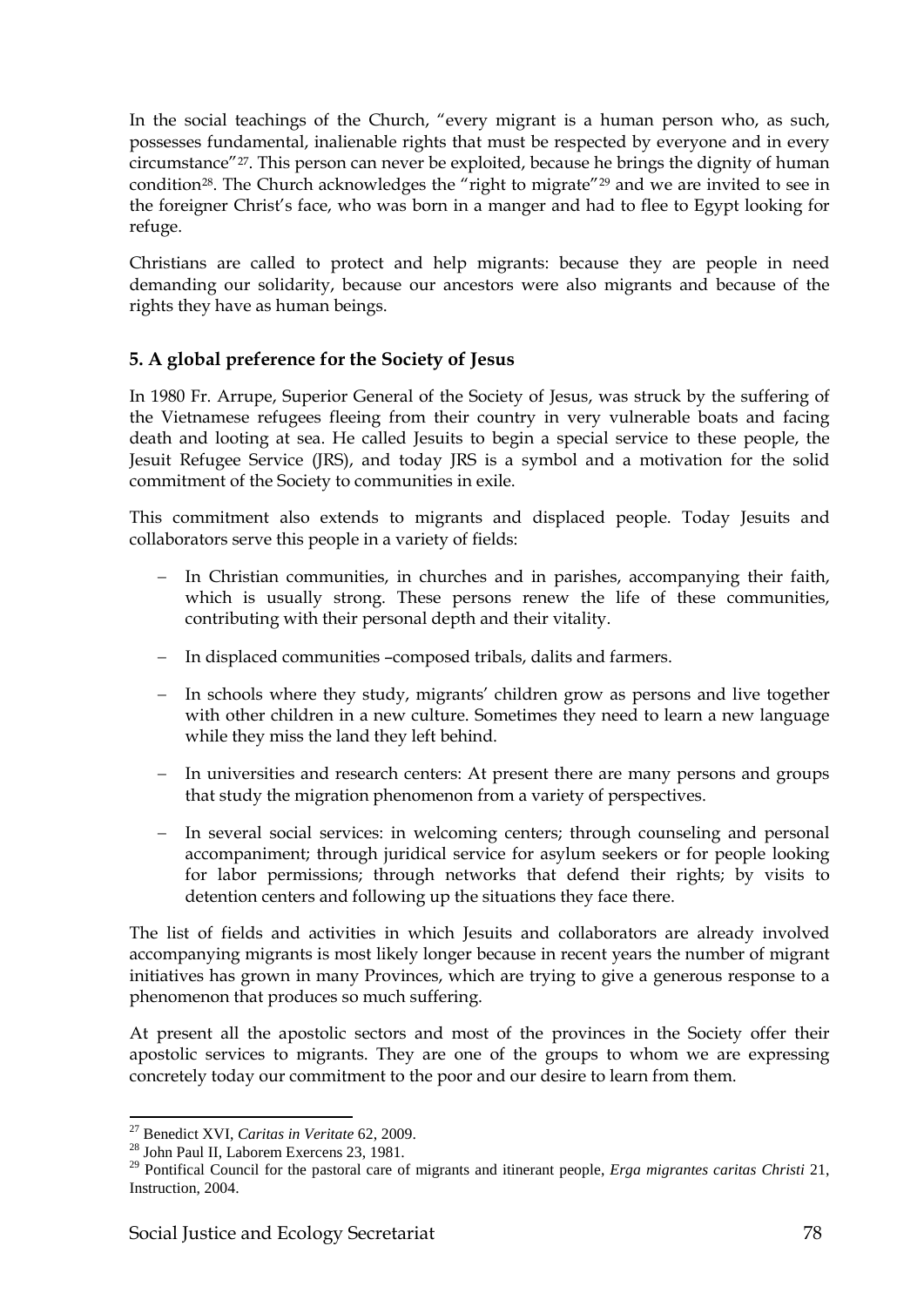In the social teachings of the Church, "every migrant is a human person who, as such, possesses fundamental, inalienable rights that must be respected by everyone and in every circumstance"[27]. This person can never be exploited, because he brings the dignity of human condition[28]. The Church acknowledges the "right to migrate"[29] and we are invited to see in the foreigner Christ's face, who was born in a manger and had to flee to Egypt looking for refuge.

Christians are called to protect and help migrants: because they are people in need demanding our solidarity, because our ancestors were also migrants and because of the rights they have as human beings.

## 5. A global preference for the Society of Jesus

In 1980 Fr. Arrupe, Superior General of the Society of Jesus, was struck by the suffering of the Vietnamese refugees fleeing from their country in very vulnerable boats and facing death and looting at sea. He called Jesuits to begin a special service to these people, the Jesuit Refugee Service (JRS), and today JRS is a symbol and a motivation for the solid commitment of the Society to communities in exile.

This commitment also extends to migrants and displaced people. Today Jesuits and collaborators serve this people in a variety of fields:

- In Christian communities, in churches and in parishes, accompanying their faith, which is usually strong. These persons renew the life of these communities, contributing with their personal depth and their vitality.
- In displaced communities –composed tribals, dalits and farmers.
- In schools where they study, migrants' children grow as persons and live together with other children in a new culture. Sometimes they need to learn a new language while they miss the land they left behind.
- In universities and research centers: At present there are many persons and groups that study the migration phenomenon from a variety of perspectives.
- In several social services: in welcoming centers; through counseling and personal accompaniment; through juridical service for asylum seekers or for people looking for labor permissions; through networks that defend their rights; by visits to detention centers and following up the situations they face there.

The list of fields and activities in which Jesuits and collaborators are already involved accompanying migrants is most likely longer because in recent years the number of migrant initiatives has grown in many Provinces, which are trying to give a generous response to a phenomenon that produces so much suffering.

At present all the apostolic sectors and most of the provinces in the Society offer their apostolic services to migrants. They are one of the groups to whom we are expressing concretely today our commitment to the poor and our desire to learn from them.

---

[27] Benedict XVI, *Caritas in Veritate* 62, 2009.

[28] John Paul II, Laborem Exercens 23, 1981.

[29] Pontifical Council for the pastoral care of migrants and itinerant people, *Erga migrantes caritas Christi* 21, Instruction, 2004.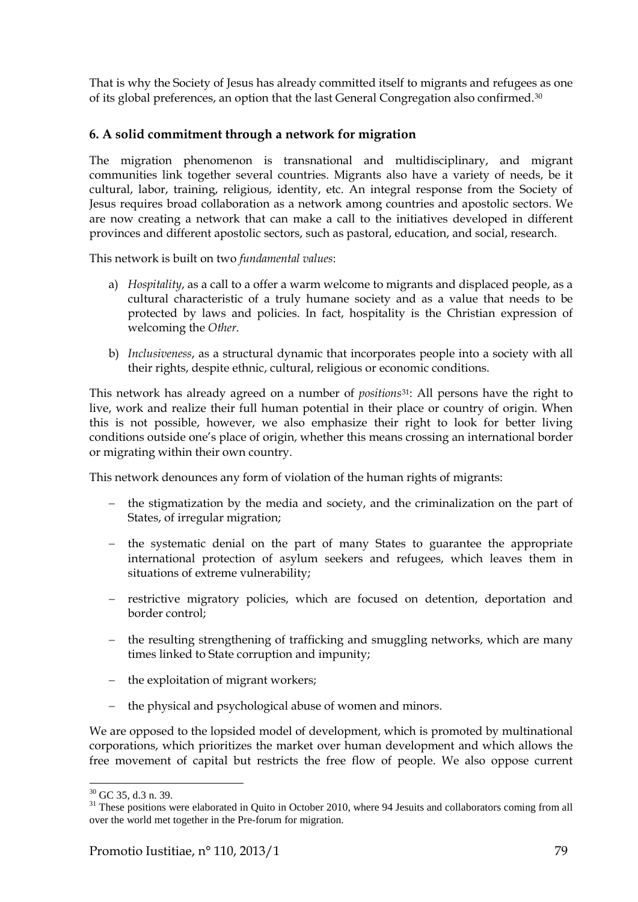That is why the Society of Jesus has already committed itself to migrants and refugees as one of its global preferences, an option that the last General Congregation also confirmed.[30]

### 6. A solid commitment through a network for migration

The migration phenomenon is transnational and multidisciplinary, and migrant communities link together several countries. Migrants also have a variety of needs, be it cultural, labor, training, religious, identity, etc. An integral response from the Society of Jesus requires broad collaboration as a network among countries and apostolic sectors. We are now creating a network that can make a call to the initiatives developed in different provinces and different apostolic sectors, such as pastoral, education, and social, research.

This network is built on two *fundamental values*:

a) *Hospitality*, as a call to a offer a warm welcome to migrants and displaced people, as a cultural characteristic of a truly humane society and as a value that needs to be protected by laws and policies. In fact, hospitality is the Christian expression of welcoming the *Other*.

b) *Inclusiveness*, as a structural dynamic that incorporates people into a society with all their rights, despite ethnic, cultural, religious or economic conditions.

This network has already agreed on a number of *positions*[31]: All persons have the right to live, work and realize their full human potential in their place or country of origin. When this is not possible, however, we also emphasize their right to look for better living conditions outside one's place of origin, whether this means crossing an international border or migrating within their own country.

This network denounces any form of violation of the human rights of migrants:

- the stigmatization by the media and society, and the criminalization on the part of States, of irregular migration;
- the systematic denial on the part of many States to guarantee the appropriate international protection of asylum seekers and refugees, which leaves them in situations of extreme vulnerability;
- restrictive migratory policies, which are focused on detention, deportation and border control;
- the resulting strengthening of trafficking and smuggling networks, which are many times linked to State corruption and impunity;
- the exploitation of migrant workers;
- the physical and psychological abuse of women and minors.

We are opposed to the lopsided model of development, which is promoted by multinational corporations, which prioritizes the market over human development and which allows the free movement of capital but restricts the free flow of people. We also oppose current

[30] GC 35, d.3 n. 39.

[31] These positions were elaborated in Quito in October 2010, where 94 Jesuits and collaborators coming from all over the world met together in the Pre-forum for migration.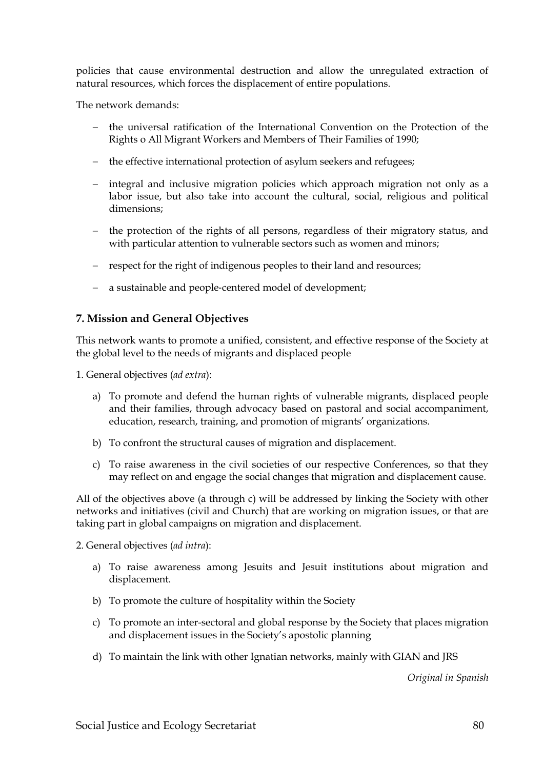policies that cause environmental destruction and allow the unregulated extraction of natural resources, which forces the displacement of entire populations.

The network demands:

- the universal ratification of the International Convention on the Protection of the Rights o All Migrant Workers and Members of Their Families of 1990;
- the effective international protection of asylum seekers and refugees;
- integral and inclusive migration policies which approach migration not only as a labor issue, but also take into account the cultural, social, religious and political dimensions;
- the protection of the rights of all persons, regardless of their migratory status, and with particular attention to vulnerable sectors such as women and minors;
- respect for the right of indigenous peoples to their land and resources;
- a sustainable and people-centered model of development;

### 7. Mission and General Objectives

This network wants to promote a unified, consistent, and effective response of the Society at the global level to the needs of migrants and displaced people

1. General objectives (*ad extra*):

   a) To promote and defend the human rights of vulnerable migrants, displaced people and their families, through advocacy based on pastoral and social accompaniment, education, research, training, and promotion of migrants' organizations.

   b) To confront the structural causes of migration and displacement.

   c) To raise awareness in the civil societies of our respective Conferences, so that they may reflect on and engage the social changes that migration and displacement cause.

All of the objectives above (a through c) will be addressed by linking the Society with other networks and initiatives (civil and Church) that are working on migration issues, or that are taking part in global campaigns on migration and displacement.

2. General objectives (*ad intra*):

   a) To raise awareness among Jesuits and Jesuit institutions about migration and displacement.

   b) To promote the culture of hospitality within the Society

   c) To promote an inter-sectoral and global response by the Society that places migration and displacement issues in the Society's apostolic planning

   d) To maintain the link with other Ignatian networks, mainly with GIAN and JRS

*Original in Spanish*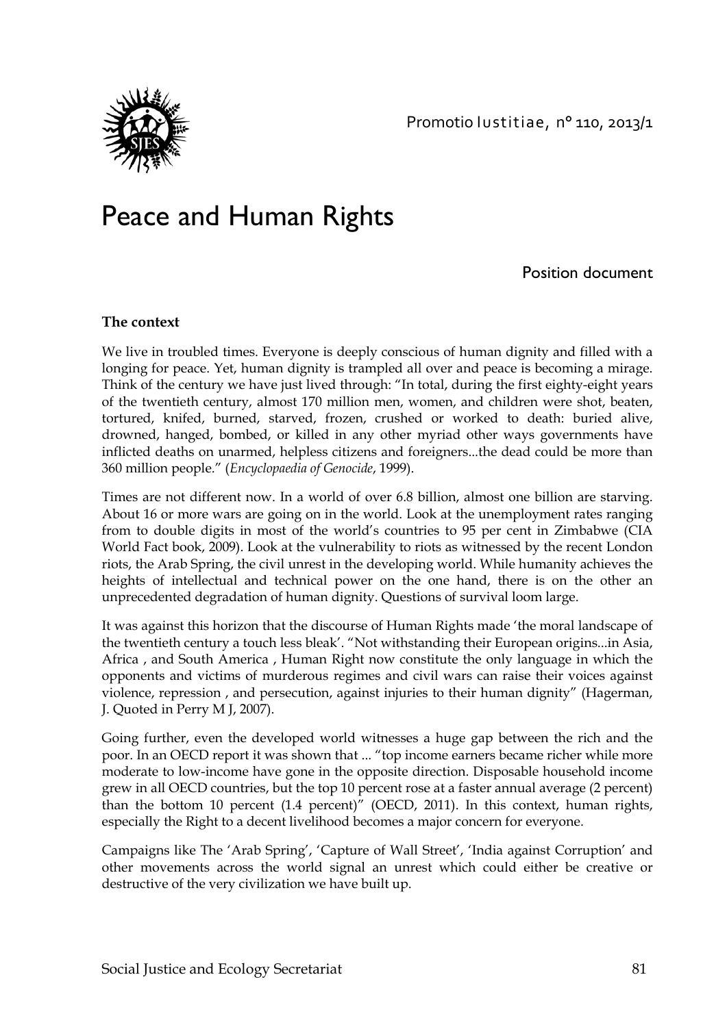# Peace and Human Rights

Position document

**The context**

We live in troubled times. Everyone is deeply conscious of human dignity and filled with a longing for peace. Yet, human dignity is trampled all over and peace is becoming a mirage. Think of the century we have just lived through: "In total, during the first eighty-eight years of the twentieth century, almost 170 million men, women, and children were shot, beaten, tortured, knifed, burned, starved, frozen, crushed or worked to death: buried alive, drowned, hanged, bombed, or killed in any other myriad other ways governments have inflicted deaths on unarmed, helpless citizens and foreigners...the dead could be more than 360 million people." (*Encyclopaedia of Genocide*, 1999).

Times are not different now. In a world of over 6.8 billion, almost one billion are starving. About 16 or more wars are going on in the world. Look at the unemployment rates ranging from to double digits in most of the world's countries to 95 per cent in Zimbabwe (CIA World Fact book, 2009). Look at the vulnerability to riots as witnessed by the recent London riots, the Arab Spring, the civil unrest in the developing world. While humanity achieves the heights of intellectual and technical power on the one hand, there is on the other an unprecedented degradation of human dignity. Questions of survival loom large.

It was against this horizon that the discourse of Human Rights made 'the moral landscape of the twentieth century a touch less bleak'. "Not withstanding their European origins...in Asia, Africa , and South America , Human Right now constitute the only language in which the opponents and victims of murderous regimes and civil wars can raise their voices against violence, repression , and persecution, against injuries to their human dignity" (Hagerman, J. Quoted in Perry M J, 2007).

Going further, even the developed world witnesses a huge gap between the rich and the poor. In an OECD report it was shown that ... "top income earners became richer while more moderate to low-income have gone in the opposite direction. Disposable household income grew in all OECD countries, but the top 10 percent rose at a faster annual average (2 percent) than the bottom 10 percent (1.4 percent)" (OECD, 2011). In this context, human rights, especially the Right to a decent livelihood becomes a major concern for everyone.

Campaigns like The 'Arab Spring', 'Capture of Wall Street', 'India against Corruption' and other movements across the world signal an unrest which could either be creative or destructive of the very civilization we have built up.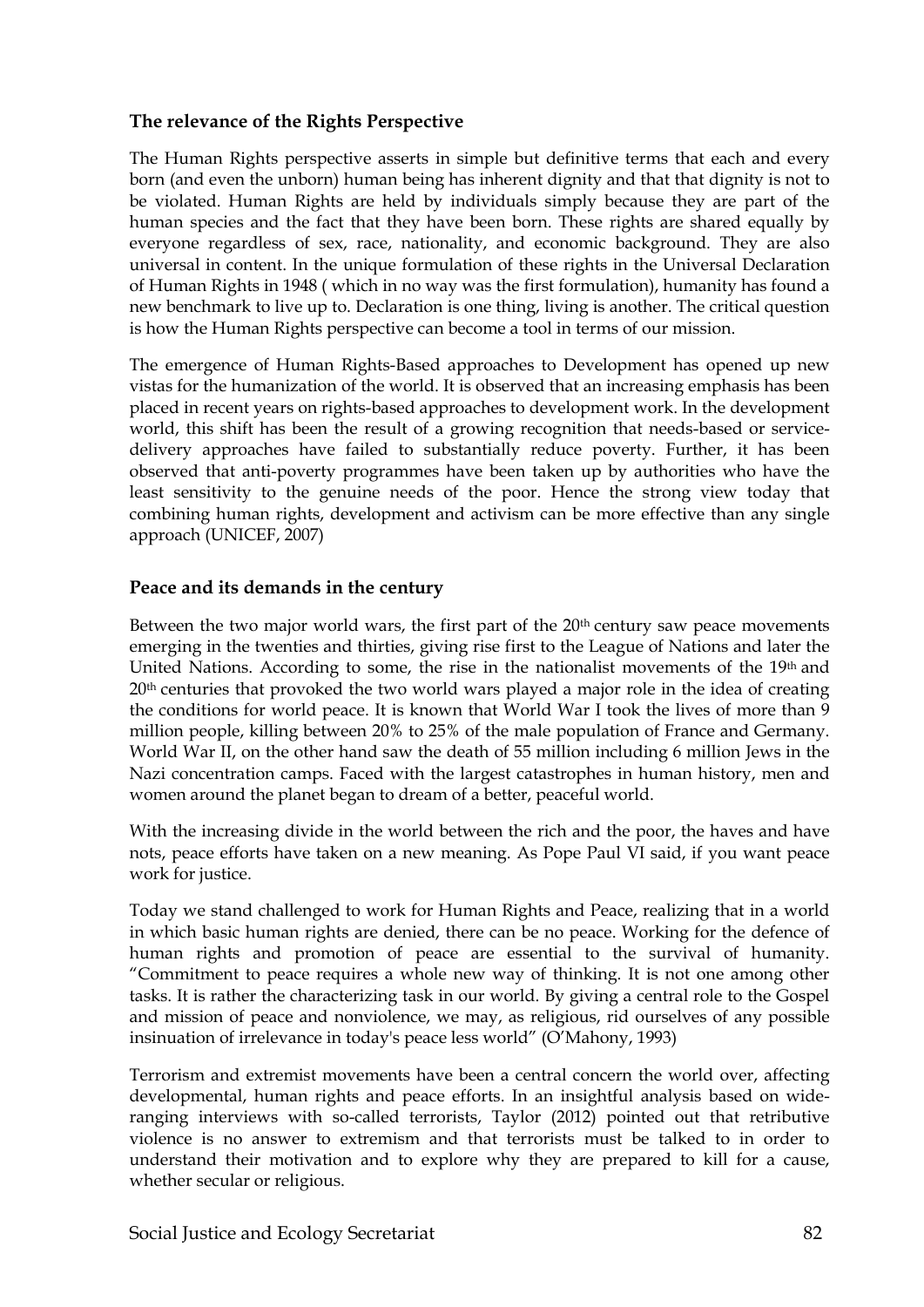### The relevance of the Rights Perspective

The Human Rights perspective asserts in simple but definitive terms that each and every born (and even the unborn) human being has inherent dignity and that that dignity is not to be violated. Human Rights are held by individuals simply because they are part of the human species and the fact that they have been born. These rights are shared equally by everyone regardless of sex, race, nationality, and economic background. They are also universal in content. In the unique formulation of these rights in the Universal Declaration of Human Rights in 1948 ( which in no way was the first formulation), humanity has found a new benchmark to live up to. Declaration is one thing, living is another. The critical question is how the Human Rights perspective can become a tool in terms of our mission.

The emergence of Human Rights-Based approaches to Development has opened up new vistas for the humanization of the world. It is observed that an increasing emphasis has been placed in recent years on rights-based approaches to development work. In the development world, this shift has been the result of a growing recognition that needs-based or service-delivery approaches have failed to substantially reduce poverty. Further, it has been observed that anti-poverty programmes have been taken up by authorities who have the least sensitivity to the genuine needs of the poor. Hence the strong view today that combining human rights, development and activism can be more effective than any single approach (UNICEF, 2007)

### Peace and its demands in the century

Between the two major world wars, the first part of the 20th century saw peace movements emerging in the twenties and thirties, giving rise first to the League of Nations and later the United Nations. According to some, the rise in the nationalist movements of the 19th and 20th centuries that provoked the two world wars played a major role in the idea of creating the conditions for world peace. It is known that World War I took the lives of more than 9 million people, killing between 20% to 25% of the male population of France and Germany. World War II, on the other hand saw the death of 55 million including 6 million Jews in the Nazi concentration camps. Faced with the largest catastrophes in human history, men and women around the planet began to dream of a better, peaceful world.

With the increasing divide in the world between the rich and the poor, the haves and have nots, peace efforts have taken on a new meaning. As Pope Paul VI said, if you want peace work for justice.

Today we stand challenged to work for Human Rights and Peace, realizing that in a world in which basic human rights are denied, there can be no peace. Working for the defence of human rights and promotion of peace are essential to the survival of humanity. "Commitment to peace requires a whole new way of thinking. It is not one among other tasks. It is rather the characterizing task in our world. By giving a central role to the Gospel and mission of peace and nonviolence, we may, as religious, rid ourselves of any possible insinuation of irrelevance in today's peace less world" (O'Mahony, 1993)

Terrorism and extremist movements have been a central concern the world over, affecting developmental, human rights and peace efforts. In an insightful analysis based on wide-ranging interviews with so-called terrorists, Taylor (2012) pointed out that retributive violence is no answer to extremism and that terrorists must be talked to in order to understand their motivation and to explore why they are prepared to kill for a cause, whether secular or religious.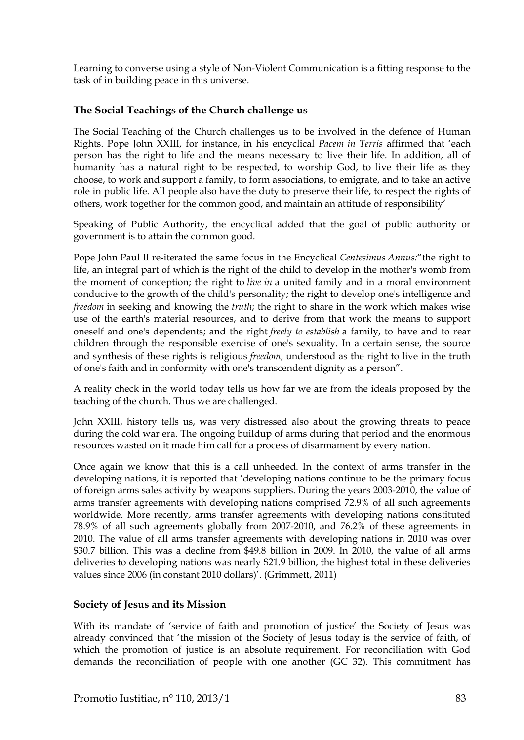Learning to converse using a style of Non-Violent Communication is a fitting response to the task of in building peace in this universe.

### The Social Teachings of the Church challenge us

The Social Teaching of the Church challenges us to be involved in the defence of Human Rights. Pope John XXIII, for instance, in his encyclical *Pacem in Terris* affirmed that 'each person has the right to life and the means necessary to live their life. In addition, all of humanity has a natural right to be respected, to worship God, to live their life as they choose, to work and support a family, to form associations, to emigrate, and to take an active role in public life. All people also have the duty to preserve their life, to respect the rights of others, work together for the common good, and maintain an attitude of responsibility'

Speaking of Public Authority, the encyclical added that the goal of public authority or government is to attain the common good.

Pope John Paul II re-iterated the same focus in the Encyclical *Centesimus Annus*:"the right to life, an integral part of which is the right of the child to develop in the mother's womb from the moment of conception; the right to *live in* a united family and in a moral environment conducive to the growth of the child's personality; the right to develop one's intelligence and *freedom* in seeking and knowing the *truth*; the right to share in the work which makes wise use of the earth's material resources, and to derive from that work the means to support oneself and one's dependents; and the right *freely to establish* a family, to have and to rear children through the responsible exercise of one's sexuality. In a certain sense, the source and synthesis of these rights is religious *freedom*, understood as the right to live in the truth of one's faith and in conformity with one's transcendent dignity as a person".

A reality check in the world today tells us how far we are from the ideals proposed by the teaching of the church. Thus we are challenged.

John XXIII, history tells us, was very distressed also about the growing threats to peace during the cold war era. The ongoing buildup of arms during that period and the enormous resources wasted on it made him call for a process of disarmament by every nation.

Once again we know that this is a call unheeded. In the context of arms transfer in the developing nations, it is reported that 'developing nations continue to be the primary focus of foreign arms sales activity by weapons suppliers. During the years 2003-2010, the value of arms transfer agreements with developing nations comprised 72.9% of all such agreements worldwide. More recently, arms transfer agreements with developing nations constituted 78.9% of all such agreements globally from 2007-2010, and 76.2% of these agreements in 2010. The value of all arms transfer agreements with developing nations in 2010 was over $30.7 billion. This was a decline from $49.8 billion in 2009. In 2010, the value of all arms deliveries to developing nations was nearly $21.9 billion, the highest total in these deliveries values since 2006 (in constant 2010 dollars)'. (Grimmett, 2011)

### Society of Jesus and its Mission

With its mandate of 'service of faith and promotion of justice' the Society of Jesus was already convinced that 'the mission of the Society of Jesus today is the service of faith, of which the promotion of justice is an absolute requirement. For reconciliation with God demands the reconciliation of people with one another (GC 32). This commitment has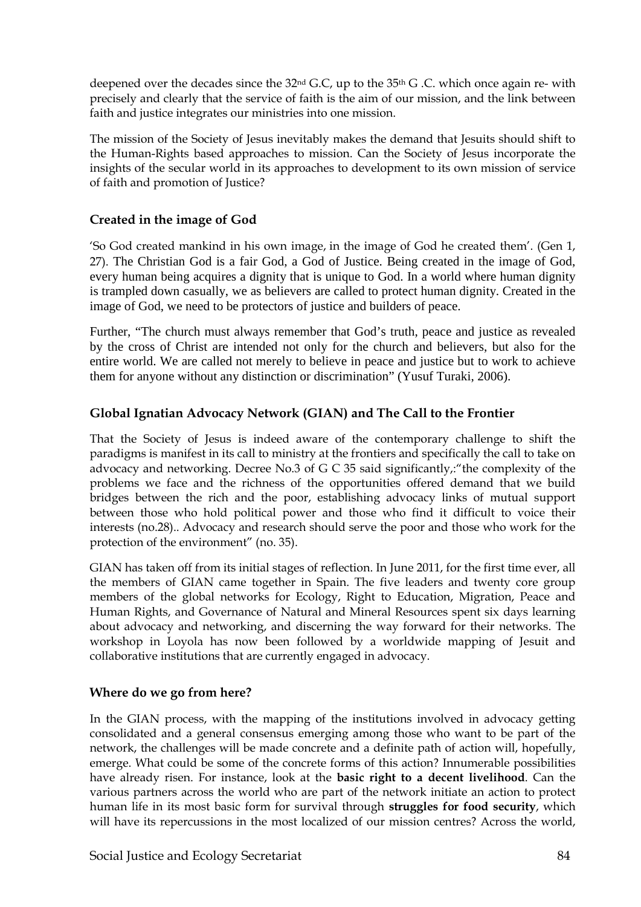deepened over the decades since the 32nd G.C, up to the 35th G .C. which once again re- with precisely and clearly that the service of faith is the aim of our mission, and the link between faith and justice integrates our ministries into one mission.

The mission of the Society of Jesus inevitably makes the demand that Jesuits should shift to the Human-Rights based approaches to mission. Can the Society of Jesus incorporate the insights of the secular world in its approaches to development to its own mission of service of faith and promotion of Justice?

## Created in the image of God

'So God created mankind in his own image, in the image of God he created them'. (Gen 1, 27). The Christian God is a fair God, a God of Justice. Being created in the image of God, every human being acquires a dignity that is unique to God. In a world where human dignity is trampled down casually, we as believers are called to protect human dignity. Created in the image of God, we need to be protectors of justice and builders of peace.

Further, "The church must always remember that God's truth, peace and justice as revealed by the cross of Christ are intended not only for the church and believers, but also for the entire world. We are called not merely to believe in peace and justice but to work to achieve them for anyone without any distinction or discrimination" (Yusuf Turaki, 2006).

## Global Ignatian Advocacy Network (GIAN) and The Call to the Frontier

That the Society of Jesus is indeed aware of the contemporary challenge to shift the paradigms is manifest in its call to ministry at the frontiers and specifically the call to take on advocacy and networking. Decree No.3 of G C 35 said significantly,:"the complexity of the problems we face and the richness of the opportunities offered demand that we build bridges between the rich and the poor, establishing advocacy links of mutual support between those who hold political power and those who find it difficult to voice their interests (no.28).. Advocacy and research should serve the poor and those who work for the protection of the environment" (no. 35).

GIAN has taken off from its initial stages of reflection. In June 2011, for the first time ever, all the members of GIAN came together in Spain. The five leaders and twenty core group members of the global networks for Ecology, Right to Education, Migration, Peace and Human Rights, and Governance of Natural and Mineral Resources spent six days learning about advocacy and networking, and discerning the way forward for their networks. The workshop in Loyola has now been followed by a worldwide mapping of Jesuit and collaborative institutions that are currently engaged in advocacy.

## Where do we go from here?

In the GIAN process, with the mapping of the institutions involved in advocacy getting consolidated and a general consensus emerging among those who want to be part of the network, the challenges will be made concrete and a definite path of action will, hopefully, emerge. What could be some of the concrete forms of this action? Innumerable possibilities have already risen. For instance, look at the **basic right to a decent livelihood**. Can the various partners across the world who are part of the network initiate an action to protect human life in its most basic form for survival through **struggles for food security**, which will have its repercussions in the most localized of our mission centres? Across the world,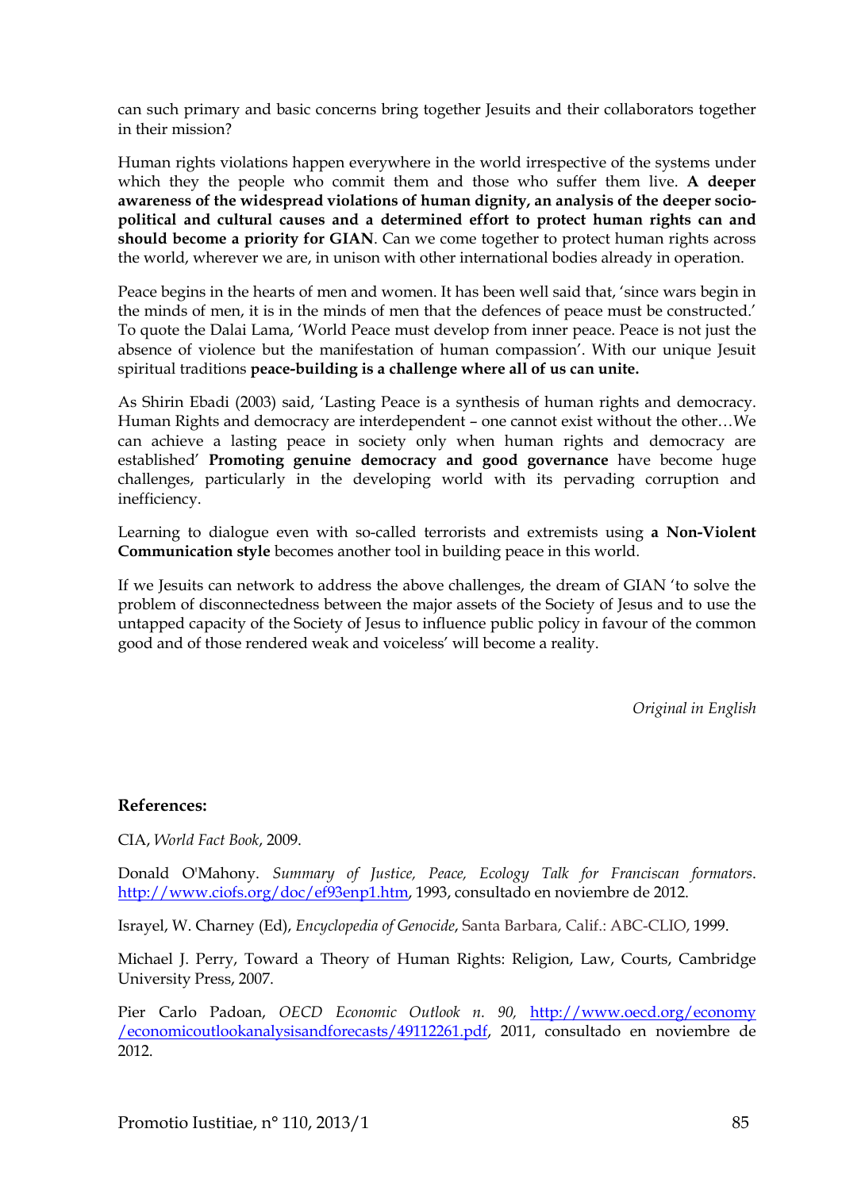can such primary and basic concerns bring together Jesuits and their collaborators together in their mission?

Human rights violations happen everywhere in the world irrespective of the systems under which they the people who commit them and those who suffer them live. **A deeper awareness of the widespread violations of human dignity, an analysis of the deeper socio-political and cultural causes and a determined effort to protect human rights can and should become a priority for GIAN**. Can we come together to protect human rights across the world, wherever we are, in unison with other international bodies already in operation.

Peace begins in the hearts of men and women. It has been well said that, 'since wars begin in the minds of men, it is in the minds of men that the defences of peace must be constructed.' To quote the Dalai Lama, 'World Peace must develop from inner peace. Peace is not just the absence of violence but the manifestation of human compassion'. With our unique Jesuit spiritual traditions **peace-building is a challenge where all of us can unite.**

As Shirin Ebadi (2003) said, 'Lasting Peace is a synthesis of human rights and democracy. Human Rights and democracy are interdependent – one cannot exist without the other…We can achieve a lasting peace in society only when human rights and democracy are established' **Promoting genuine democracy and good governance** have become huge challenges, particularly in the developing world with its pervading corruption and inefficiency.

Learning to dialogue even with so-called terrorists and extremists using **a Non-Violent Communication style** becomes another tool in building peace in this world.

If we Jesuits can network to address the above challenges, the dream of GIAN 'to solve the problem of disconnectedness between the major assets of the Society of Jesus and to use the untapped capacity of the Society of Jesus to influence public policy in favour of the common good and of those rendered weak and voiceless' will become a reality.

*Original in English*

**References:**

CIA, *World Fact Book*, 2009.

Donald O'Mahony. *Summary of Justice, Peace, Ecology Talk for Franciscan formators*. http://www.ciofs.org/doc/ef93enp1.htm, 1993, consultado en noviembre de 2012.

Israyel, W. Charney (Ed), *Encyclopedia of Genocide*, Santa Barbara, Calif.: ABC-CLIO, 1999.

Michael J. Perry, Toward a Theory of Human Rights: Religion, Law, Courts, Cambridge University Press, 2007.

Pier Carlo Padoan, *OECD Economic Outlook n. 90,* http://www.oecd.org/economy/economicoutlookanalysisandforecasts/49112261.pdf, 2011, consultado en noviembre de 2012.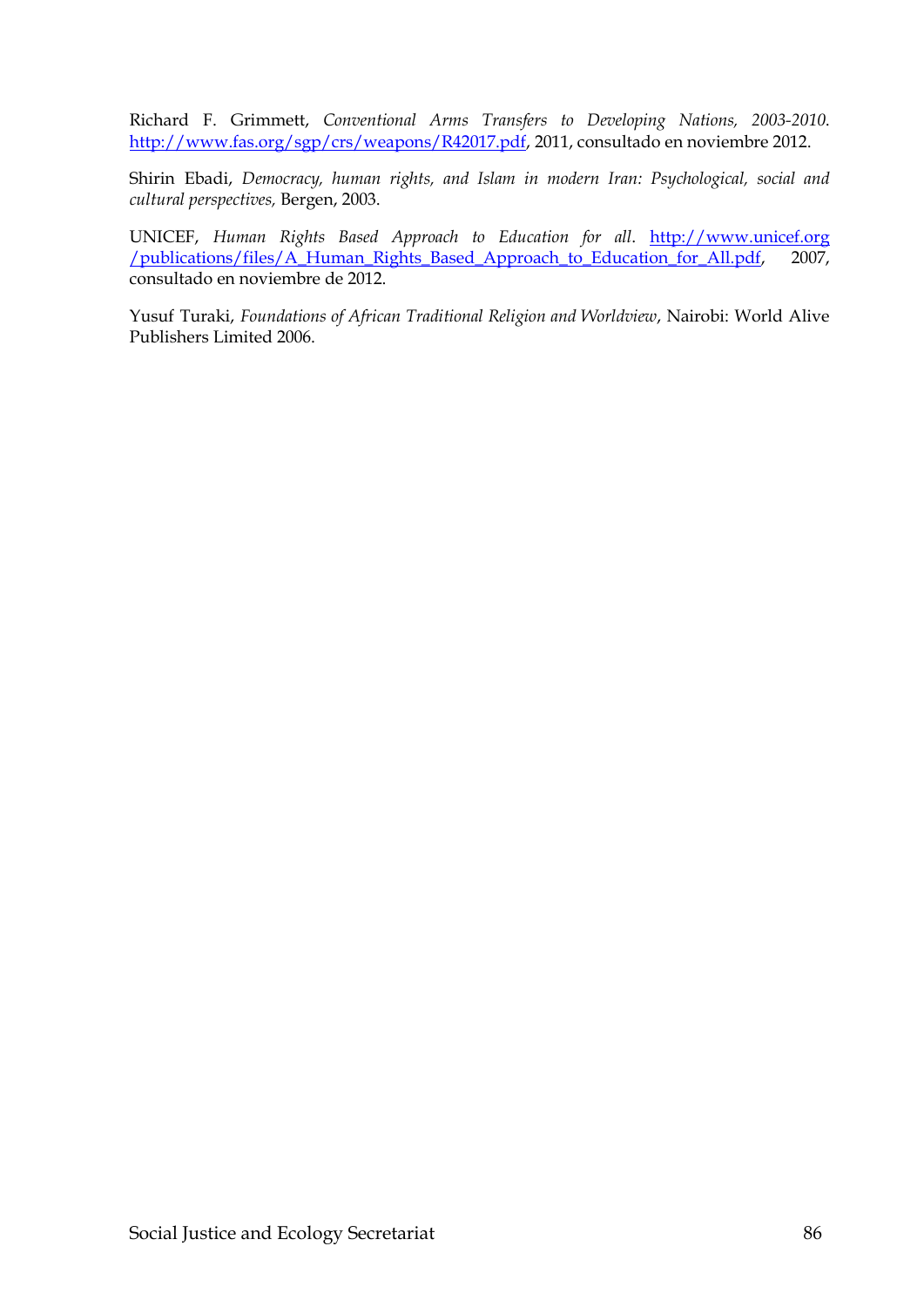Richard F. Grimmett, *Conventional Arms Transfers to Developing Nations, 2003-2010.* http://www.fas.org/sgp/crs/weapons/R42017.pdf, 2011, consultado en noviembre 2012.

Shirin Ebadi, *Democracy, human rights, and Islam in modern Iran: Psychological, social and cultural perspectives,* Bergen, 2003.

UNICEF, *Human Rights Based Approach to Education for all*. http://www.unicef.org/publications/files/A_Human_Rights_Based_Approach_to_Education_for_All.pdf, 2007, consultado en noviembre de 2012.

Yusuf Turaki, *Foundations of African Traditional Religion and Worldview*, Nairobi: World Alive Publishers Limited 2006.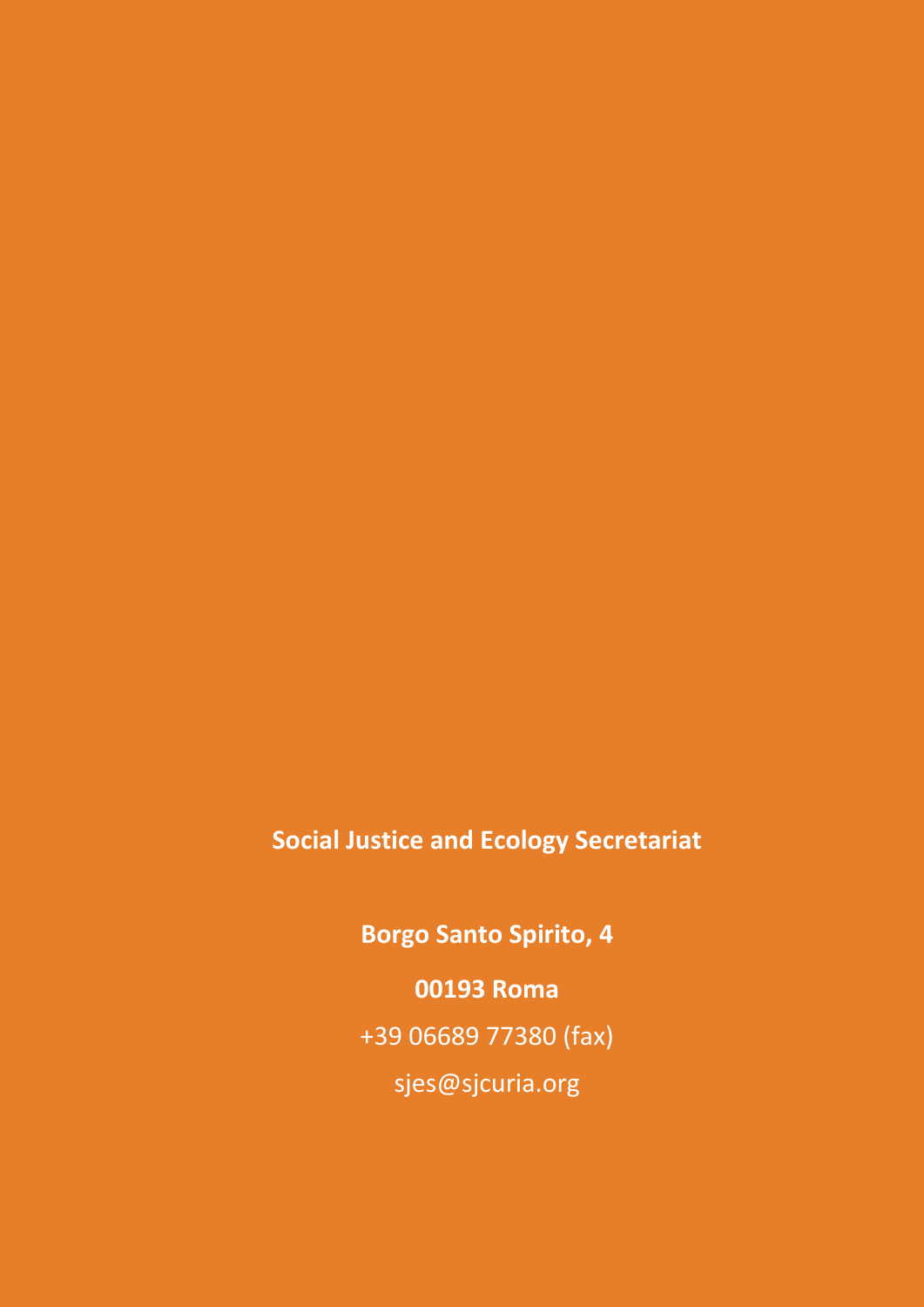**Social Justice and Ecology Secretariat**

**Borgo Santo Spirito, 4**

**00193 Roma**

+39 06689 77380 (fax)

sjes@sjcuria.org